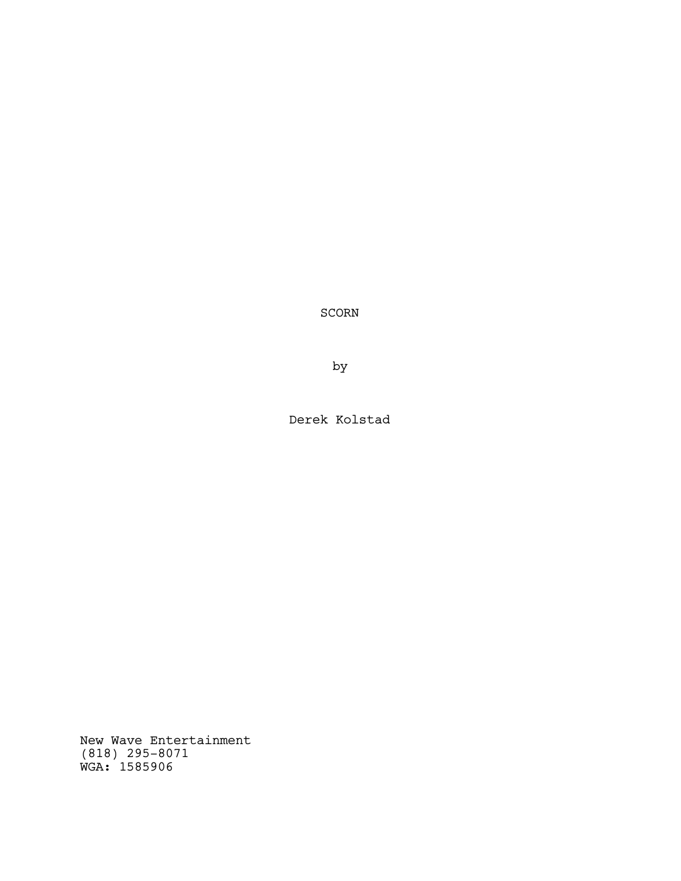# SCORN

by

Derek Kolstad

New Wave Entertainment
(818) 295-8071
WGA: 1585906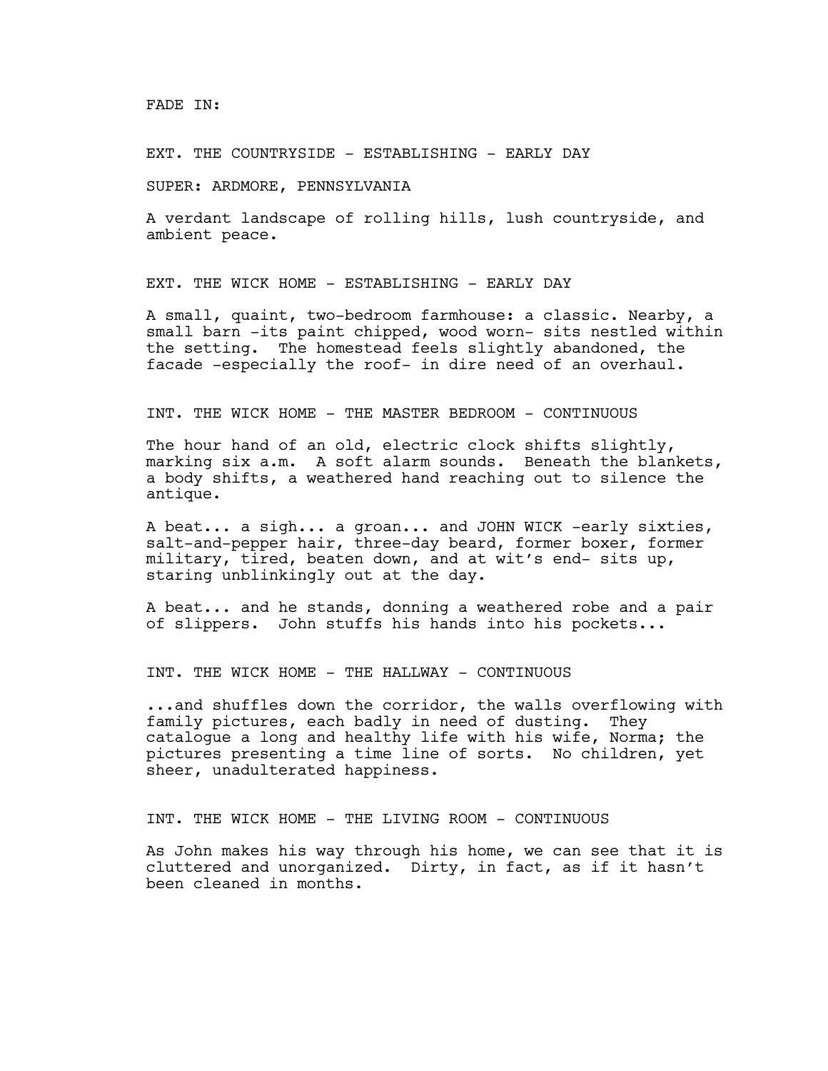FADE IN:

EXT. THE COUNTRYSIDE - ESTABLISHING - EARLY DAY

SUPER: ARDMORE, PENNSYLVANIA

A verdant landscape of rolling hills, lush countryside, and ambient peace.

EXT. THE WICK HOME - ESTABLISHING - EARLY DAY

A small, quaint, two-bedroom farmhouse: a classic. Nearby, a small barn -its paint chipped, wood worn- sits nestled within the setting. The homestead feels slightly abandoned, the facade -especially the roof- in dire need of an overhaul.

INT. THE WICK HOME - THE MASTER BEDROOM - CONTINUOUS

The hour hand of an old, electric clock shifts slightly, marking six a.m. A soft alarm sounds. Beneath the blankets, a body shifts, a weathered hand reaching out to silence the antique.

A beat... a sigh... a groan... and JOHN WICK -early sixties, salt-and-pepper hair, three-day beard, former boxer, former military, tired, beaten down, and at wit's end- sits up, staring unblinkingly out at the day.

A beat... and he stands, donning a weathered robe and a pair of slippers. John stuffs his hands into his pockets...

INT. THE WICK HOME - THE HALLWAY - CONTINUOUS

...and shuffles down the corridor, the walls overflowing with family pictures, each badly in need of dusting. They catalogue a long and healthy life with his wife, Norma; the pictures presenting a time line of sorts. No children, yet sheer, unadulterated happiness.

INT. THE WICK HOME - THE LIVING ROOM - CONTINUOUS

As John makes his way through his home, we can see that it is cluttered and unorganized. Dirty, in fact, as if it hasn't been cleaned in months.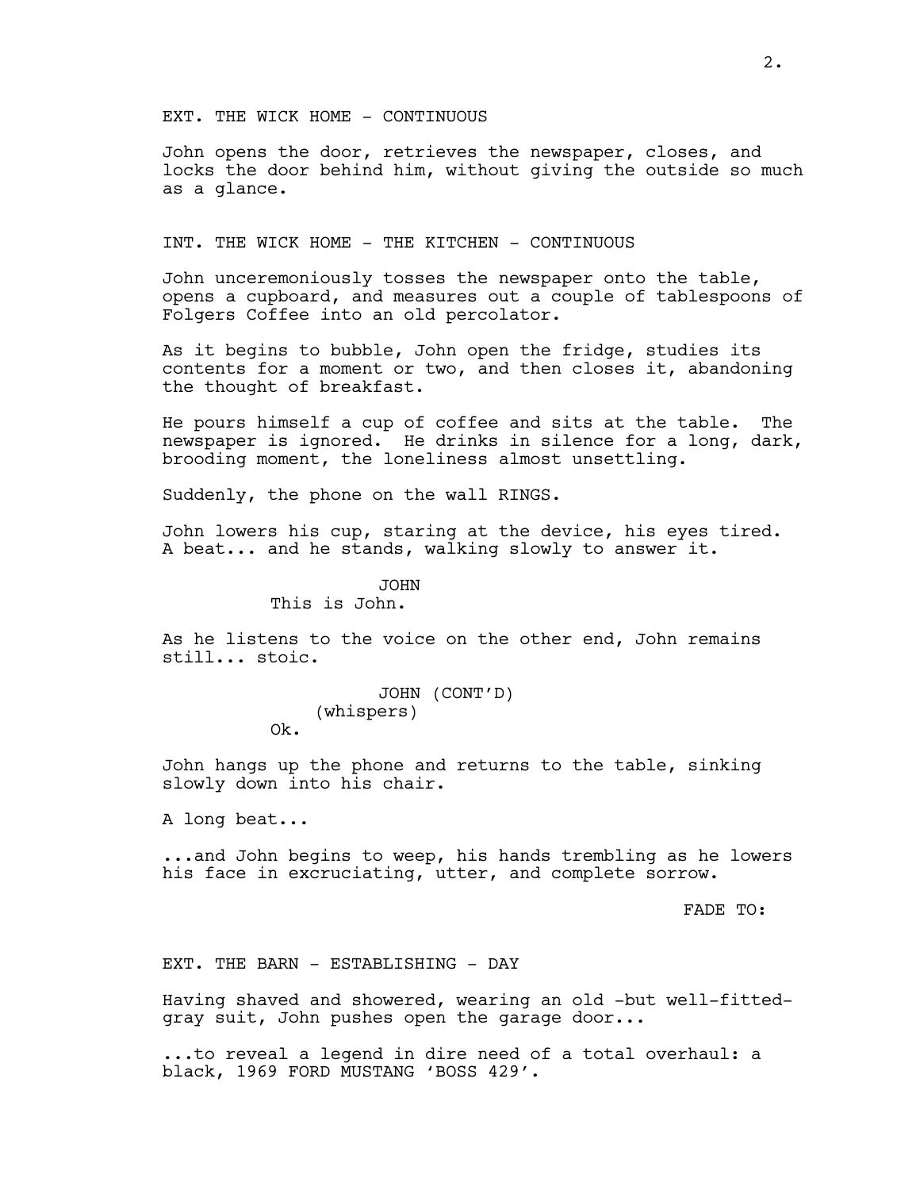EXT. THE WICK HOME - CONTINUOUS

John opens the door, retrieves the newspaper, closes, and locks the door behind him, without giving the outside so much as a glance.

INT. THE WICK HOME - THE KITCHEN - CONTINUOUS

John unceremoniously tosses the newspaper onto the table, opens a cupboard, and measures out a couple of tablespoons of Folgers Coffee into an old percolator.

As it begins to bubble, John open the fridge, studies its contents for a moment or two, and then closes it, abandoning the thought of breakfast.

He pours himself a cup of coffee and sits at the table. The newspaper is ignored. He drinks in silence for a long, dark, brooding moment, the loneliness almost unsettling.

Suddenly, the phone on the wall RINGS.

John lowers his cup, staring at the device, his eyes tired. A beat... and he stands, walking slowly to answer it.

JOHN
This is John.

As he listens to the voice on the other end, John remains still... stoic.

JOHN (CONT'D)
(whispers)
Ok.

John hangs up the phone and returns to the table, sinking slowly down into his chair.

A long beat...

...and John begins to weep, his hands trembling as he lowers his face in excruciating, utter, and complete sorrow.

FADE TO:

EXT. THE BARN - ESTABLISHING - DAY

Having shaved and showered, wearing an old -but well-fitted-gray suit, John pushes open the garage door...

...to reveal a legend in dire need of a total overhaul: a black, 1969 FORD MUSTANG 'BOSS 429'.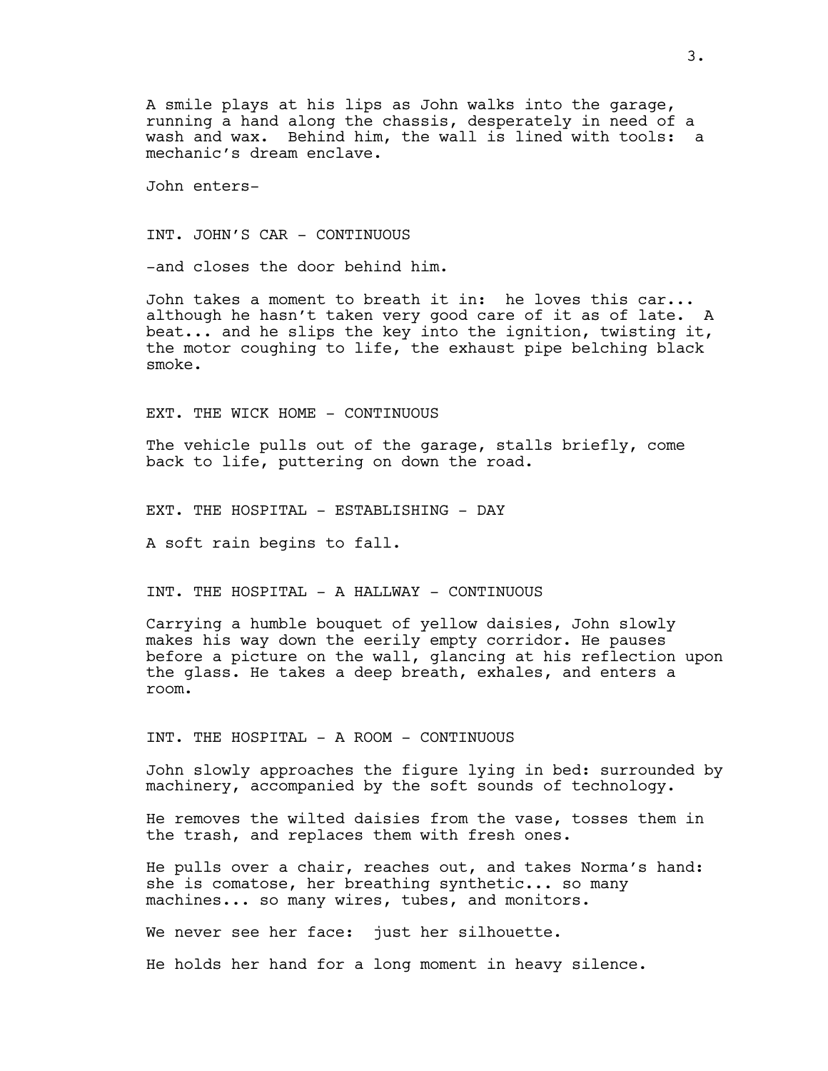A smile plays at his lips as John walks into the garage, running a hand along the chassis, desperately in need of a wash and wax. Behind him, the wall is lined with tools: a mechanic's dream enclave.

John enters-

INT. JOHN'S CAR - CONTINUOUS

-and closes the door behind him.

John takes a moment to breath it in: he loves this car... although he hasn't taken very good care of it as of late. A beat... and he slips the key into the ignition, twisting it, the motor coughing to life, the exhaust pipe belching black smoke.

EXT. THE WICK HOME - CONTINUOUS

The vehicle pulls out of the garage, stalls briefly, come back to life, puttering on down the road.

EXT. THE HOSPITAL - ESTABLISHING - DAY

A soft rain begins to fall.

INT. THE HOSPITAL - A HALLWAY - CONTINUOUS

Carrying a humble bouquet of yellow daisies, John slowly makes his way down the eerily empty corridor. He pauses before a picture on the wall, glancing at his reflection upon the glass. He takes a deep breath, exhales, and enters a room.

INT. THE HOSPITAL - A ROOM - CONTINUOUS

John slowly approaches the figure lying in bed: surrounded by machinery, accompanied by the soft sounds of technology.

He removes the wilted daisies from the vase, tosses them in the trash, and replaces them with fresh ones.

He pulls over a chair, reaches out, and takes Norma's hand: she is comatose, her breathing synthetic... so many machines... so many wires, tubes, and monitors.

We never see her face: just her silhouette.

He holds her hand for a long moment in heavy silence.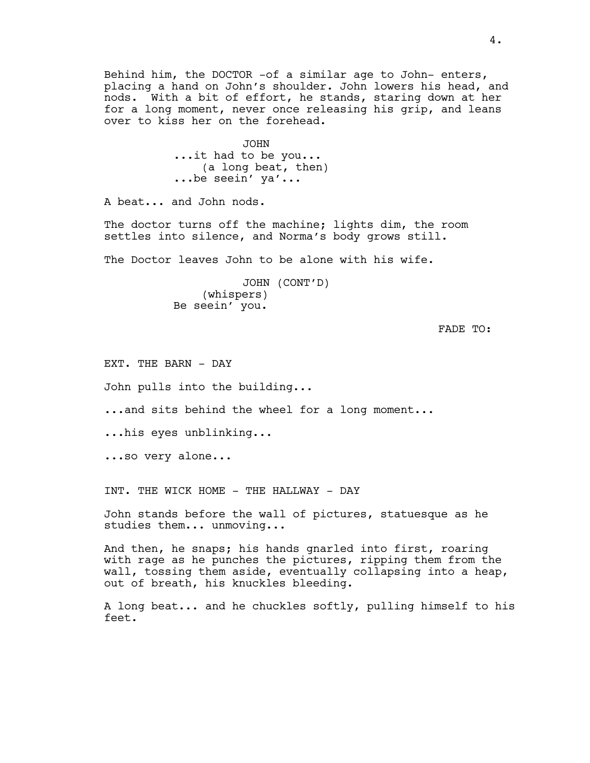Behind him, the DOCTOR -of a similar age to John- enters, placing a hand on John's shoulder. John lowers his head, and nods. With a bit of effort, he stands, staring down at her for a long moment, never once releasing his grip, and leans over to kiss her on the forehead.

JOHN
...it had to be you...
(a long beat, then)
...be seein' ya'...

A beat... and John nods.

The doctor turns off the machine; lights dim, the room settles into silence, and Norma's body grows still.

The Doctor leaves John to be alone with his wife.

JOHN (CONT'D)
(whispers)
Be seein' you.

FADE TO:

EXT. THE BARN - DAY

John pulls into the building...

...and sits behind the wheel for a long moment...

...his eyes unblinking...

...so very alone...

INT. THE WICK HOME - THE HALLWAY - DAY

John stands before the wall of pictures, statuesque as he studies them... unmoving...

And then, he snaps; his hands gnarled into first, roaring with rage as he punches the pictures, ripping them from the wall, tossing them aside, eventually collapsing into a heap, out of breath, his knuckles bleeding.

A long beat... and he chuckles softly, pulling himself to his feet.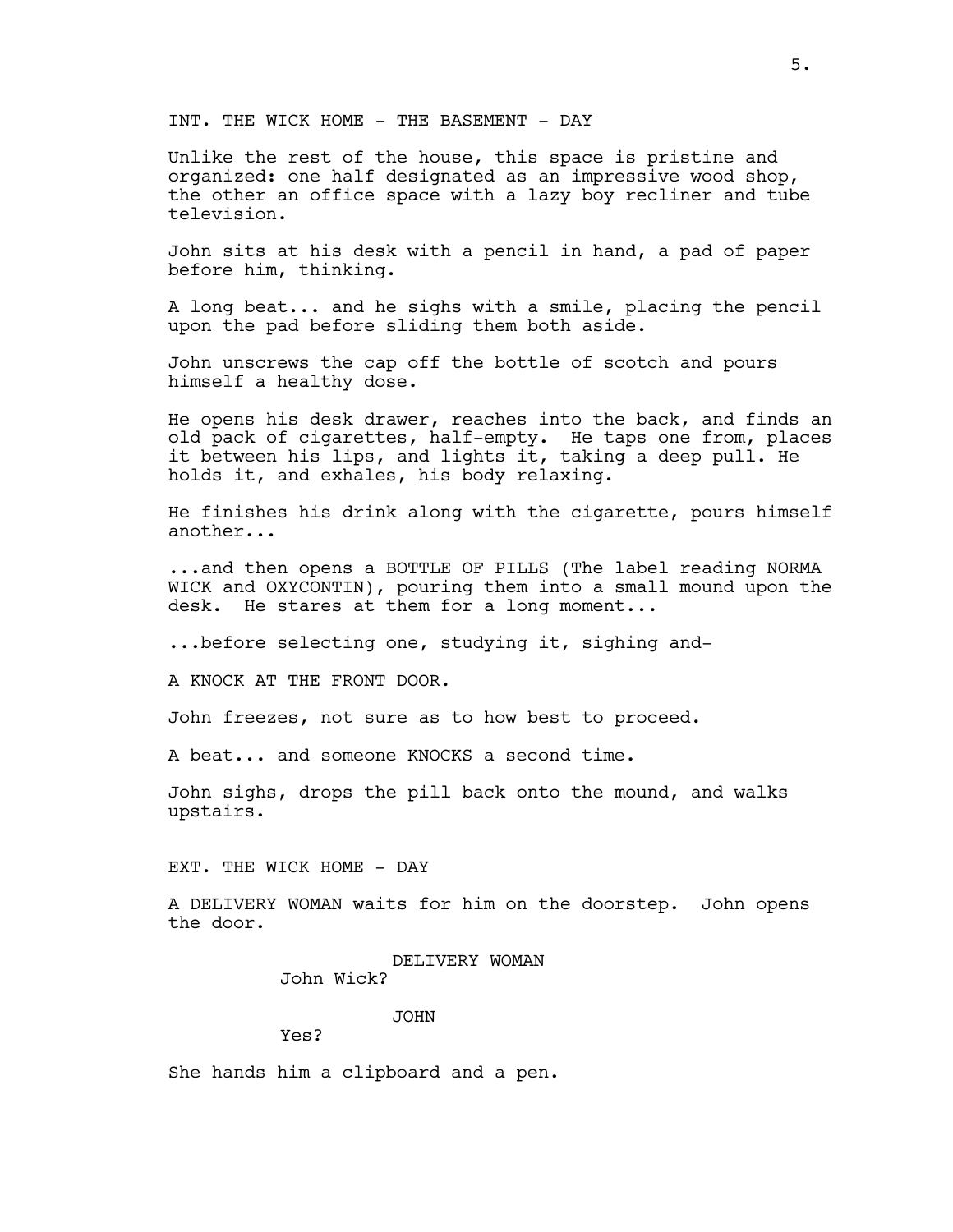INT. THE WICK HOME - THE BASEMENT - DAY

Unlike the rest of the house, this space is pristine and organized: one half designated as an impressive wood shop, the other an office space with a lazy boy recliner and tube television.

John sits at his desk with a pencil in hand, a pad of paper before him, thinking.

A long beat... and he sighs with a smile, placing the pencil upon the pad before sliding them both aside.

John unscrews the cap off the bottle of scotch and pours himself a healthy dose.

He opens his desk drawer, reaches into the back, and finds an old pack of cigarettes, half-empty. He taps one from, places it between his lips, and lights it, taking a deep pull. He holds it, and exhales, his body relaxing.

He finishes his drink along with the cigarette, pours himself another...

...and then opens a BOTTLE OF PILLS (The label reading NORMA WICK and OXYCONTIN), pouring them into a small mound upon the desk. He stares at them for a long moment...

...before selecting one, studying it, sighing and-

A KNOCK AT THE FRONT DOOR.

John freezes, not sure as to how best to proceed.

A beat... and someone KNOCKS a second time.

John sighs, drops the pill back onto the mound, and walks upstairs.

EXT. THE WICK HOME - DAY

A DELIVERY WOMAN waits for him on the doorstep. John opens the door.

DELIVERY WOMAN

John Wick?

JOHN

Yes?

She hands him a clipboard and a pen.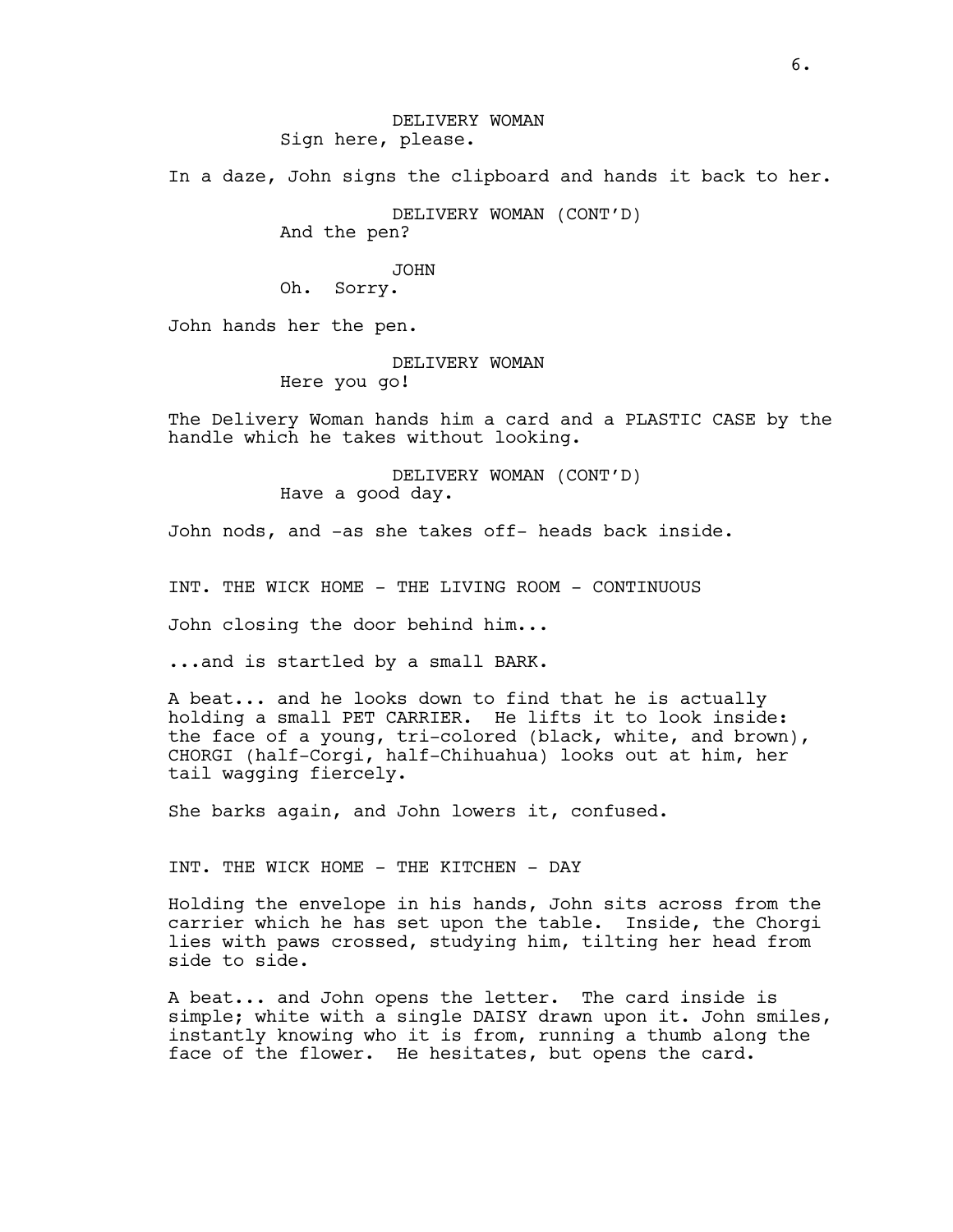DELIVERY WOMAN
Sign here, please.

In a daze, John signs the clipboard and hands it back to her.

DELIVERY WOMAN (CONT'D)
And the pen?

JOHN
Oh.  Sorry.

John hands her the pen.

DELIVERY WOMAN
Here you go!

The Delivery Woman hands him a card and a PLASTIC CASE by the handle which he takes without looking.

DELIVERY WOMAN (CONT'D)
Have a good day.

John nods, and -as she takes off- heads back inside.

INT. THE WICK HOME - THE LIVING ROOM - CONTINUOUS

John closing the door behind him...

...and is startled by a small BARK.

A beat... and he looks down to find that he is actually holding a small PET CARRIER.  He lifts it to look inside: the face of a young, tri-colored (black, white, and brown), CHORGI (half-Corgi, half-Chihuahua) looks out at him, her tail wagging fiercely.

She barks again, and John lowers it, confused.

INT. THE WICK HOME - THE KITCHEN - DAY

Holding the envelope in his hands, John sits across from the carrier which he has set upon the table.  Inside, the Chorgi lies with paws crossed, studying him, tilting her head from side to side.

A beat... and John opens the letter.  The card inside is simple; white with a single DAISY drawn upon it. John smiles, instantly knowing who it is from, running a thumb along the face of the flower.  He hesitates, but opens the card.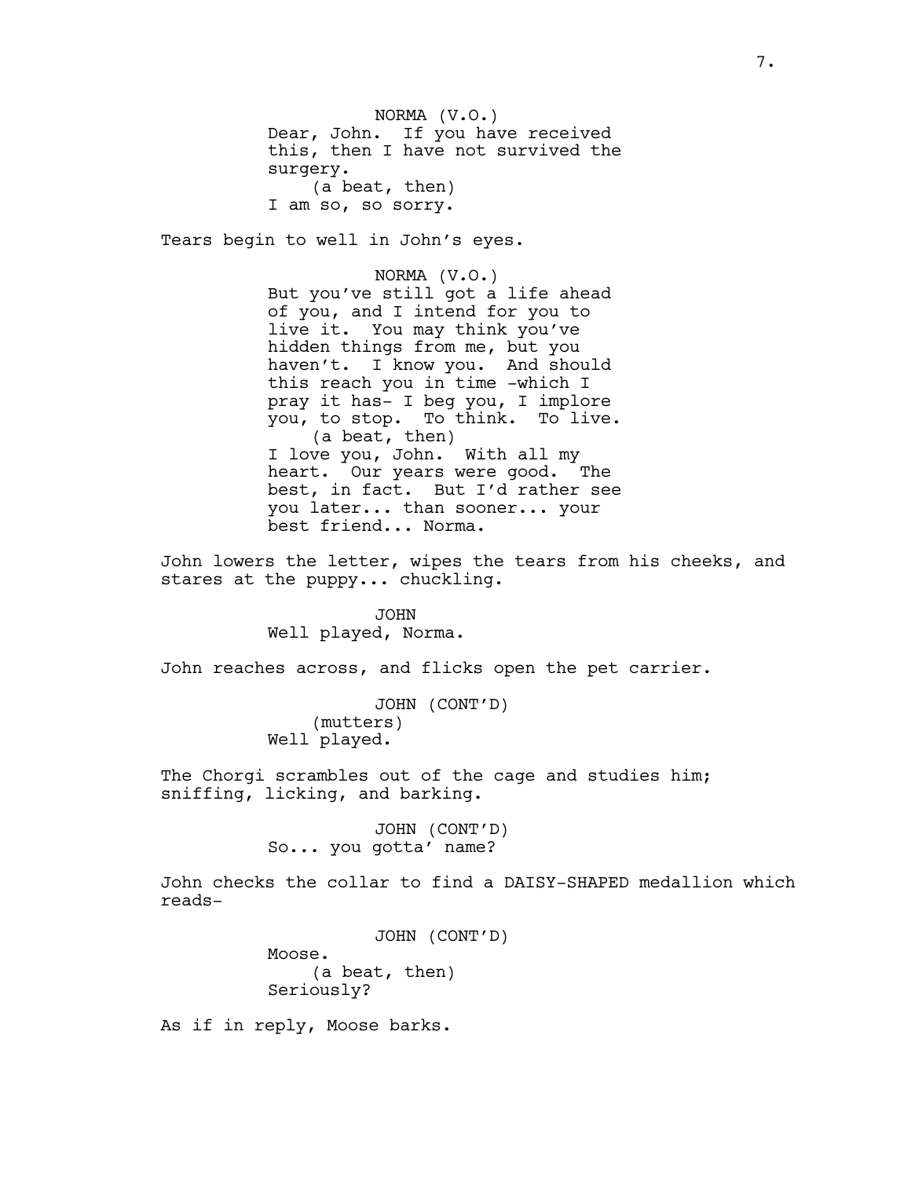NORMA (V.O.)
Dear, John. If you have received this, then I have not survived the surgery.
(a beat, then)
I am so, so sorry.

Tears begin to well in John's eyes.

NORMA (V.O.)
But you've still got a life ahead of you, and I intend for you to live it. You may think you've hidden things from me, but you haven't. I know you. And should this reach you in time -which I pray it has- I beg you, I implore you, to stop. To think. To live.
(a beat, then)
I love you, John. With all my heart. Our years were good. The best, in fact. But I'd rather see you later... than sooner... your best friend... Norma.

John lowers the letter, wipes the tears from his cheeks, and stares at the puppy... chuckling.

JOHN
Well played, Norma.

John reaches across, and flicks open the pet carrier.

JOHN (CONT'D)
(mutters)
Well played.

The Chorgi scrambles out of the cage and studies him; sniffing, licking, and barking.

JOHN (CONT'D)
So... you gotta' name?

John checks the collar to find a DAISY-SHAPED medallion which reads-

JOHN (CONT'D)
Moose.
(a beat, then)
Seriously?

As if in reply, Moose barks.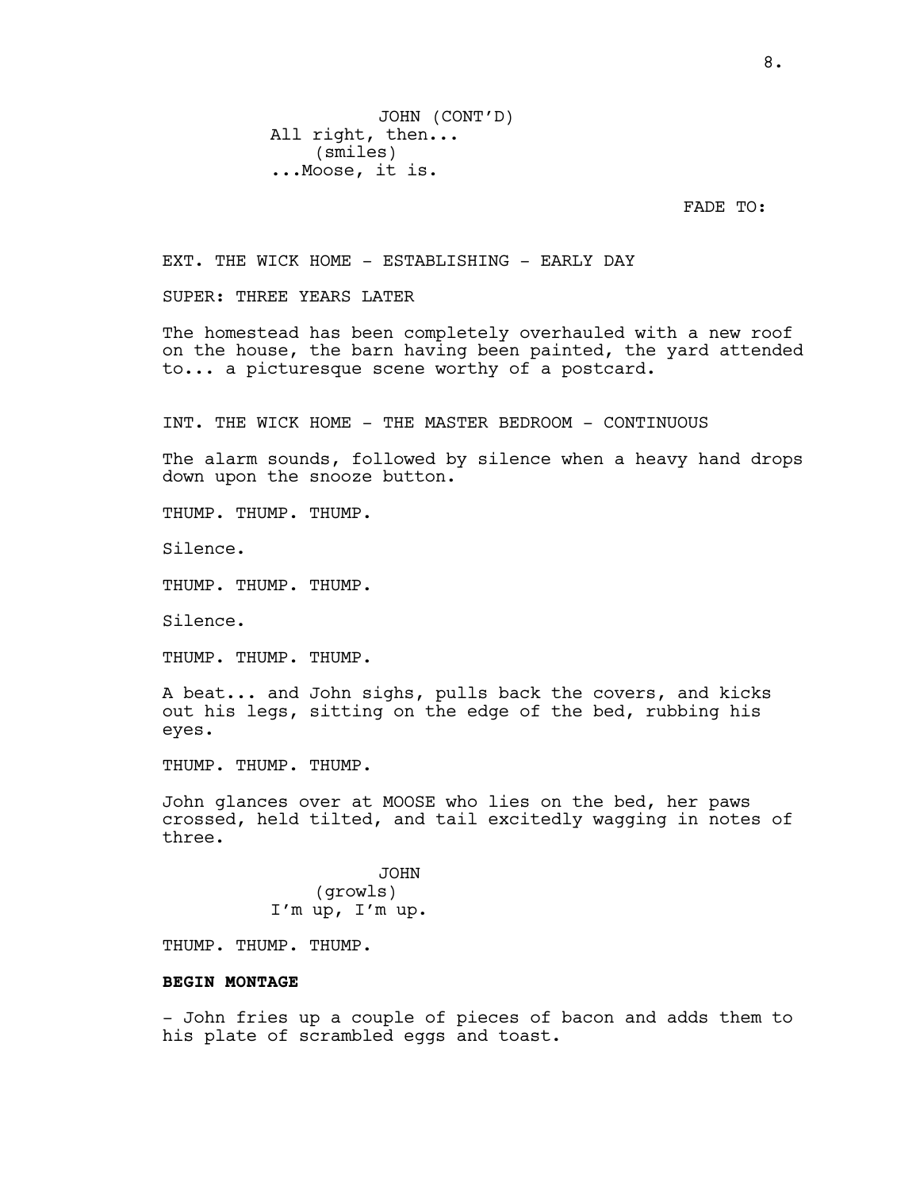JOHN (CONT'D)
All right, then...
(smiles)
...Moose, it is.

FADE TO:

EXT. THE WICK HOME - ESTABLISHING - EARLY DAY

SUPER: THREE YEARS LATER

The homestead has been completely overhauled with a new roof on the house, the barn having been painted, the yard attended to... a picturesque scene worthy of a postcard.

INT. THE WICK HOME - THE MASTER BEDROOM - CONTINUOUS

The alarm sounds, followed by silence when a heavy hand drops down upon the snooze button.

THUMP. THUMP. THUMP.

Silence.

THUMP. THUMP. THUMP.

Silence.

THUMP. THUMP. THUMP.

A beat... and John sighs, pulls back the covers, and kicks out his legs, sitting on the edge of the bed, rubbing his eyes.

THUMP. THUMP. THUMP.

John glances over at MOOSE who lies on the bed, her paws crossed, held tilted, and tail excitedly wagging in notes of three.

JOHN
(growls)
I'm up, I'm up.

THUMP. THUMP. THUMP.

**BEGIN MONTAGE**

- John fries up a couple of pieces of bacon and adds them to his plate of scrambled eggs and toast.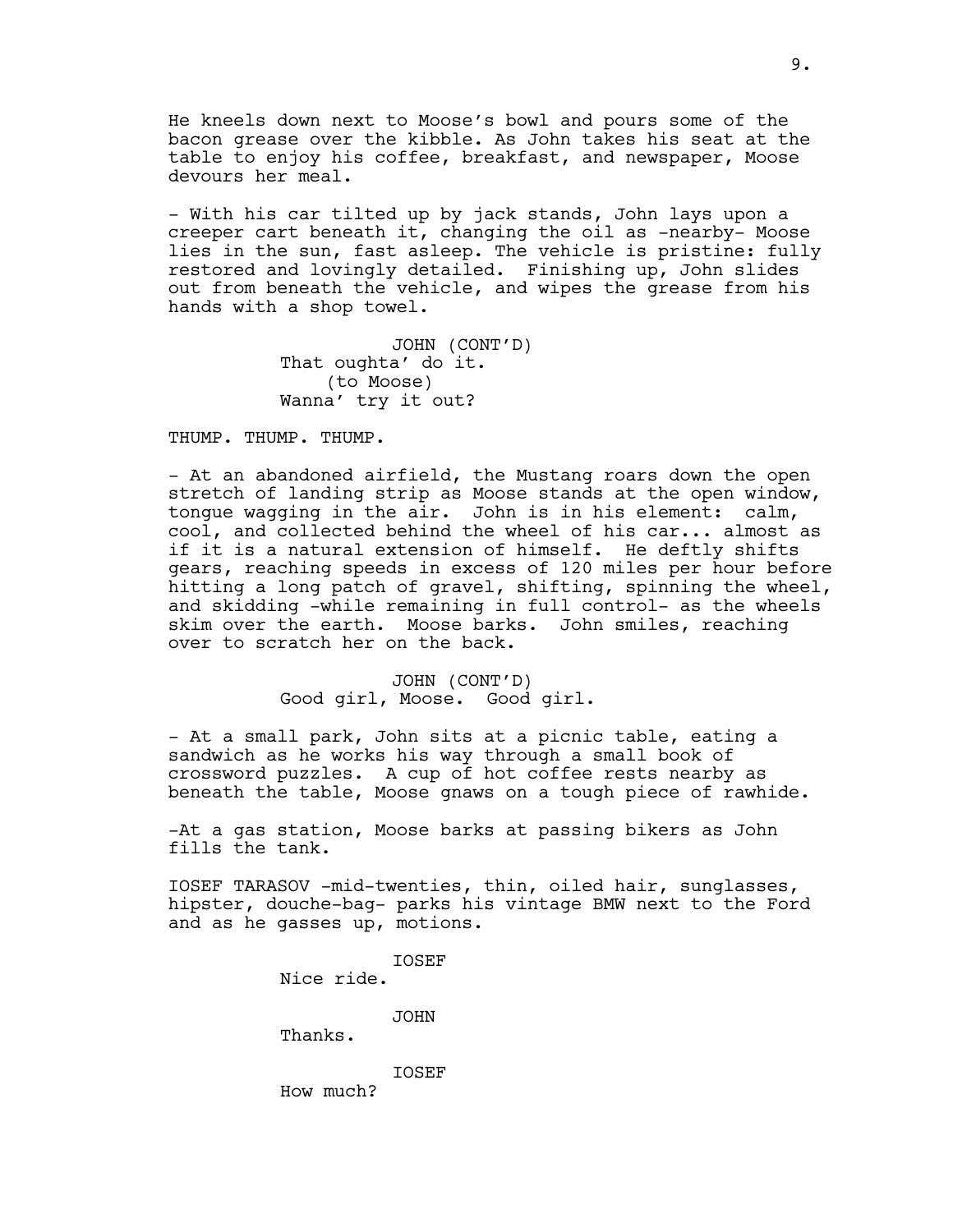He kneels down next to Moose's bowl and pours some of the bacon grease over the kibble. As John takes his seat at the table to enjoy his coffee, breakfast, and newspaper, Moose devours her meal.

- With his car tilted up by jack stands, John lays upon a creeper cart beneath it, changing the oil as -nearby- Moose lies in the sun, fast asleep. The vehicle is pristine: fully restored and lovingly detailed. Finishing up, John slides out from beneath the vehicle, and wipes the grease from his hands with a shop towel.

JOHN (CONT'D)
That oughta' do it.
(to Moose)
Wanna' try it out?

THUMP. THUMP. THUMP.

- At an abandoned airfield, the Mustang roars down the open stretch of landing strip as Moose stands at the open window, tongue wagging in the air. John is in his element: calm, cool, and collected behind the wheel of his car... almost as if it is a natural extension of himself. He deftly shifts gears, reaching speeds in excess of 120 miles per hour before hitting a long patch of gravel, shifting, spinning the wheel, and skidding -while remaining in full control- as the wheels skim over the earth. Moose barks. John smiles, reaching over to scratch her on the back.

JOHN (CONT'D)
Good girl, Moose. Good girl.

- At a small park, John sits at a picnic table, eating a sandwich as he works his way through a small book of crossword puzzles. A cup of hot coffee rests nearby as beneath the table, Moose gnaws on a tough piece of rawhide.

-At a gas station, Moose barks at passing bikers as John fills the tank.

IOSEF TARASOV -mid-twenties, thin, oiled hair, sunglasses, hipster, douche-bag- parks his vintage BMW next to the Ford and as he gasses up, motions.

IOSEF
Nice ride.

JOHN
Thanks.

IOSEF
How much?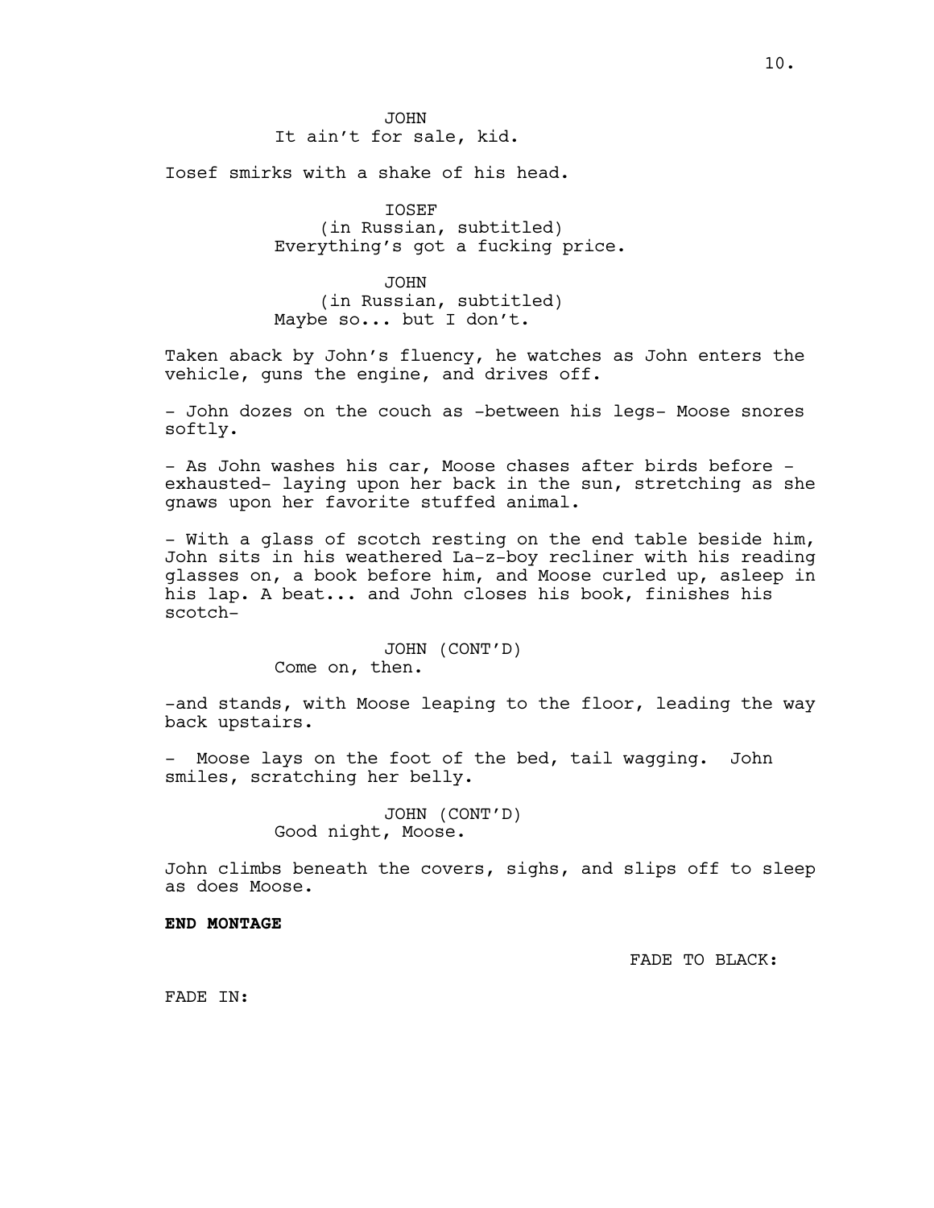JOHN
It ain't for sale, kid.

Iosef smirks with a shake of his head.

IOSEF
(in Russian, subtitled)
Everything's got a fucking price.

JOHN
(in Russian, subtitled)
Maybe so... but I don't.

Taken aback by John's fluency, he watches as John enters the vehicle, guns the engine, and drives off.

- John dozes on the couch as -between his legs- Moose snores softly.

- As John washes his car, Moose chases after birds before -exhausted- laying upon her back in the sun, stretching as she gnaws upon her favorite stuffed animal.

- With a glass of scotch resting on the end table beside him, John sits in his weathered La-z-boy recliner with his reading glasses on, a book before him, and Moose curled up, asleep in his lap. A beat... and John closes his book, finishes his scotch-

JOHN (CONT'D)
Come on, then.

-and stands, with Moose leaping to the floor, leading the way back upstairs.

- Moose lays on the foot of the bed, tail wagging. John smiles, scratching her belly.

JOHN (CONT'D)
Good night, Moose.

John climbs beneath the covers, sighs, and slips off to sleep as does Moose.

**END MONTAGE**

FADE TO BLACK:

FADE IN: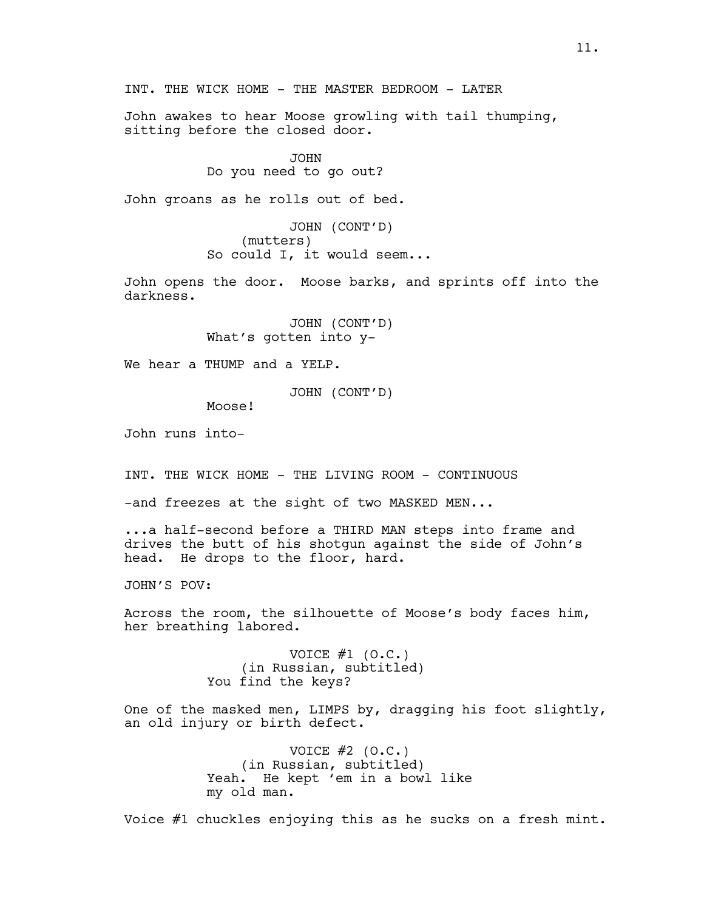INT. THE WICK HOME - THE MASTER BEDROOM - LATER

John awakes to hear Moose growling with tail thumping, sitting before the closed door.

JOHN
Do you need to go out?

John groans as he rolls out of bed.

JOHN (CONT'D)
(mutters)
So could I, it would seem...

John opens the door. Moose barks, and sprints off into the darkness.

JOHN (CONT'D)
What's gotten into y-

We hear a THUMP and a YELP.

JOHN (CONT'D)
Moose!

John runs into-

INT. THE WICK HOME - THE LIVING ROOM - CONTINUOUS

-and freezes at the sight of two MASKED MEN...

...a half-second before a THIRD MAN steps into frame and drives the butt of his shotgun against the side of John's head. He drops to the floor, hard.

JOHN'S POV:

Across the room, the silhouette of Moose's body faces him, her breathing labored.

VOICE #1 (O.C.)
(in Russian, subtitled)
You find the keys?

One of the masked men, LIMPS by, dragging his foot slightly, an old injury or birth defect.

VOICE #2 (O.C.)
(in Russian, subtitled)
Yeah. He kept 'em in a bowl like my old man.

Voice #1 chuckles enjoying this as he sucks on a fresh mint.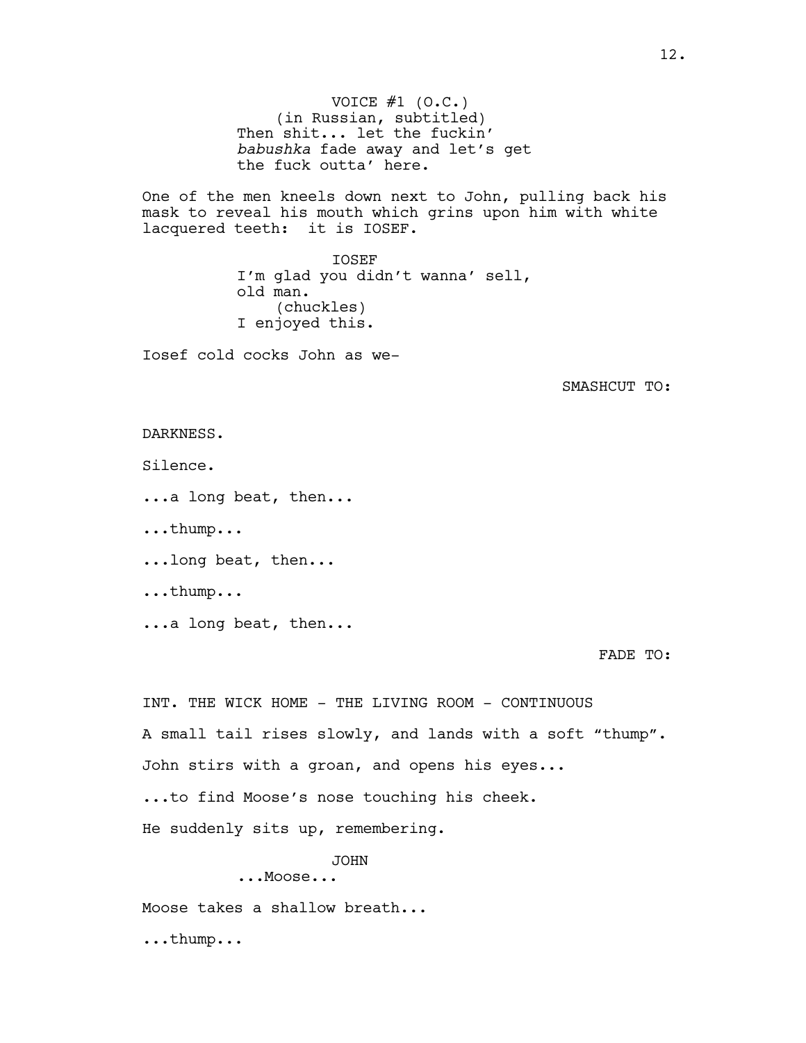VOICE #1 (O.C.)
(in Russian, subtitled)
Then shit... let the fuckin' *babushka* fade away and let's get the fuck outta' here.

One of the men kneels down next to John, pulling back his mask to reveal his mouth which grins upon him with white lacquered teeth: it is IOSEF.

IOSEF
I'm glad you didn't wanna' sell, old man.
(chuckles)
I enjoyed this.

Iosef cold cocks John as we-

SMASHCUT TO:

DARKNESS.

Silence.

...a long beat, then...

...thump...

...long beat, then...

...thump...

...a long beat, then...

FADE TO:

INT. THE WICK HOME - THE LIVING ROOM - CONTINUOUS

A small tail rises slowly, and lands with a soft "thump".

John stirs with a groan, and opens his eyes...

...to find Moose's nose touching his cheek.

He suddenly sits up, remembering.

JOHN
...Moose...

Moose takes a shallow breath...

...thump...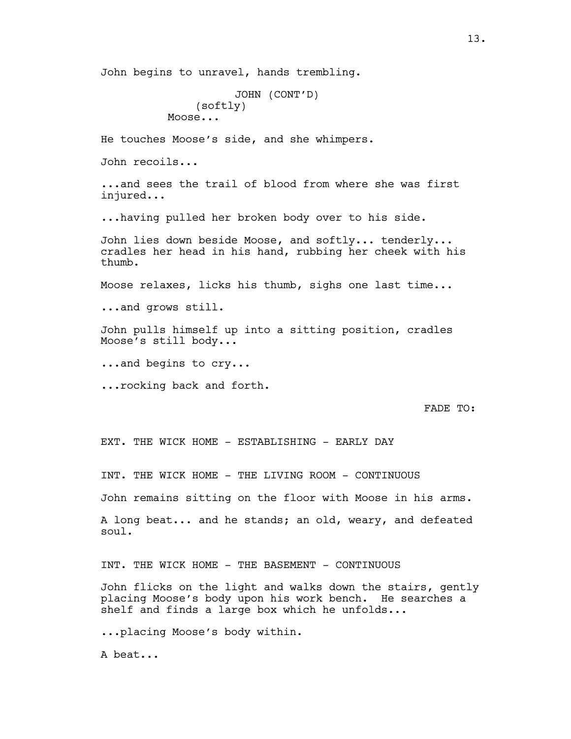John begins to unravel, hands trembling.

JOHN (CONT'D)
(softly)
Moose...

He touches Moose's side, and she whimpers.

John recoils...

...and sees the trail of blood from where she was first injured...

...having pulled her broken body over to his side.

John lies down beside Moose, and softly... tenderly... cradles her head in his hand, rubbing her cheek with his thumb.

Moose relaxes, licks his thumb, sighs one last time...

...and grows still.

John pulls himself up into a sitting position, cradles Moose's still body...

...and begins to cry...

...rocking back and forth.

FADE TO:

EXT. THE WICK HOME - ESTABLISHING - EARLY DAY

INT. THE WICK HOME - THE LIVING ROOM - CONTINUOUS

John remains sitting on the floor with Moose in his arms.

A long beat... and he stands; an old, weary, and defeated soul.

INT. THE WICK HOME - THE BASEMENT - CONTINUOUS

John flicks on the light and walks down the stairs, gently placing Moose's body upon his work bench. He searches a shelf and finds a large box which he unfolds...

...placing Moose's body within.

A beat...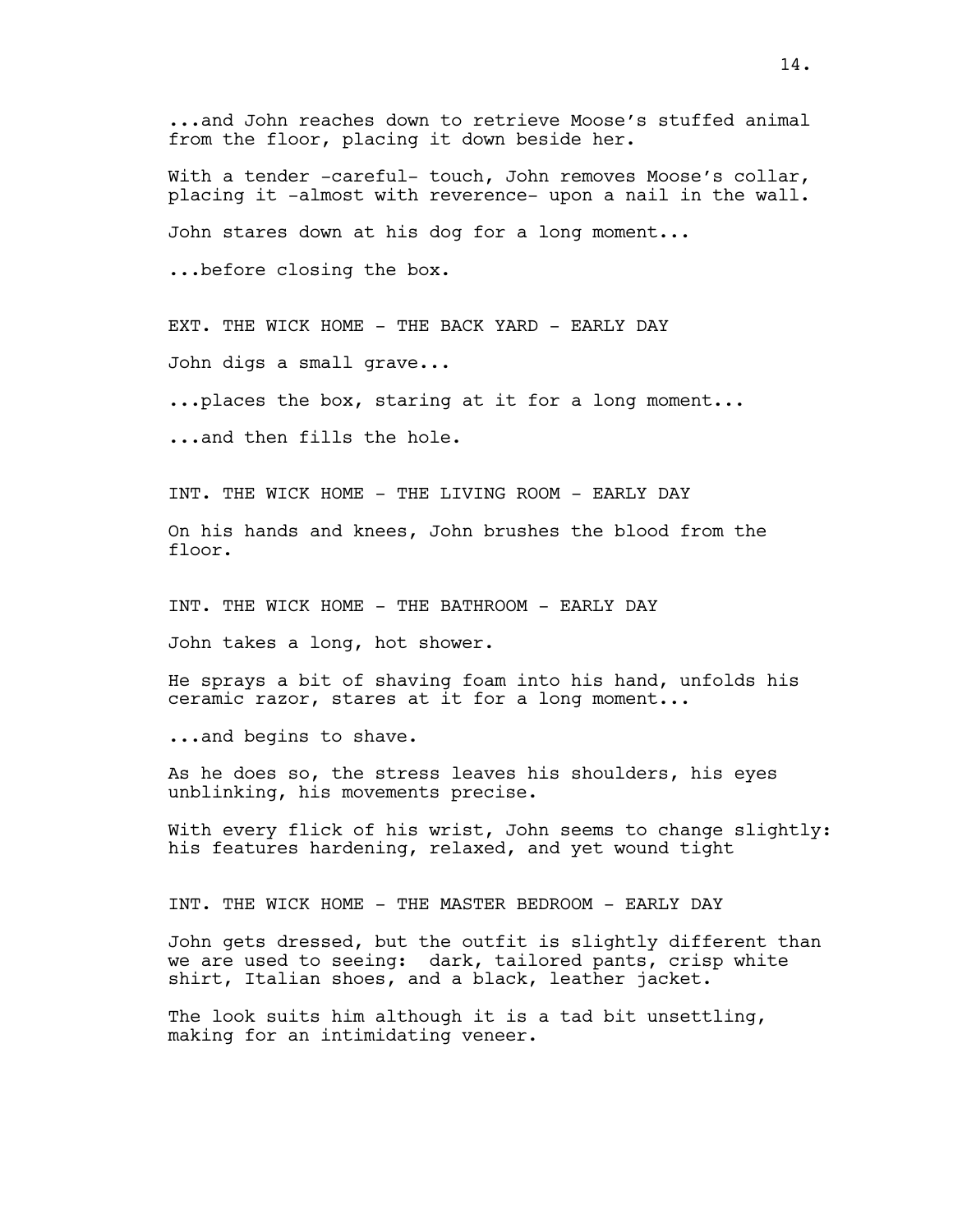...and John reaches down to retrieve Moose's stuffed animal from the floor, placing it down beside her.

With a tender -careful- touch, John removes Moose's collar, placing it -almost with reverence- upon a nail in the wall.

John stares down at his dog for a long moment...

...before closing the box.

EXT. THE WICK HOME - THE BACK YARD - EARLY DAY

John digs a small grave...

...places the box, staring at it for a long moment...

...and then fills the hole.

INT. THE WICK HOME - THE LIVING ROOM - EARLY DAY

On his hands and knees, John brushes the blood from the floor.

INT. THE WICK HOME - THE BATHROOM - EARLY DAY

John takes a long, hot shower.

He sprays a bit of shaving foam into his hand, unfolds his ceramic razor, stares at it for a long moment...

...and begins to shave.

As he does so, the stress leaves his shoulders, his eyes unblinking, his movements precise.

With every flick of his wrist, John seems to change slightly: his features hardening, relaxed, and yet wound tight

INT. THE WICK HOME - THE MASTER BEDROOM - EARLY DAY

John gets dressed, but the outfit is slightly different than we are used to seeing: dark, tailored pants, crisp white shirt, Italian shoes, and a black, leather jacket.

The look suits him although it is a tad bit unsettling, making for an intimidating veneer.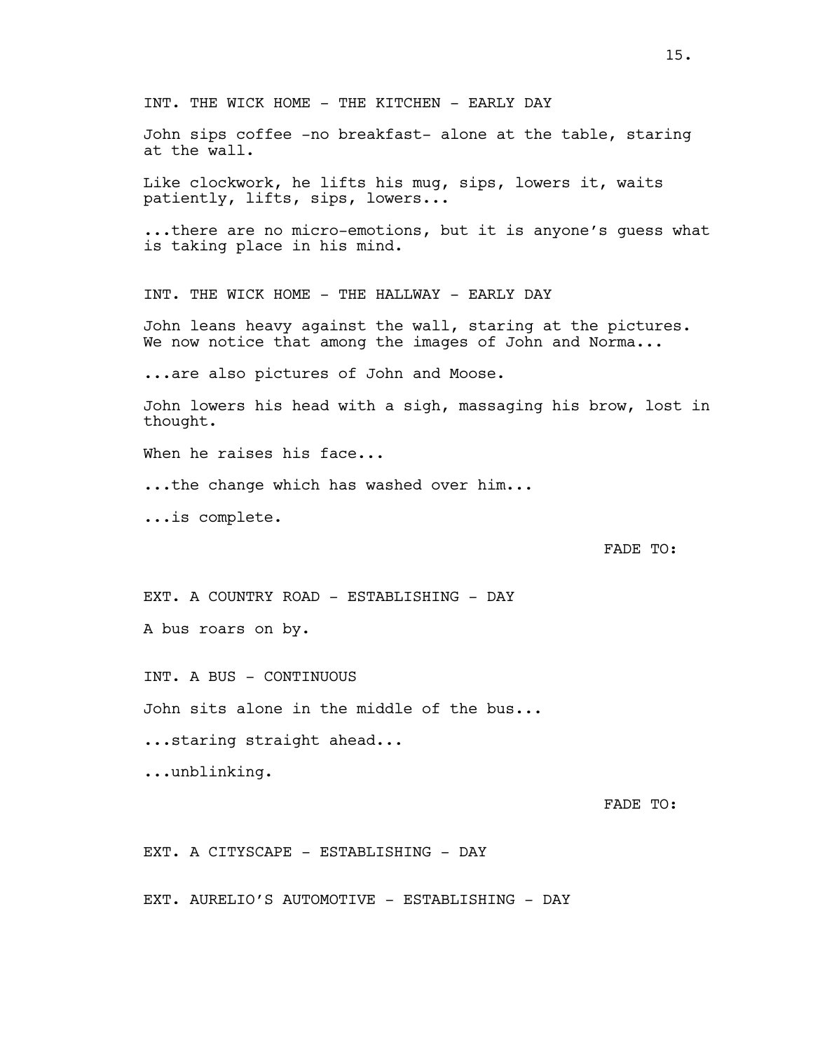INT. THE WICK HOME - THE KITCHEN - EARLY DAY

John sips coffee -no breakfast- alone at the table, staring at the wall.

Like clockwork, he lifts his mug, sips, lowers it, waits patiently, lifts, sips, lowers...

...there are no micro-emotions, but it is anyone's guess what is taking place in his mind.

INT. THE WICK HOME - THE HALLWAY - EARLY DAY

John leans heavy against the wall, staring at the pictures. We now notice that among the images of John and Norma...

...are also pictures of John and Moose.

John lowers his head with a sigh, massaging his brow, lost in thought.

When he raises his face...

...the change which has washed over him...

...is complete.

FADE TO:

EXT. A COUNTRY ROAD - ESTABLISHING - DAY

A bus roars on by.

INT. A BUS - CONTINUOUS

John sits alone in the middle of the bus...

...staring straight ahead...

...unblinking.

FADE TO:

EXT. A CITYSCAPE - ESTABLISHING - DAY

EXT. AURELIO'S AUTOMOTIVE - ESTABLISHING - DAY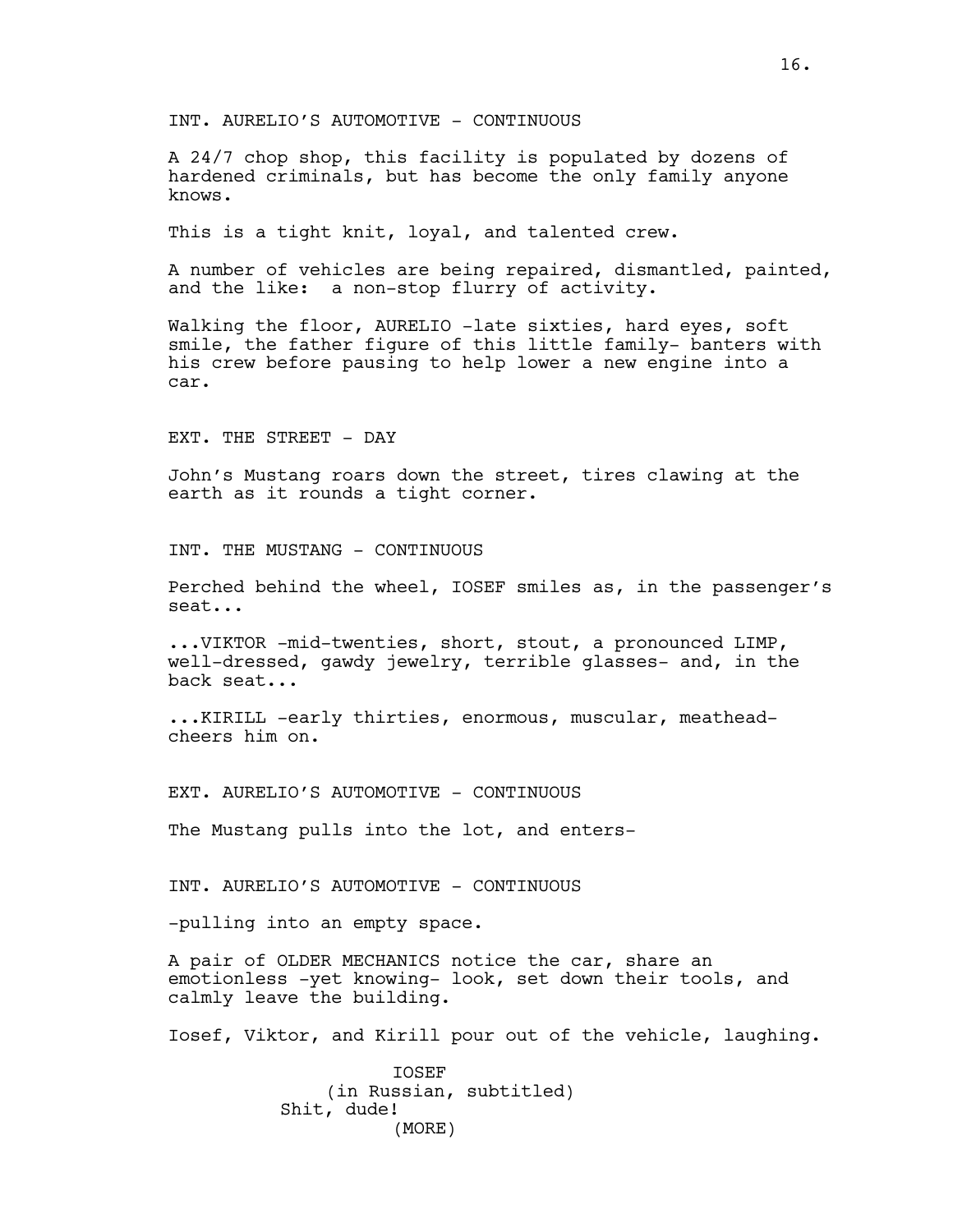INT. AURELIO’S AUTOMOTIVE - CONTINUOUS

A 24/7 chop shop, this facility is populated by dozens of hardened criminals, but has become the only family anyone knows.

This is a tight knit, loyal, and talented crew.

A number of vehicles are being repaired, dismantled, painted, and the like: a non-stop flurry of activity.

Walking the floor, AURELIO -late sixties, hard eyes, soft smile, the father figure of this little family- banters with his crew before pausing to help lower a new engine into a car.

EXT. THE STREET - DAY

John’s Mustang roars down the street, tires clawing at the earth as it rounds a tight corner.

INT. THE MUSTANG - CONTINUOUS

Perched behind the wheel, IOSEF smiles as, in the passenger’s seat...

...VIKTOR -mid-twenties, short, stout, a pronounced LIMP, well-dressed, gawdy jewelry, terrible glasses- and, in the back seat...

...KIRILL -early thirties, enormous, muscular, meathead- cheers him on.

EXT. AURELIO’S AUTOMOTIVE - CONTINUOUS

The Mustang pulls into the lot, and enters-

INT. AURELIO’S AUTOMOTIVE - CONTINUOUS

-pulling into an empty space.

A pair of OLDER MECHANICS notice the car, share an emotionless -yet knowing- look, set down their tools, and calmly leave the building.

Iosef, Viktor, and Kirill pour out of the vehicle, laughing.

IOSEF
(in Russian, subtitled)
Shit, dude!
(MORE)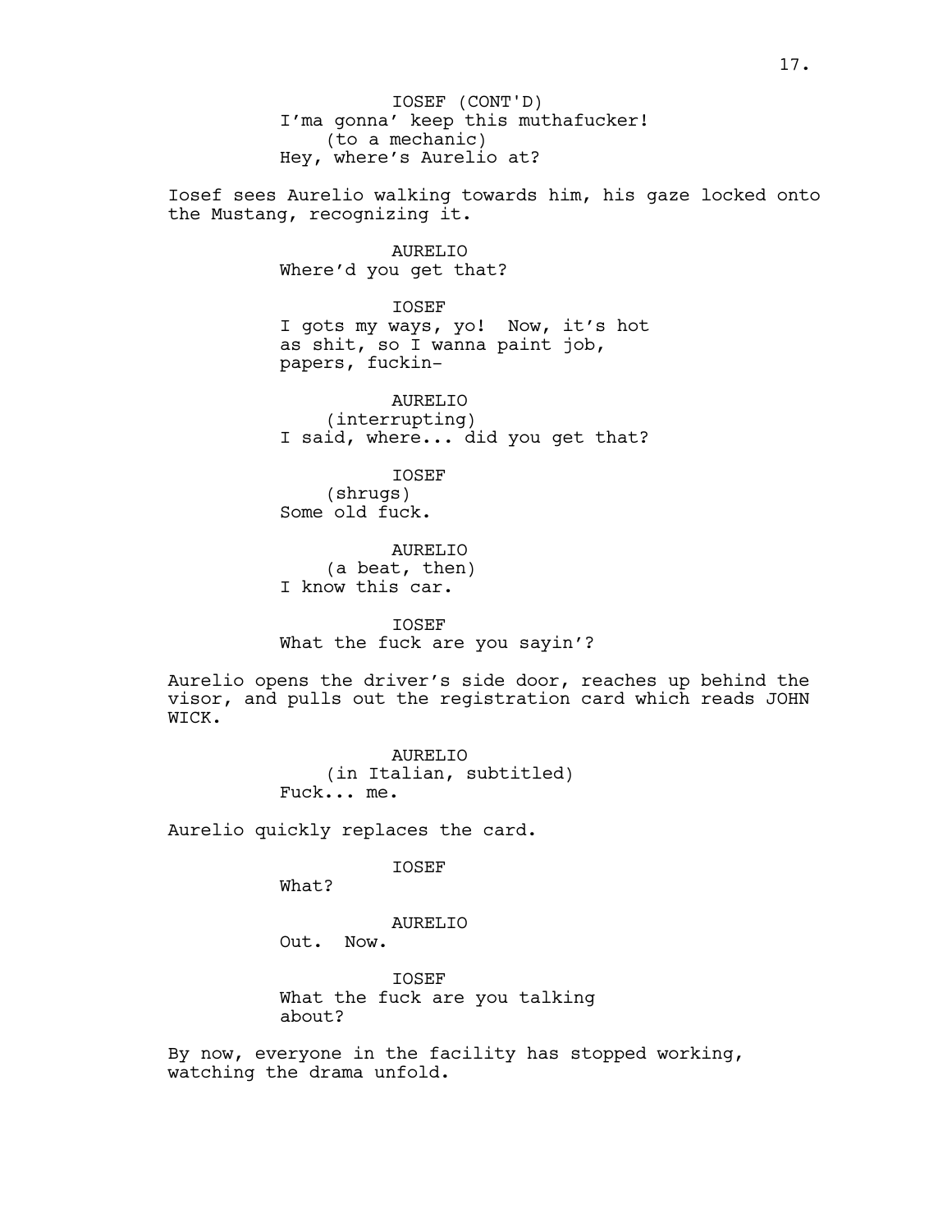IOSEF (CONT'D)
I'ma gonna' keep this muthafucker!
(to a mechanic)
Hey, where's Aurelio at?

Iosef sees Aurelio walking towards him, his gaze locked onto the Mustang, recognizing it.

AURELIO
Where'd you get that?

IOSEF
I gots my ways, yo! Now, it's hot as shit, so I wanna paint job, papers, fuckin-

AURELIO
(interrupting)
I said, where... did you get that?

IOSEF
(shrugs)
Some old fuck.

AURELIO
(a beat, then)
I know this car.

IOSEF
What the fuck are you sayin'?

Aurelio opens the driver's side door, reaches up behind the visor, and pulls out the registration card which reads JOHN WICK.

AURELIO
(in Italian, subtitled)
Fuck... me.

Aurelio quickly replaces the card.

IOSEF
What?

AURELIO
Out. Now.

IOSEF
What the fuck are you talking about?

By now, everyone in the facility has stopped working, watching the drama unfold.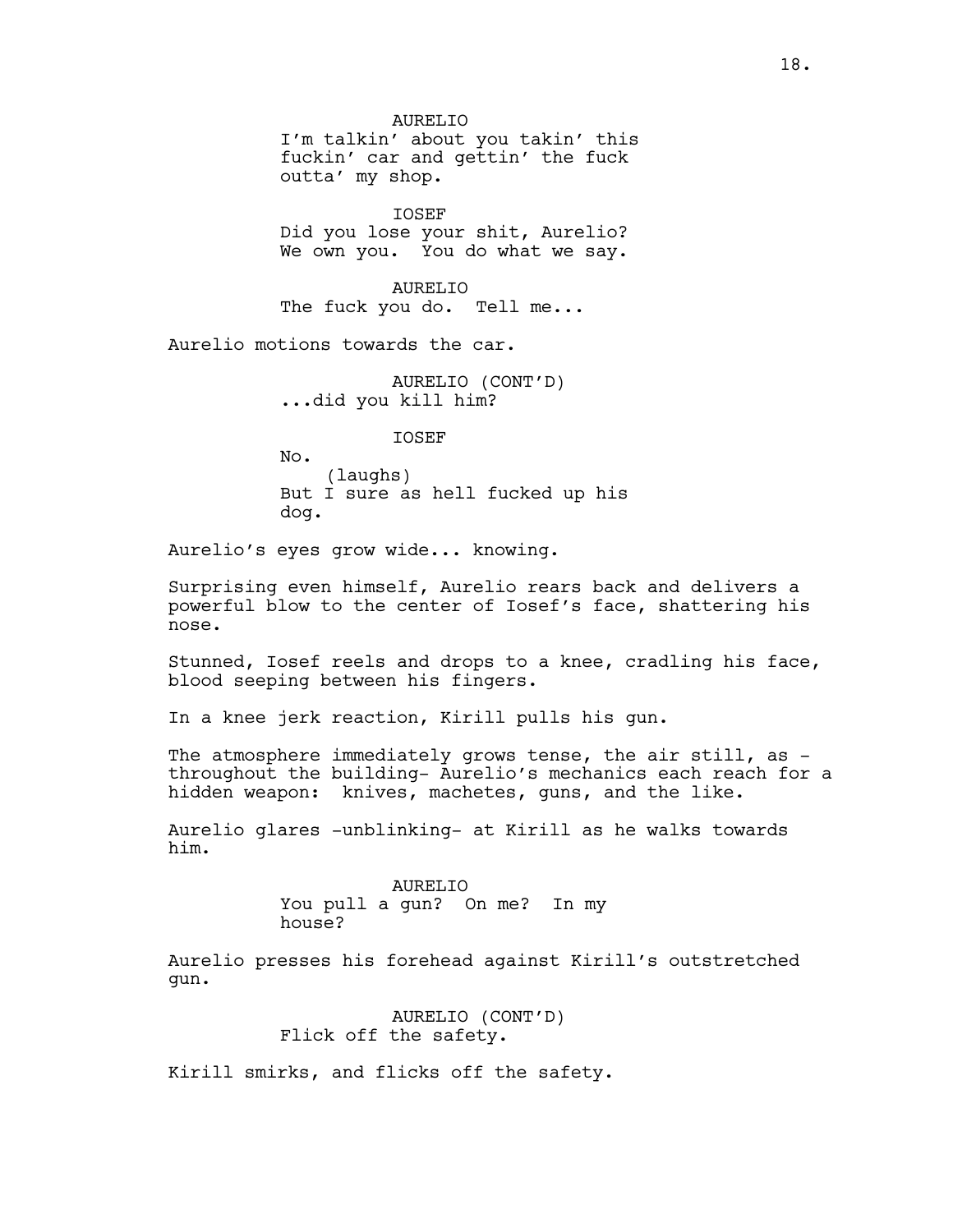AURELIO
I'm talkin' about you takin' this fuckin' car and gettin' the fuck outta' my shop.

IOSEF
Did you lose your shit, Aurelio? We own you. You do what we say.

AURELIO
The fuck you do. Tell me...

Aurelio motions towards the car.

AURELIO (CONT'D)
...did you kill him?

IOSEF
No.
(laughs)
But I sure as hell fucked up his dog.

Aurelio's eyes grow wide... knowing.

Surprising even himself, Aurelio rears back and delivers a powerful blow to the center of Iosef's face, shattering his nose.

Stunned, Iosef reels and drops to a knee, cradling his face, blood seeping between his fingers.

In a knee jerk reaction, Kirill pulls his gun.

The atmosphere immediately grows tense, the air still, as -throughout the building- Aurelio's mechanics each reach for a hidden weapon: knives, machetes, guns, and the like.

Aurelio glares -unblinking- at Kirill as he walks towards him.

AURELIO
You pull a gun? On me? In my house?

Aurelio presses his forehead against Kirill's outstretched gun.

AURELIO (CONT'D)
Flick off the safety.

Kirill smirks, and flicks off the safety.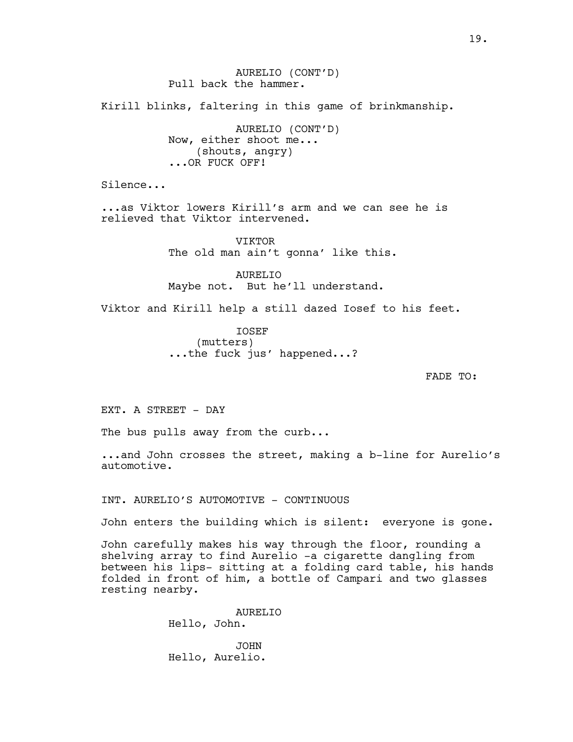AURELIO (CONT'D)
Pull back the hammer.

Kirill blinks, faltering in this game of brinkmanship.

AURELIO (CONT'D)
Now, either shoot me...
(shouts, angry)
...OR FUCK OFF!

Silence...

...as Viktor lowers Kirill's arm and we can see he is relieved that Viktor intervened.

VIKTOR
The old man ain't gonna' like this.

AURELIO
Maybe not. But he'll understand.

Viktor and Kirill help a still dazed Iosef to his feet.

IOSEF
(mutters)
...the fuck jus' happened...?

FADE TO:

EXT. A STREET - DAY

The bus pulls away from the curb...

...and John crosses the street, making a b-line for Aurelio's automotive.

INT. AURELIO'S AUTOMOTIVE - CONTINUOUS

John enters the building which is silent: everyone is gone.

John carefully makes his way through the floor, rounding a shelving array to find Aurelio -a cigarette dangling from between his lips- sitting at a folding card table, his hands folded in front of him, a bottle of Campari and two glasses resting nearby.

AURELIO
Hello, John.

JOHN
Hello, Aurelio.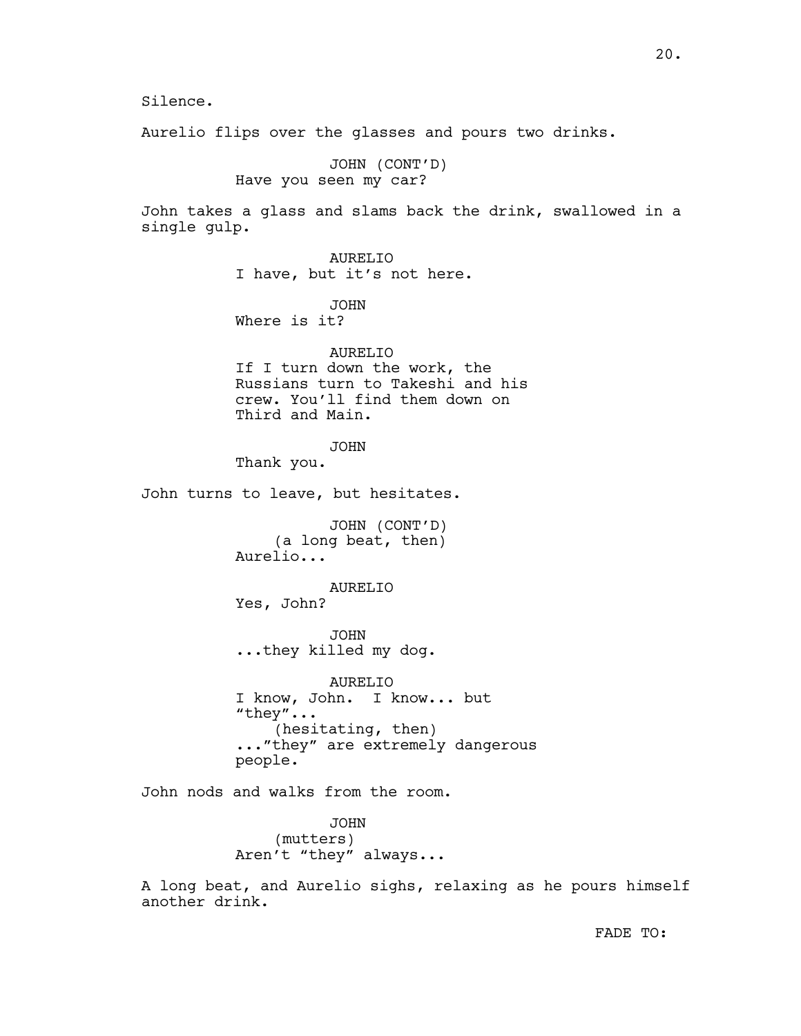Silence.

Aurelio flips over the glasses and pours two drinks.

JOHN (CONT'D)
Have you seen my car?

John takes a glass and slams back the drink, swallowed in a single gulp.

AURELIO
I have, but it's not here.

JOHN
Where is it?

AURELIO
If I turn down the work, the Russians turn to Takeshi and his crew. You'll find them down on Third and Main.

JOHN
Thank you.

John turns to leave, but hesitates.

JOHN (CONT'D)
(a long beat, then)
Aurelio...

AURELIO
Yes, John?

JOHN
...they killed my dog.

AURELIO
I know, John. I know... but "they"...
(hesitating, then)
..."they" are extremely dangerous people.

John nods and walks from the room.

JOHN
(mutters)
Aren't "they" always...

A long beat, and Aurelio sighs, relaxing as he pours himself another drink.

FADE TO: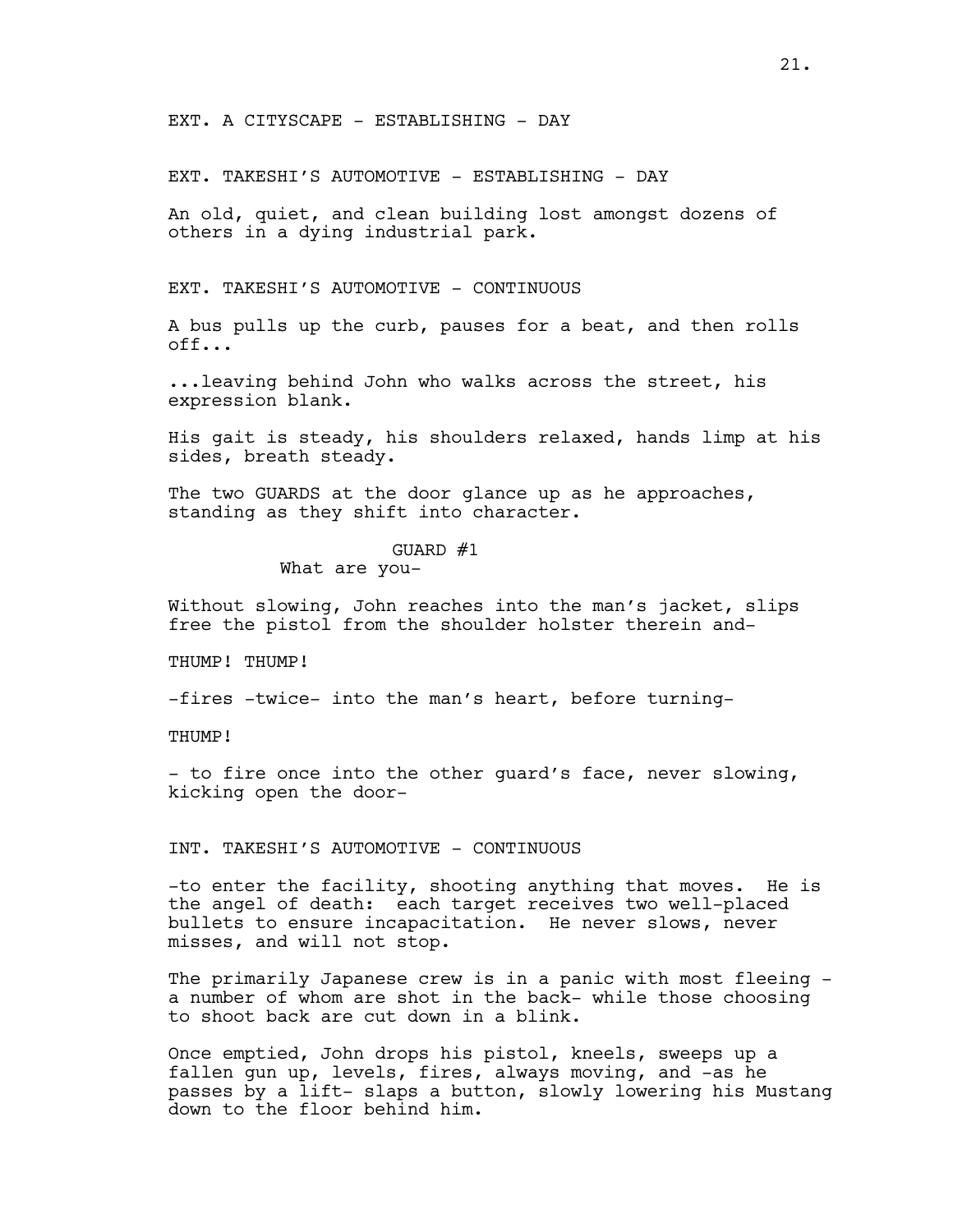EXT. A CITYSCAPE - ESTABLISHING - DAY

EXT. TAKESHI'S AUTOMOTIVE - ESTABLISHING - DAY

An old, quiet, and clean building lost amongst dozens of others in a dying industrial park.

EXT. TAKESHI'S AUTOMOTIVE - CONTINUOUS

A bus pulls up the curb, pauses for a beat, and then rolls off...

...leaving behind John who walks across the street, his expression blank.

His gait is steady, his shoulders relaxed, hands limp at his sides, breath steady.

The two GUARDS at the door glance up as he approaches, standing as they shift into character.

GUARD #1
What are you-

Without slowing, John reaches into the man's jacket, slips free the pistol from the shoulder holster therein and-

THUMP! THUMP!

-fires -twice- into the man's heart, before turning-

THUMP!

- to fire once into the other guard's face, never slowing, kicking open the door-

INT. TAKESHI'S AUTOMOTIVE - CONTINUOUS

-to enter the facility, shooting anything that moves. He is the angel of death: each target receives two well-placed bullets to ensure incapacitation. He never slows, never misses, and will not stop.

The primarily Japanese crew is in a panic with most fleeing - a number of whom are shot in the back- while those choosing to shoot back are cut down in a blink.

Once emptied, John drops his pistol, kneels, sweeps up a fallen gun up, levels, fires, always moving, and -as he passes by a lift- slaps a button, slowly lowering his Mustang down to the floor behind him.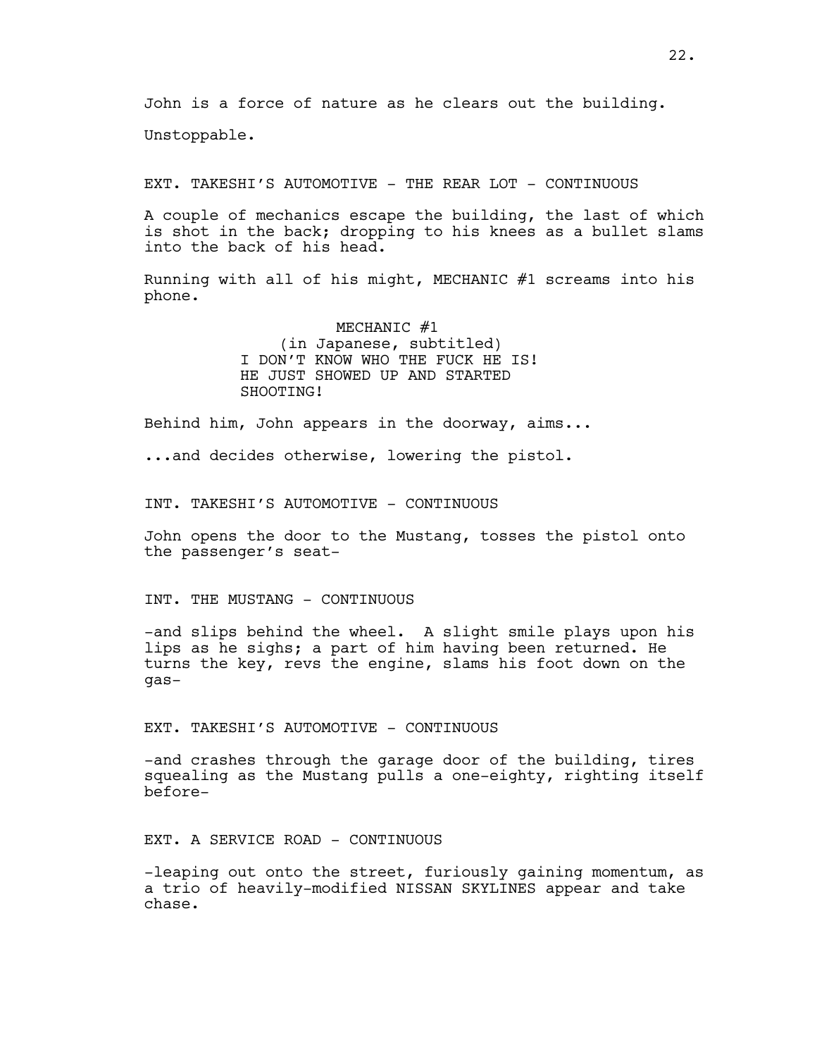John is a force of nature as he clears out the building.

Unstoppable.

EXT. TAKESHI'S AUTOMOTIVE - THE REAR LOT - CONTINUOUS

A couple of mechanics escape the building, the last of which is shot in the back; dropping to his knees as a bullet slams into the back of his head.

Running with all of his might, MECHANIC #1 screams into his phone.

MECHANIC #1
(in Japanese, subtitled)
I DON'T KNOW WHO THE FUCK HE IS! HE JUST SHOWED UP AND STARTED SHOOTING!

Behind him, John appears in the doorway, aims...

...and decides otherwise, lowering the pistol.

INT. TAKESHI'S AUTOMOTIVE - CONTINUOUS

John opens the door to the Mustang, tosses the pistol onto the passenger's seat-

INT. THE MUSTANG - CONTINUOUS

-and slips behind the wheel. A slight smile plays upon his lips as he sighs; a part of him having been returned. He turns the key, revs the engine, slams his foot down on the gas-

EXT. TAKESHI'S AUTOMOTIVE - CONTINUOUS

-and crashes through the garage door of the building, tires squealing as the Mustang pulls a one-eighty, righting itself before-

EXT. A SERVICE ROAD - CONTINUOUS

-leaping out onto the street, furiously gaining momentum, as a trio of heavily-modified NISSAN SKYLINES appear and take chase.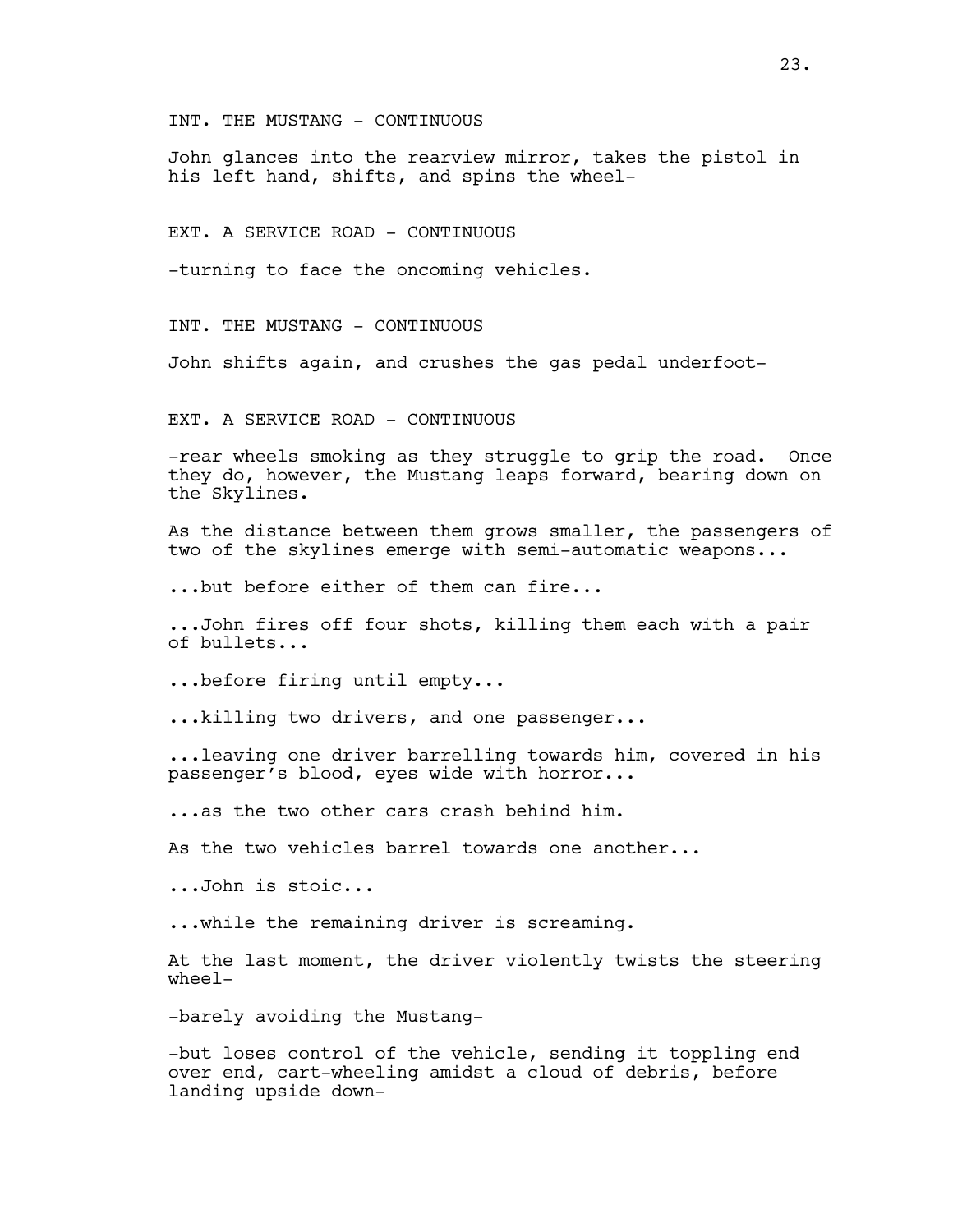INT. THE MUSTANG - CONTINUOUS

John glances into the rearview mirror, takes the pistol in his left hand, shifts, and spins the wheel-

EXT. A SERVICE ROAD - CONTINUOUS

-turning to face the oncoming vehicles.

INT. THE MUSTANG - CONTINUOUS

John shifts again, and crushes the gas pedal underfoot-

EXT. A SERVICE ROAD - CONTINUOUS

-rear wheels smoking as they struggle to grip the road. Once they do, however, the Mustang leaps forward, bearing down on the Skylines.

As the distance between them grows smaller, the passengers of two of the skylines emerge with semi-automatic weapons...

...but before either of them can fire...

...John fires off four shots, killing them each with a pair of bullets...

...before firing until empty...

...killing two drivers, and one passenger...

...leaving one driver barrelling towards him, covered in his passenger's blood, eyes wide with horror...

...as the two other cars crash behind him.

As the two vehicles barrel towards one another...

...John is stoic...

...while the remaining driver is screaming.

At the last moment, the driver violently twists the steering wheel-

-barely avoiding the Mustang-

-but loses control of the vehicle, sending it toppling end over end, cart-wheeling amidst a cloud of debris, before landing upside down-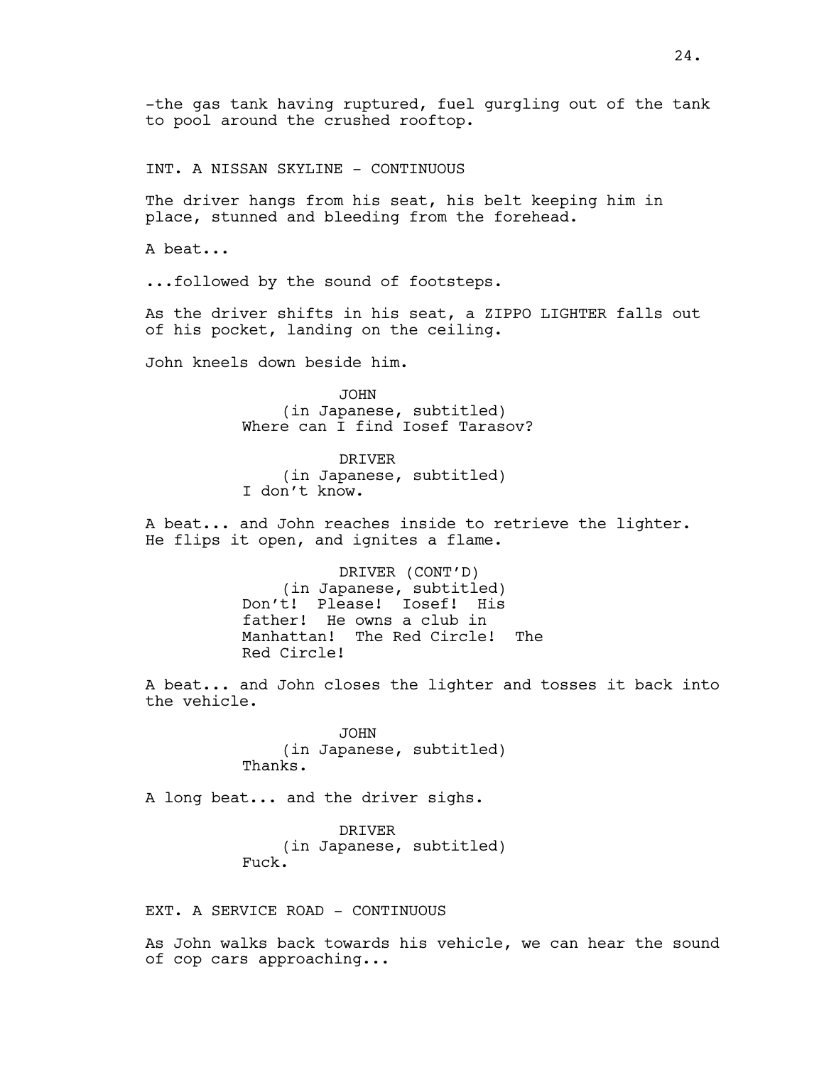-the gas tank having ruptured, fuel gurgling out of the tank to pool around the crushed rooftop.

INT. A NISSAN SKYLINE - CONTINUOUS

The driver hangs from his seat, his belt keeping him in place, stunned and bleeding from the forehead.

A beat...

...followed by the sound of footsteps.

As the driver shifts in his seat, a ZIPPO LIGHTER falls out of his pocket, landing on the ceiling.

John kneels down beside him.

JOHN
(in Japanese, subtitled)
Where can I find Iosef Tarasov?

DRIVER
(in Japanese, subtitled)
I don't know.

A beat... and John reaches inside to retrieve the lighter. He flips it open, and ignites a flame.

DRIVER (CONT'D)
(in Japanese, subtitled)
Don't! Please! Iosef! His father! He owns a club in Manhattan! The Red Circle! The Red Circle!

A beat... and John closes the lighter and tosses it back into the vehicle.

JOHN
(in Japanese, subtitled)
Thanks.

A long beat... and the driver sighs.

DRIVER
(in Japanese, subtitled)
Fuck.

EXT. A SERVICE ROAD - CONTINUOUS

As John walks back towards his vehicle, we can hear the sound of cop cars approaching...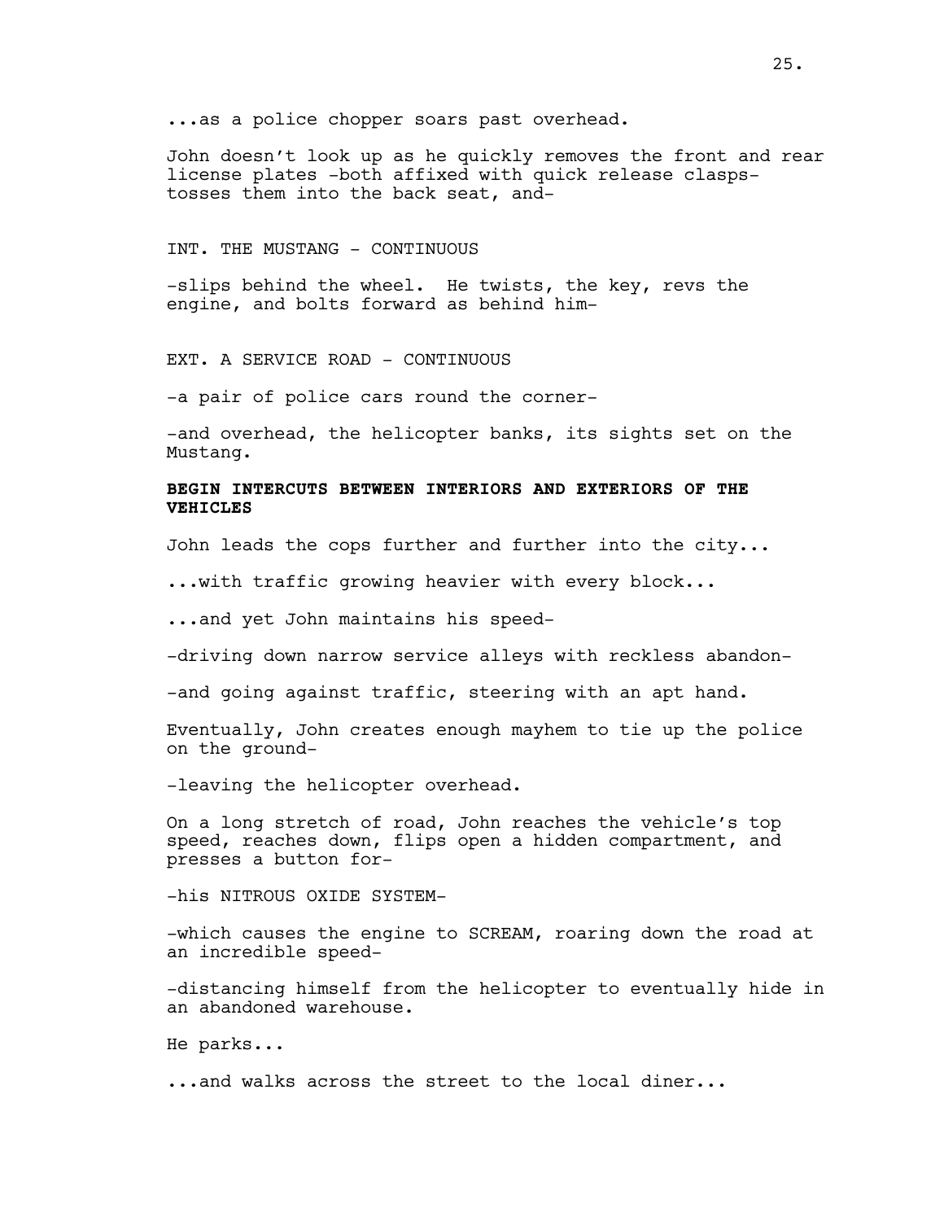...as a police chopper soars past overhead.

John doesn't look up as he quickly removes the front and rear license plates -both affixed with quick release clasps- tosses them into the back seat, and-

INT. THE MUSTANG - CONTINUOUS

-slips behind the wheel. He twists, the key, revs the engine, and bolts forward as behind him-

EXT. A SERVICE ROAD - CONTINUOUS

-a pair of police cars round the corner-

-and overhead, the helicopter banks, its sights set on the Mustang.

**BEGIN INTERCUTS BETWEEN INTERIORS AND EXTERIORS OF THE VEHICLES**

John leads the cops further and further into the city...

...with traffic growing heavier with every block...

...and yet John maintains his speed-

-driving down narrow service alleys with reckless abandon-

-and going against traffic, steering with an apt hand.

Eventually, John creates enough mayhem to tie up the police on the ground-

-leaving the helicopter overhead.

On a long stretch of road, John reaches the vehicle's top speed, reaches down, flips open a hidden compartment, and presses a button for-

-his NITROUS OXIDE SYSTEM-

-which causes the engine to SCREAM, roaring down the road at an incredible speed-

-distancing himself from the helicopter to eventually hide in an abandoned warehouse.

He parks...

...and walks across the street to the local diner...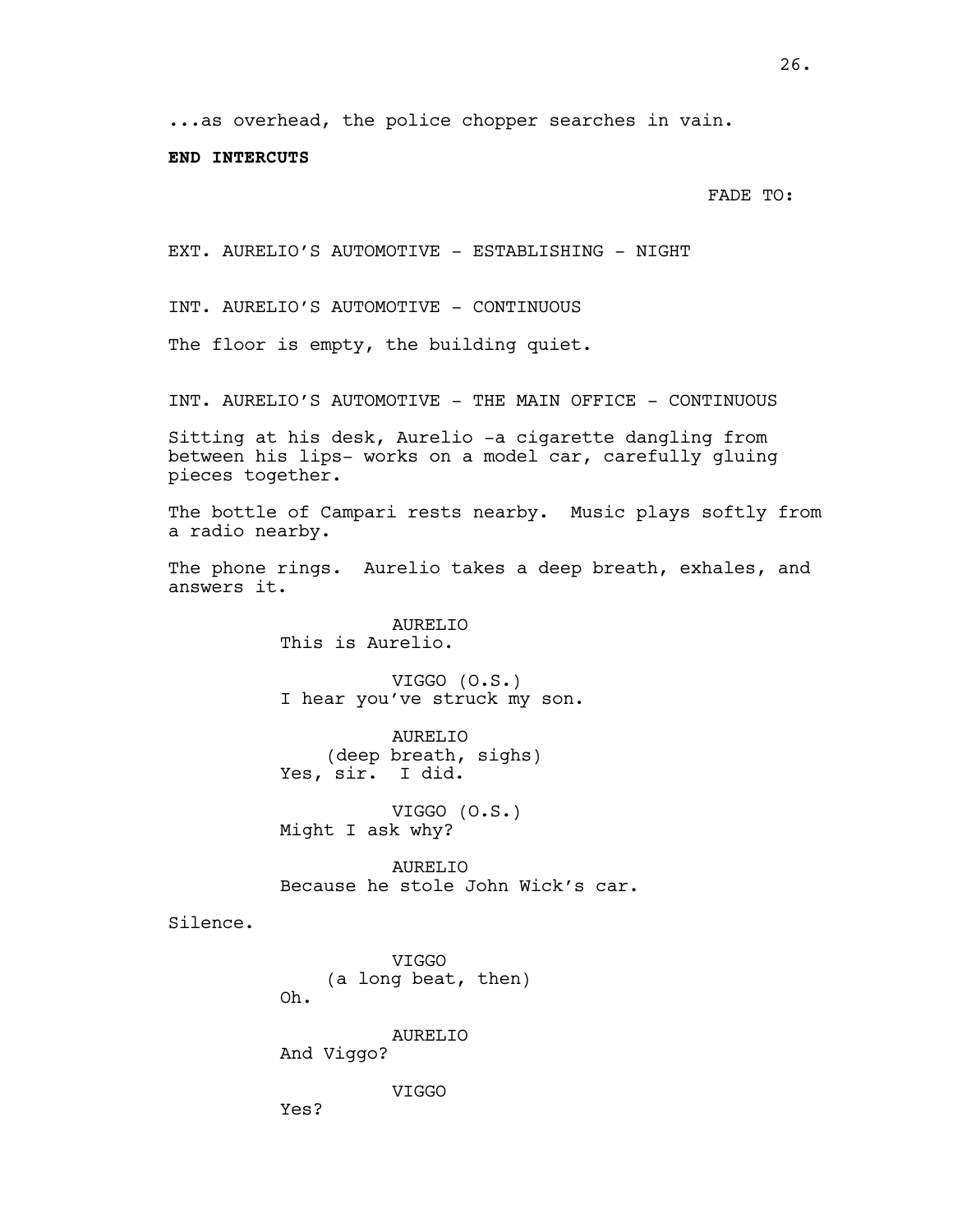...as overhead, the police chopper searches in vain.

**END INTERCUTS**

FADE TO:

EXT. AURELIO'S AUTOMOTIVE - ESTABLISHING - NIGHT

INT. AURELIO'S AUTOMOTIVE - CONTINUOUS

The floor is empty, the building quiet.

INT. AURELIO'S AUTOMOTIVE - THE MAIN OFFICE - CONTINUOUS

Sitting at his desk, Aurelio -a cigarette dangling from between his lips- works on a model car, carefully gluing pieces together.

The bottle of Campari rests nearby. Music plays softly from a radio nearby.

The phone rings. Aurelio takes a deep breath, exhales, and answers it.

AURELIO
This is Aurelio.

VIGGO (O.S.)
I hear you've struck my son.

AURELIO
(deep breath, sighs)
Yes, sir. I did.

VIGGO (O.S.)
Might I ask why?

AURELIO
Because he stole John Wick's car.

Silence.

VIGGO
(a long beat, then)
Oh.

AURELIO
And Viggo?

VIGGO
Yes?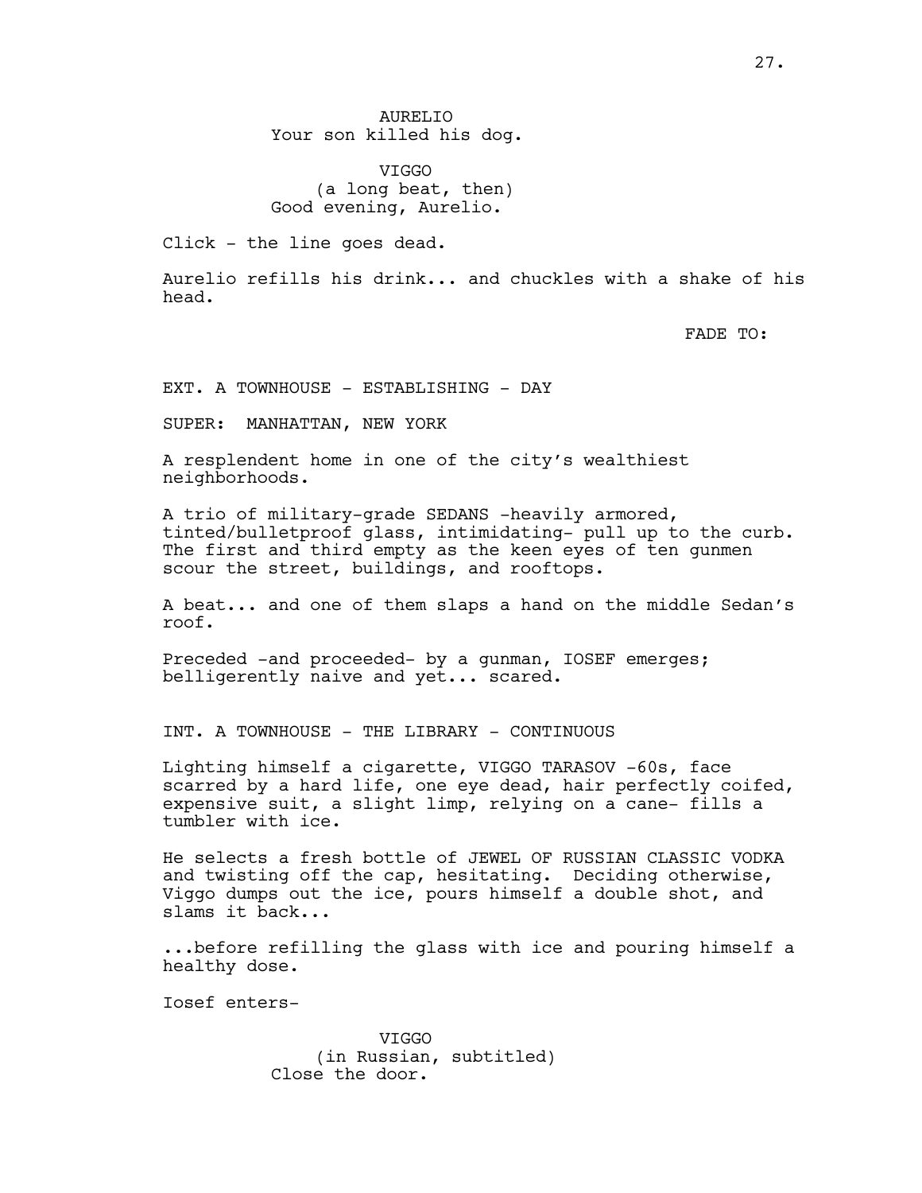AURELIO
Your son killed his dog.

VIGGO
(a long beat, then)
Good evening, Aurelio.

Click - the line goes dead.

Aurelio refills his drink... and chuckles with a shake of his head.

FADE TO:

EXT. A TOWNHOUSE - ESTABLISHING - DAY

SUPER: MANHATTAN, NEW YORK

A resplendent home in one of the city's wealthiest neighborhoods.

A trio of military-grade SEDANS -heavily armored, tinted/bulletproof glass, intimidating- pull up to the curb. The first and third empty as the keen eyes of ten gunmen scour the street, buildings, and rooftops.

A beat... and one of them slaps a hand on the middle Sedan's roof.

Preceded -and proceeded- by a gunman, IOSEF emerges; belligerently naive and yet... scared.

INT. A TOWNHOUSE - THE LIBRARY - CONTINUOUS

Lighting himself a cigarette, VIGGO TARASOV -60s, face scarred by a hard life, one eye dead, hair perfectly coifed, expensive suit, a slight limp, relying on a cane- fills a tumbler with ice.

He selects a fresh bottle of JEWEL OF RUSSIAN CLASSIC VODKA and twisting off the cap, hesitating. Deciding otherwise, Viggo dumps out the ice, pours himself a double shot, and slams it back...

...before refilling the glass with ice and pouring himself a healthy dose.

Iosef enters-

VIGGO
(in Russian, subtitled)
Close the door.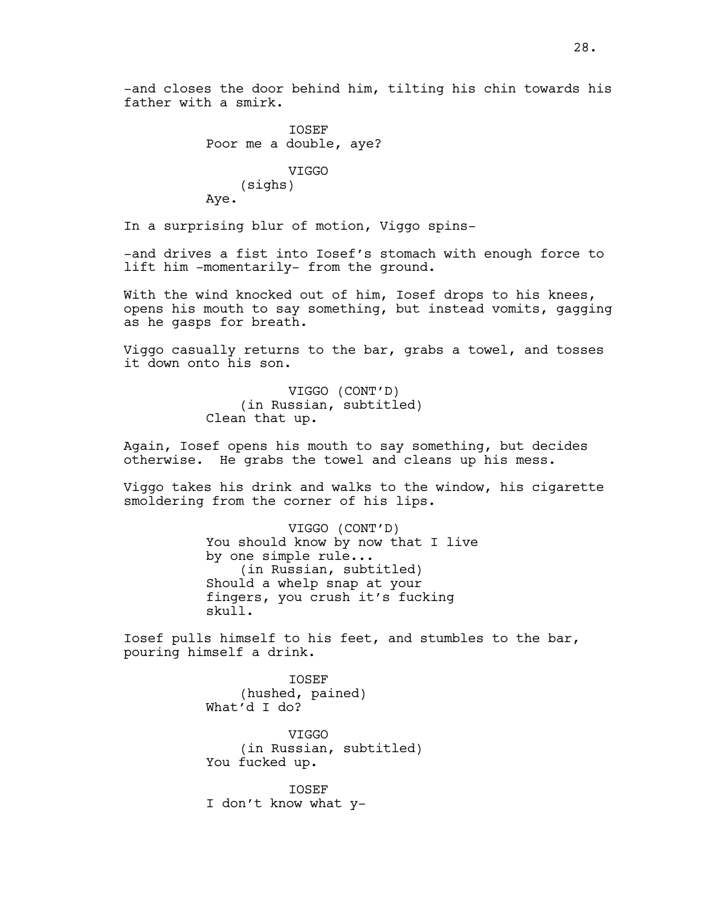-and closes the door behind him, tilting his chin towards his father with a smirk.

IOSEF
Poor me a double, aye?

VIGGO
(sighs)
Aye.

In a surprising blur of motion, Viggo spins-

-and drives a fist into Iosef's stomach with enough force to lift him -momentarily- from the ground.

With the wind knocked out of him, Iosef drops to his knees, opens his mouth to say something, but instead vomits, gagging as he gasps for breath.

Viggo casually returns to the bar, grabs a towel, and tosses it down onto his son.

VIGGO (CONT'D)
(in Russian, subtitled)
Clean that up.

Again, Iosef opens his mouth to say something, but decides otherwise. He grabs the towel and cleans up his mess.

Viggo takes his drink and walks to the window, his cigarette smoldering from the corner of his lips.

VIGGO (CONT'D)
You should know by now that I live by one simple rule...
(in Russian, subtitled)
Should a whelp snap at your fingers, you crush it's fucking skull.

Iosef pulls himself to his feet, and stumbles to the bar, pouring himself a drink.

IOSEF
(hushed, pained)
What'd I do?

VIGGO
(in Russian, subtitled)
You fucked up.

IOSEF
I don't know what y-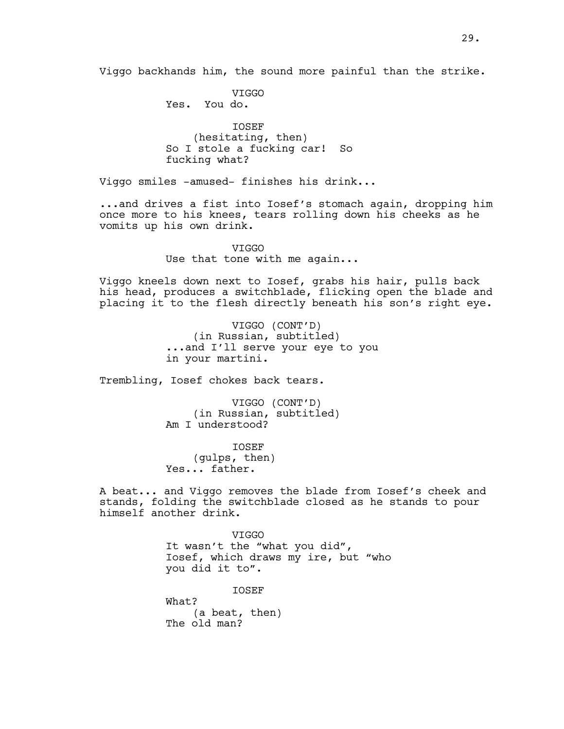Viggo backhands him, the sound more painful than the strike.

VIGGO
Yes. You do.

IOSEF
(hesitating, then)
So I stole a fucking car! So fucking what?

Viggo smiles -amused- finishes his drink...

...and drives a fist into Iosef's stomach again, dropping him once more to his knees, tears rolling down his cheeks as he vomits up his own drink.

VIGGO
Use that tone with me again...

Viggo kneels down next to Iosef, grabs his hair, pulls back his head, produces a switchblade, flicking open the blade and placing it to the flesh directly beneath his son's right eye.

VIGGO (CONT'D)
(in Russian, subtitled)
...and I'll serve your eye to you in your martini.

Trembling, Iosef chokes back tears.

VIGGO (CONT'D)
(in Russian, subtitled)
Am I understood?

IOSEF
(gulps, then)
Yes... father.

A beat... and Viggo removes the blade from Iosef's cheek and stands, folding the switchblade closed as he stands to pour himself another drink.

VIGGO
It wasn't the "what you did", Iosef, which draws my ire, but "who you did it to".

IOSEF
What?
(a beat, then)
The old man?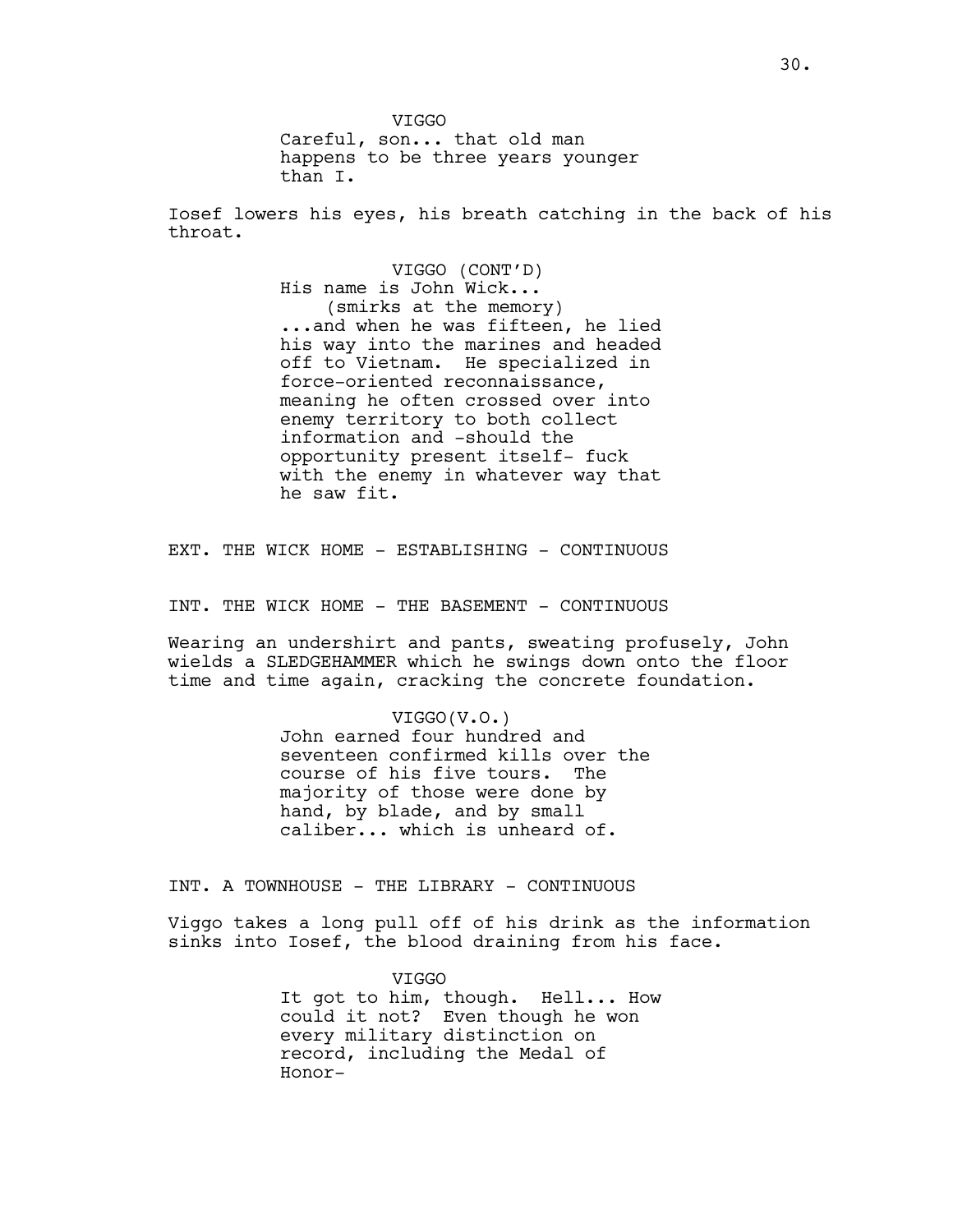VIGGO
Careful, son... that old man happens to be three years younger than I.

Iosef lowers his eyes, his breath catching in the back of his throat.

VIGGO (CONT'D)
His name is John Wick...
(smirks at the memory)
...and when he was fifteen, he lied his way into the marines and headed off to Vietnam. He specialized in force-oriented reconnaissance, meaning he often crossed over into enemy territory to both collect information and -should the opportunity present itself- fuck with the enemy in whatever way that he saw fit.

EXT. THE WICK HOME - ESTABLISHING - CONTINUOUS

INT. THE WICK HOME - THE BASEMENT - CONTINUOUS

Wearing an undershirt and pants, sweating profusely, John wields a SLEDGEHAMMER which he swings down onto the floor time and time again, cracking the concrete foundation.

VIGGO(V.O.)
John earned four hundred and seventeen confirmed kills over the course of his five tours. The majority of those were done by hand, by blade, and by small caliber... which is unheard of.

INT. A TOWNHOUSE - THE LIBRARY - CONTINUOUS

Viggo takes a long pull off of his drink as the information sinks into Iosef, the blood draining from his face.

VIGGO
It got to him, though. Hell... How could it not? Even though he won every military distinction on record, including the Medal of Honor-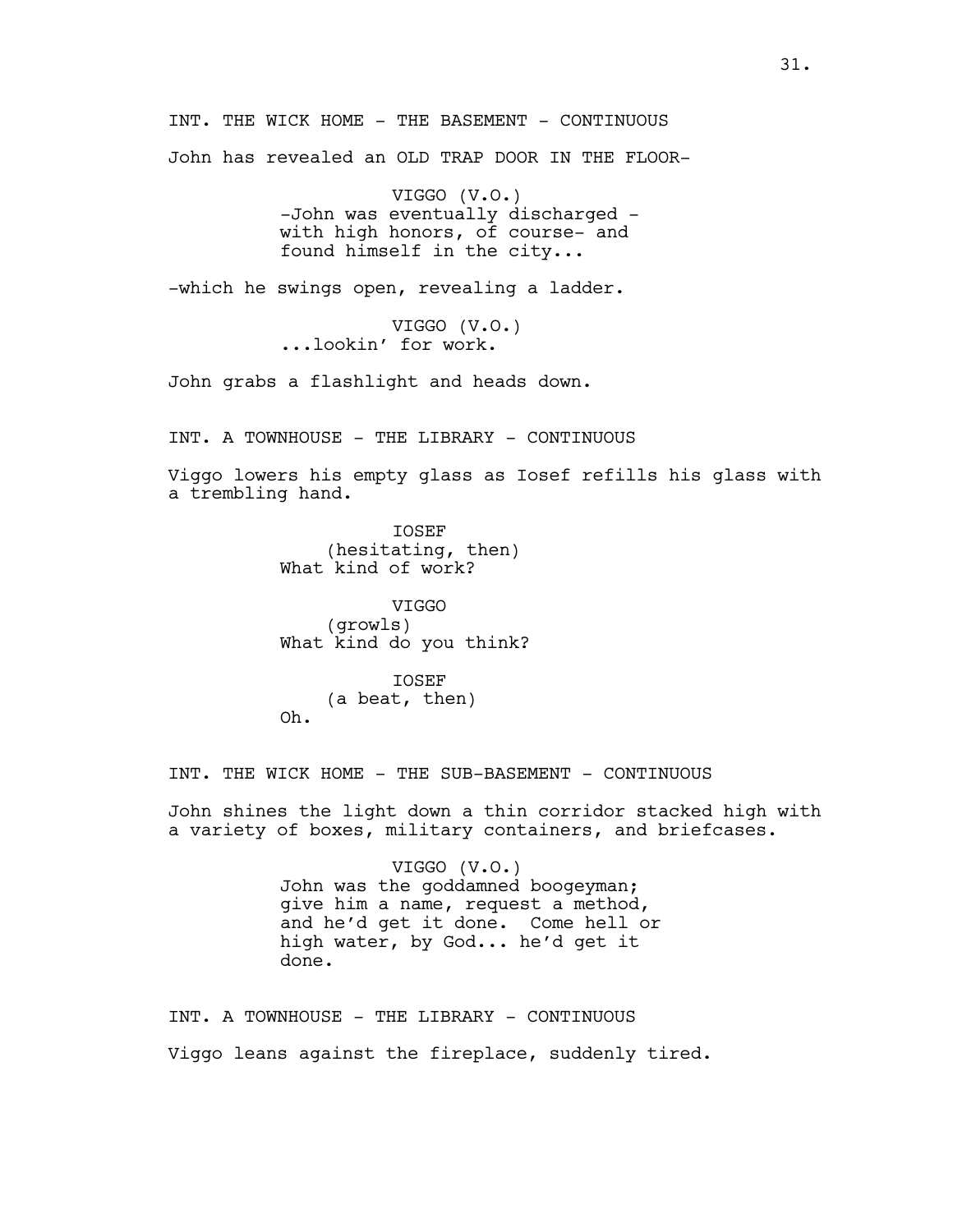INT. THE WICK HOME - THE BASEMENT - CONTINUOUS

John has revealed an OLD TRAP DOOR IN THE FLOOR-

VIGGO (V.O.)
-John was eventually discharged - with high honors, of course- and found himself in the city...

-which he swings open, revealing a ladder.

VIGGO (V.O.)
...lookin' for work.

John grabs a flashlight and heads down.

INT. A TOWNHOUSE - THE LIBRARY - CONTINUOUS

Viggo lowers his empty glass as Iosef refills his glass with a trembling hand.

IOSEF
(hesitating, then)
What kind of work?

VIGGO
(growls)
What kind do you think?

IOSEF
(a beat, then)
Oh.

INT. THE WICK HOME - THE SUB-BASEMENT - CONTINUOUS

John shines the light down a thin corridor stacked high with a variety of boxes, military containers, and briefcases.

VIGGO (V.O.)
John was the goddamned boogeyman; give him a name, request a method, and he'd get it done. Come hell or high water, by God... he'd get it done.

INT. A TOWNHOUSE - THE LIBRARY - CONTINUOUS

Viggo leans against the fireplace, suddenly tired.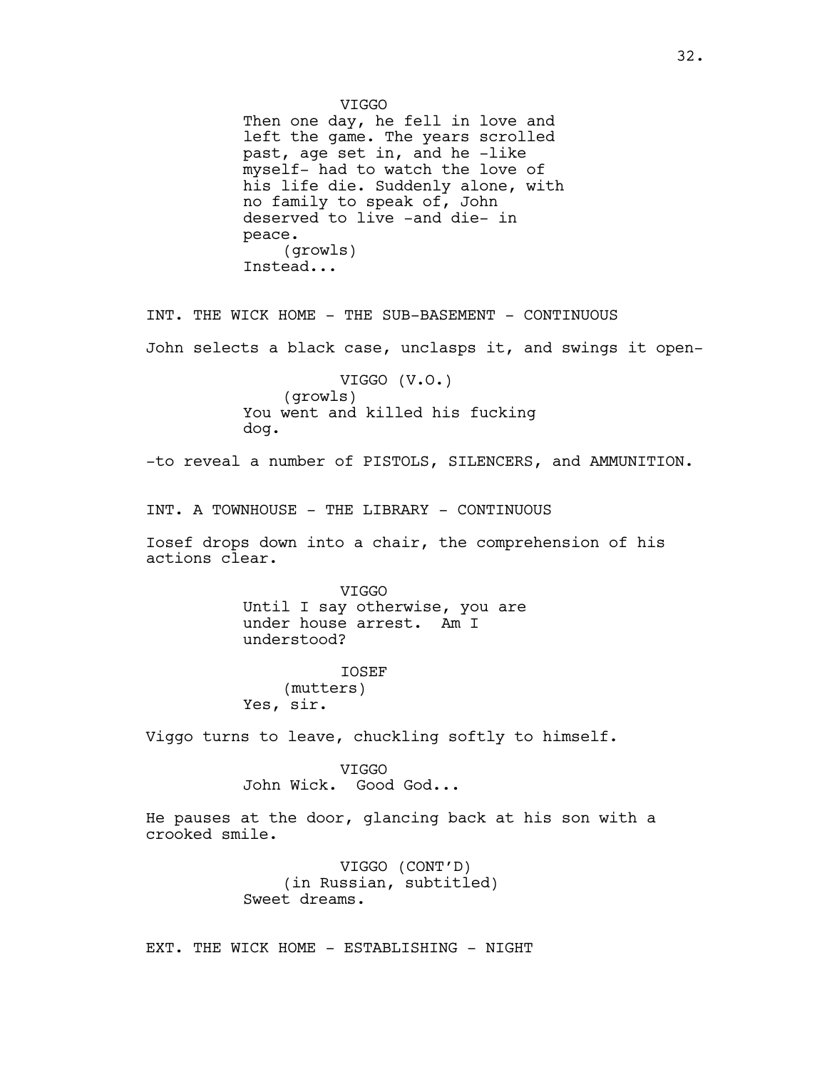VIGGO

Then one day, he fell in love and left the game. The years scrolled past, age set in, and he -like myself- had to watch the love of his life die. Suddenly alone, with no family to speak of, John deserved to live -and die- in peace.

(growls)

Instead...

INT. THE WICK HOME - THE SUB-BASEMENT - CONTINUOUS

John selects a black case, unclasps it, and swings it open-

VIGGO (V.O.)

(growls)

You went and killed his fucking dog.

-to reveal a number of PISTOLS, SILENCERS, and AMMUNITION.

INT. A TOWNHOUSE - THE LIBRARY - CONTINUOUS

Iosef drops down into a chair, the comprehension of his actions clear.

VIGGO

Until I say otherwise, you are under house arrest.  Am I understood?

IOSEF

(mutters)

Yes, sir.

Viggo turns to leave, chuckling softly to himself.

VIGGO

John Wick.  Good God...

He pauses at the door, glancing back at his son with a crooked smile.

VIGGO (CONT'D)

(in Russian, subtitled)

Sweet dreams.

EXT. THE WICK HOME - ESTABLISHING - NIGHT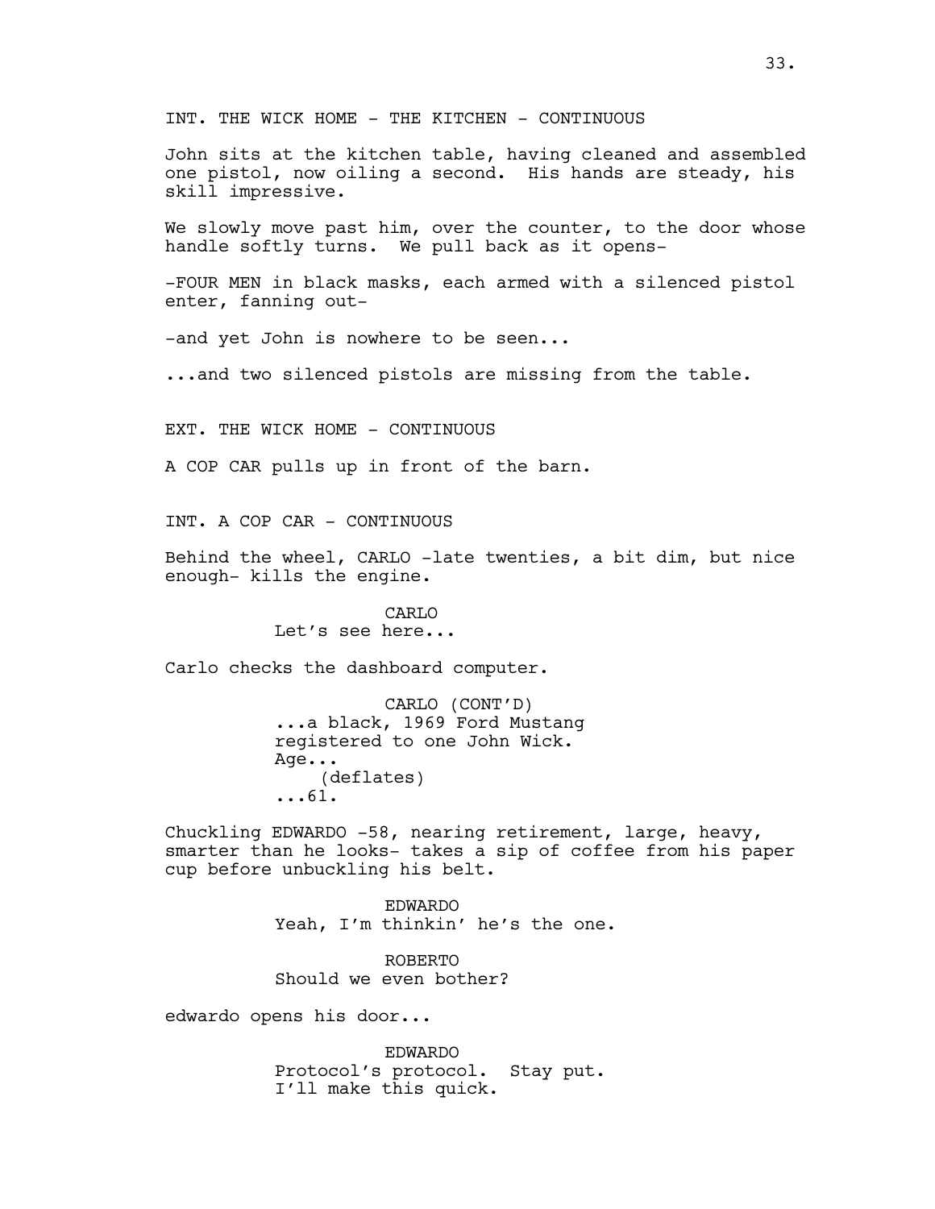INT. THE WICK HOME - THE KITCHEN - CONTINUOUS

John sits at the kitchen table, having cleaned and assembled one pistol, now oiling a second. His hands are steady, his skill impressive.

We slowly move past him, over the counter, to the door whose handle softly turns. We pull back as it opens-

-FOUR MEN in black masks, each armed with a silenced pistol enter, fanning out-

-and yet John is nowhere to be seen...

...and two silenced pistols are missing from the table.

EXT. THE WICK HOME - CONTINUOUS

A COP CAR pulls up in front of the barn.

INT. A COP CAR - CONTINUOUS

Behind the wheel, CARLO -late twenties, a bit dim, but nice enough- kills the engine.

CARLO
Let's see here...

Carlo checks the dashboard computer.

CARLO (CONT'D)
...a black, 1969 Ford Mustang registered to one John Wick. Age...
(deflates)
...61.

Chuckling EDWARDO -58, nearing retirement, large, heavy, smarter than he looks- takes a sip of coffee from his paper cup before unbuckling his belt.

EDWARDO
Yeah, I'm thinkin' he's the one.

ROBERTO
Should we even bother?

edwardo opens his door...

EDWARDO
Protocol's protocol. Stay put. I'll make this quick.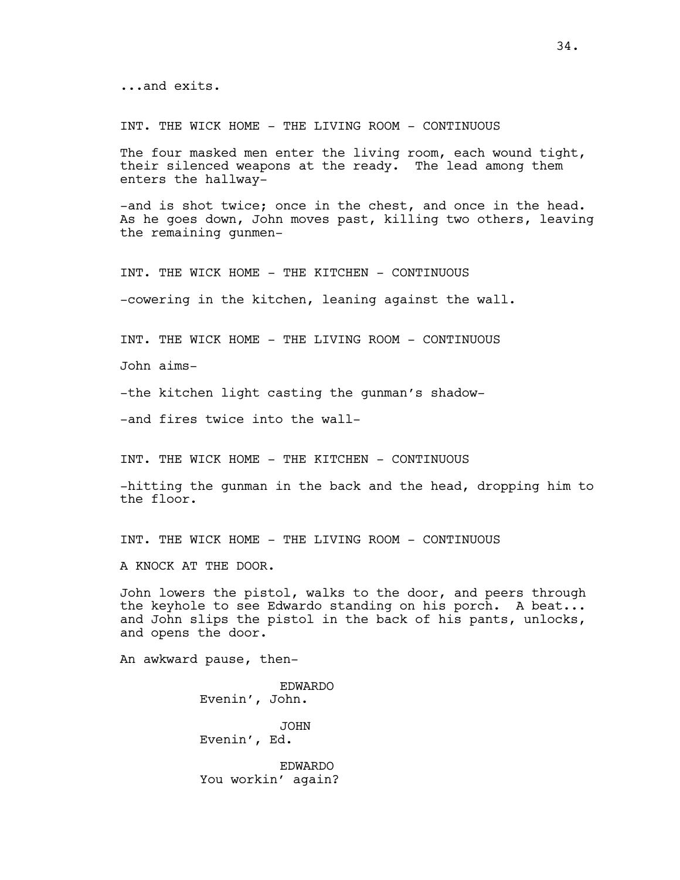...and exits.

INT. THE WICK HOME - THE LIVING ROOM - CONTINUOUS

The four masked men enter the living room, each wound tight, their silenced weapons at the ready. The lead among them enters the hallway-

-and is shot twice; once in the chest, and once in the head. As he goes down, John moves past, killing two others, leaving the remaining gunmen-

INT. THE WICK HOME - THE KITCHEN - CONTINUOUS

-cowering in the kitchen, leaning against the wall.

INT. THE WICK HOME - THE LIVING ROOM - CONTINUOUS

John aims-

-the kitchen light casting the gunman's shadow-

-and fires twice into the wall-

INT. THE WICK HOME - THE KITCHEN - CONTINUOUS

-hitting the gunman in the back and the head, dropping him to the floor.

INT. THE WICK HOME - THE LIVING ROOM - CONTINUOUS

A KNOCK AT THE DOOR.

John lowers the pistol, walks to the door, and peers through the keyhole to see Edwardo standing on his porch. A beat... and John slips the pistol in the back of his pants, unlocks, and opens the door.

An awkward pause, then-

EDWARDO
Evenin', John.

JOHN
Evenin', Ed.

EDWARDO
You workin' again?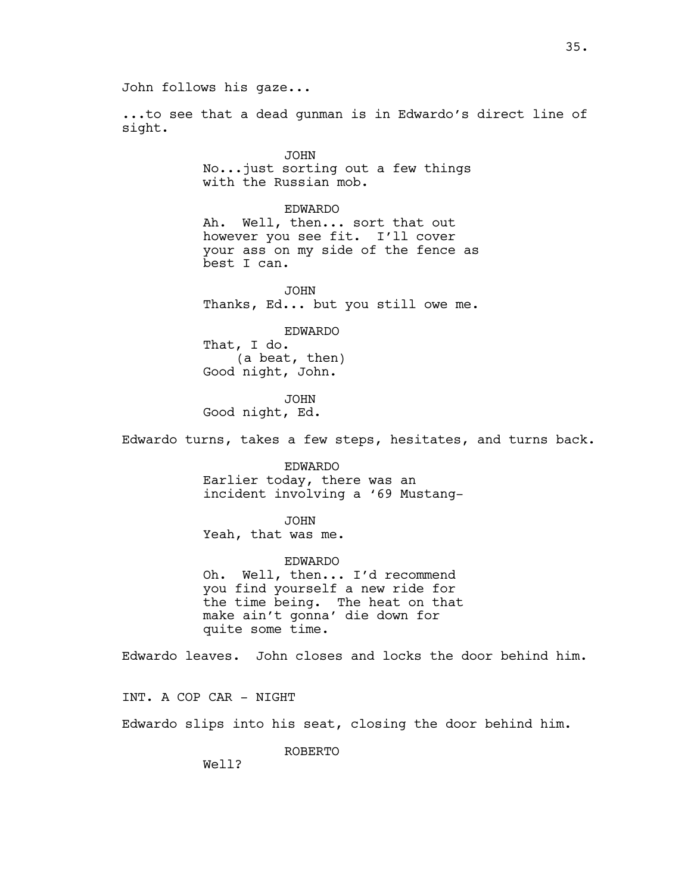John follows his gaze...

...to see that a dead gunman is in Edwardo's direct line of sight.

JOHN
No...just sorting out a few things with the Russian mob.

EDWARDO
Ah. Well, then... sort that out however you see fit. I'll cover your ass on my side of the fence as best I can.

JOHN
Thanks, Ed... but you still owe me.

EDWARDO
That, I do.
(a beat, then)
Good night, John.

JOHN
Good night, Ed.

Edwardo turns, takes a few steps, hesitates, and turns back.

EDWARDO
Earlier today, there was an incident involving a '69 Mustang-

JOHN
Yeah, that was me.

EDWARDO
Oh. Well, then... I'd recommend you find yourself a new ride for the time being. The heat on that make ain't gonna' die down for quite some time.

Edwardo leaves. John closes and locks the door behind him.

INT. A COP CAR - NIGHT

Edwardo slips into his seat, closing the door behind him.

ROBERTO
Well?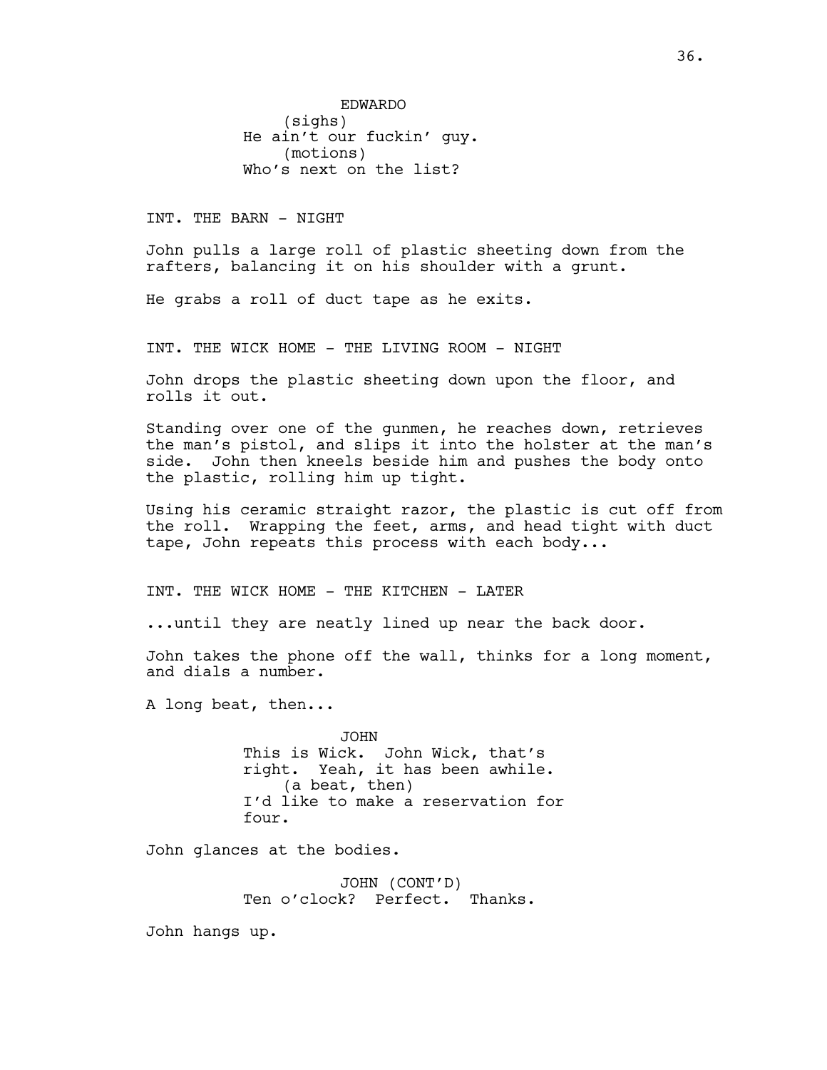EDWARDO
(sighs)
He ain't our fuckin' guy.
(motions)
Who's next on the list?

INT. THE BARN - NIGHT

John pulls a large roll of plastic sheeting down from the rafters, balancing it on his shoulder with a grunt.

He grabs a roll of duct tape as he exits.

INT. THE WICK HOME - THE LIVING ROOM - NIGHT

John drops the plastic sheeting down upon the floor, and rolls it out.

Standing over one of the gunmen, he reaches down, retrieves the man's pistol, and slips it into the holster at the man's side. John then kneels beside him and pushes the body onto the plastic, rolling him up tight.

Using his ceramic straight razor, the plastic is cut off from the roll. Wrapping the feet, arms, and head tight with duct tape, John repeats this process with each body...

INT. THE WICK HOME - THE KITCHEN - LATER

...until they are neatly lined up near the back door.

John takes the phone off the wall, thinks for a long moment, and dials a number.

A long beat, then...

JOHN
This is Wick. John Wick, that's right. Yeah, it has been awhile.
(a beat, then)
I'd like to make a reservation for four.

John glances at the bodies.

JOHN (CONT'D)
Ten o'clock? Perfect. Thanks.

John hangs up.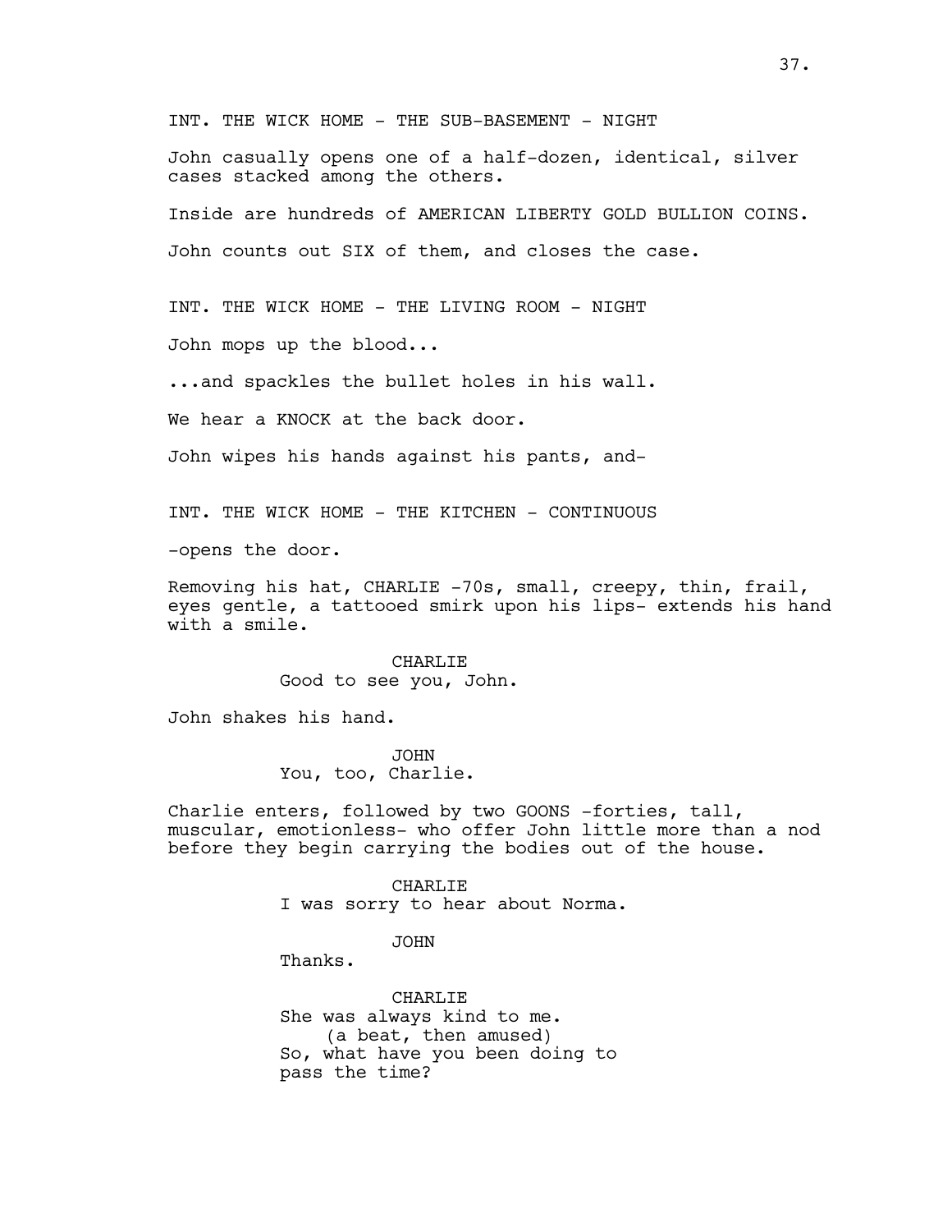INT. THE WICK HOME - THE SUB-BASEMENT - NIGHT

John casually opens one of a half-dozen, identical, silver cases stacked among the others.

Inside are hundreds of AMERICAN LIBERTY GOLD BULLION COINS.

John counts out SIX of them, and closes the case.

INT. THE WICK HOME - THE LIVING ROOM - NIGHT

John mops up the blood...

...and spackles the bullet holes in his wall.

We hear a KNOCK at the back door.

John wipes his hands against his pants, and-

INT. THE WICK HOME - THE KITCHEN - CONTINUOUS

-opens the door.

Removing his hat, CHARLIE -70s, small, creepy, thin, frail, eyes gentle, a tattooed smirk upon his lips- extends his hand with a smile.

CHARLIE
Good to see you, John.

John shakes his hand.

JOHN
You, too, Charlie.

Charlie enters, followed by two GOONS -forties, tall, muscular, emotionless- who offer John little more than a nod before they begin carrying the bodies out of the house.

CHARLIE
I was sorry to hear about Norma.

JOHN
Thanks.

CHARLIE
She was always kind to me.
(a beat, then amused)
So, what have you been doing to pass the time?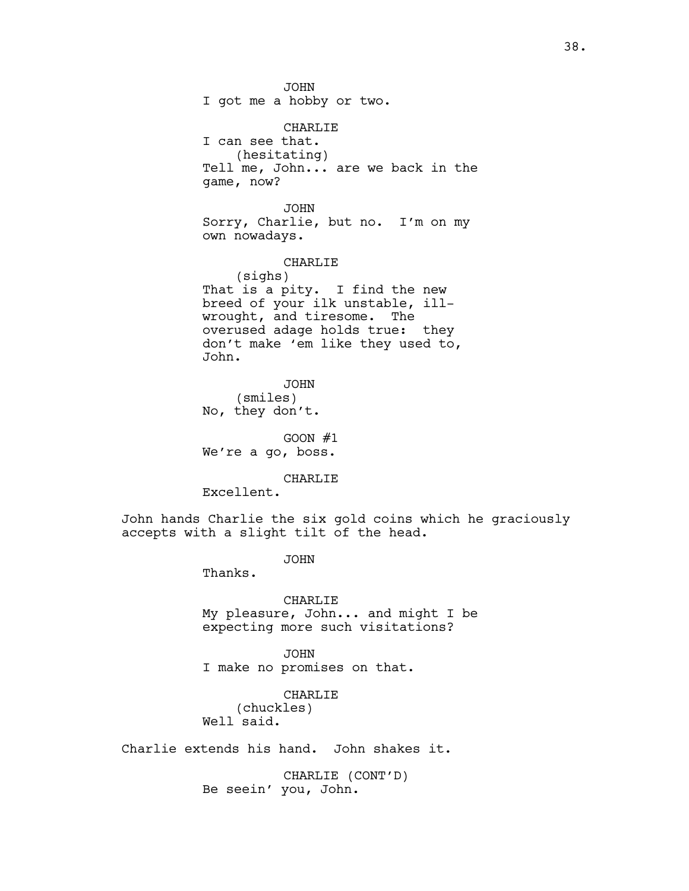JOHN
I got me a hobby or two.

CHARLIE
I can see that.
(hesitating)
Tell me, John... are we back in the game, now?

JOHN
Sorry, Charlie, but no. I'm on my own nowadays.

CHARLIE
(sighs)
That is a pity. I find the new breed of your ilk unstable, ill-wrought, and tiresome. The overused adage holds true: they don't make 'em like they used to, John.

JOHN
(smiles)
No, they don't.

GOON #1
We're a go, boss.

CHARLIE
Excellent.

John hands Charlie the six gold coins which he graciously accepts with a slight tilt of the head.

JOHN
Thanks.

CHARLIE
My pleasure, John... and might I be expecting more such visitations?

JOHN
I make no promises on that.

CHARLIE
(chuckles)
Well said.

Charlie extends his hand. John shakes it.

CHARLIE (CONT'D)
Be seein' you, John.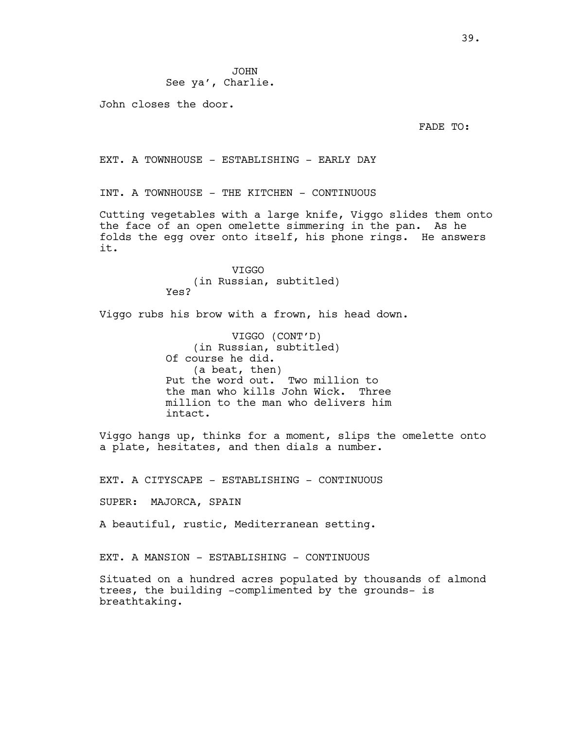JOHN
See ya', Charlie.

John closes the door.

FADE TO:

EXT. A TOWNHOUSE - ESTABLISHING - EARLY DAY

INT. A TOWNHOUSE - THE KITCHEN - CONTINUOUS

Cutting vegetables with a large knife, Viggo slides them onto the face of an open omelette simmering in the pan. As he folds the egg over onto itself, his phone rings. He answers it.

VIGGO
(in Russian, subtitled)
Yes?

Viggo rubs his brow with a frown, his head down.

VIGGO (CONT'D)
(in Russian, subtitled)
Of course he did.
(a beat, then)
Put the word out. Two million to the man who kills John Wick. Three million to the man who delivers him intact.

Viggo hangs up, thinks for a moment, slips the omelette onto a plate, hesitates, and then dials a number.

EXT. A CITYSCAPE - ESTABLISHING - CONTINUOUS

SUPER: MAJORCA, SPAIN

A beautiful, rustic, Mediterranean setting.

EXT. A MANSION - ESTABLISHING - CONTINUOUS

Situated on a hundred acres populated by thousands of almond trees, the building -complimented by the grounds- is breathtaking.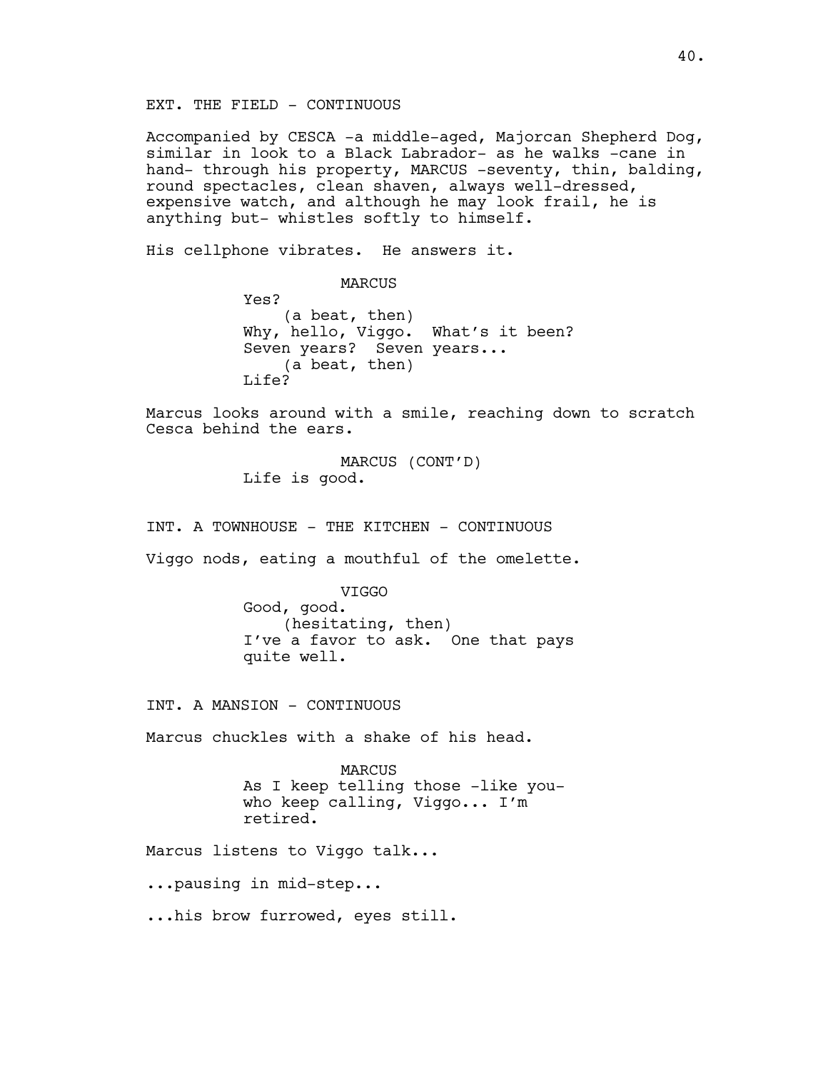EXT. THE FIELD - CONTINUOUS

Accompanied by CESCA -a middle-aged, Majorcan Shepherd Dog, similar in look to a Black Labrador- as he walks -cane in hand- through his property, MARCUS -seventy, thin, balding, round spectacles, clean shaven, always well-dressed, expensive watch, and although he may look frail, he is anything but- whistles softly to himself.

His cellphone vibrates. He answers it.

MARCUS
Yes?
(a beat, then)
Why, hello, Viggo. What's it been? Seven years? Seven years...
(a beat, then)
Life?

Marcus looks around with a smile, reaching down to scratch Cesca behind the ears.

MARCUS (CONT'D)
Life is good.

INT. A TOWNHOUSE - THE KITCHEN - CONTINUOUS

Viggo nods, eating a mouthful of the omelette.

VIGGO
Good, good.
(hesitating, then)
I've a favor to ask. One that pays quite well.

INT. A MANSION - CONTINUOUS

Marcus chuckles with a shake of his head.

MARCUS
As I keep telling those -like you- who keep calling, Viggo... I'm retired.

Marcus listens to Viggo talk...

...pausing in mid-step...

...his brow furrowed, eyes still.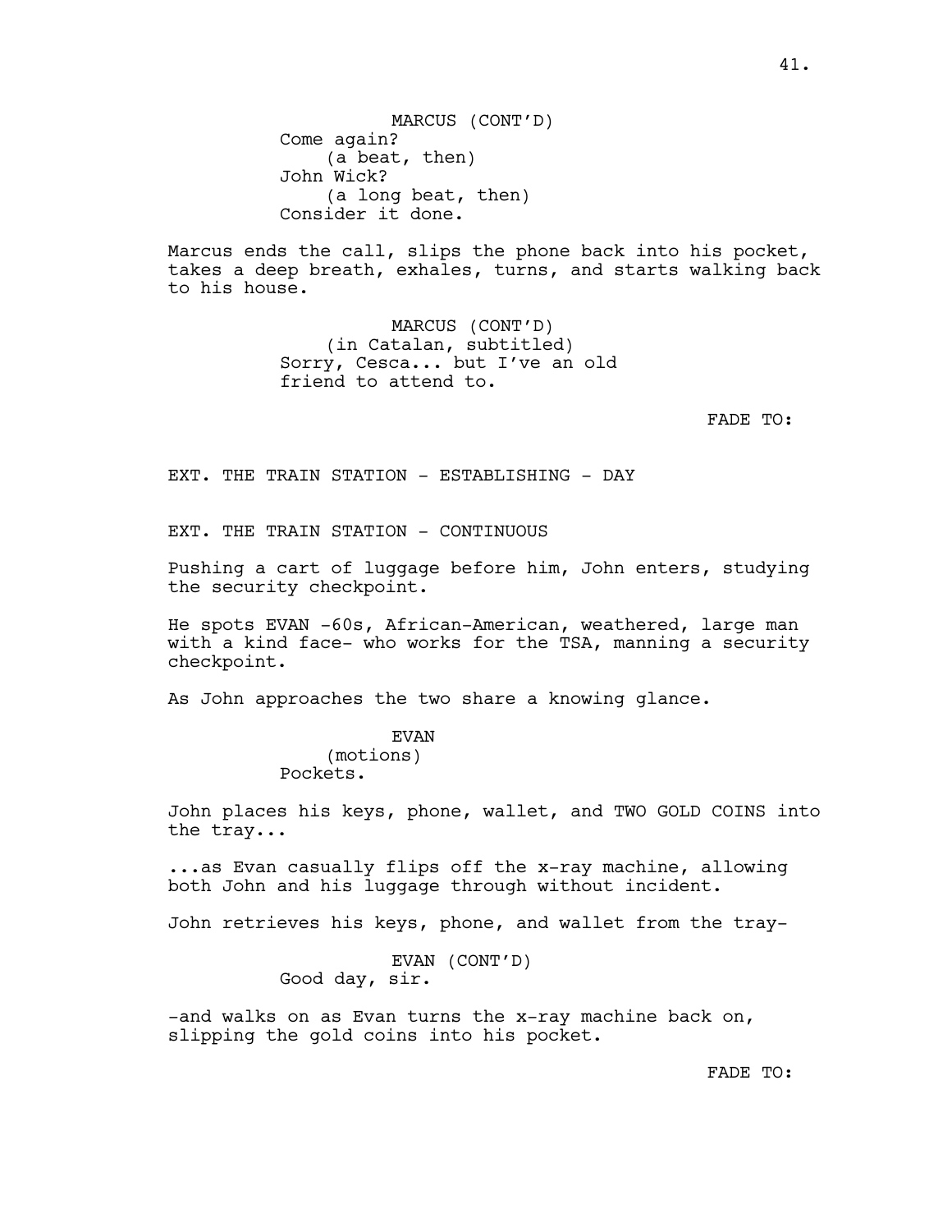MARCUS (CONT'D)
Come again?
(a beat, then)
John Wick?
(a long beat, then)
Consider it done.

Marcus ends the call, slips the phone back into his pocket, takes a deep breath, exhales, turns, and starts walking back to his house.

MARCUS (CONT'D)
(in Catalan, subtitled)
Sorry, Cesca... but I've an old friend to attend to.

FADE TO:

EXT. THE TRAIN STATION - ESTABLISHING - DAY

EXT. THE TRAIN STATION - CONTINUOUS

Pushing a cart of luggage before him, John enters, studying the security checkpoint.

He spots EVAN -60s, African-American, weathered, large man with a kind face- who works for the TSA, manning a security checkpoint.

As John approaches the two share a knowing glance.

EVAN
(motions)
Pockets.

John places his keys, phone, wallet, and TWO GOLD COINS into the tray...

...as Evan casually flips off the x-ray machine, allowing both John and his luggage through without incident.

John retrieves his keys, phone, and wallet from the tray-

EVAN (CONT'D)
Good day, sir.

-and walks on as Evan turns the x-ray machine back on, slipping the gold coins into his pocket.

FADE TO: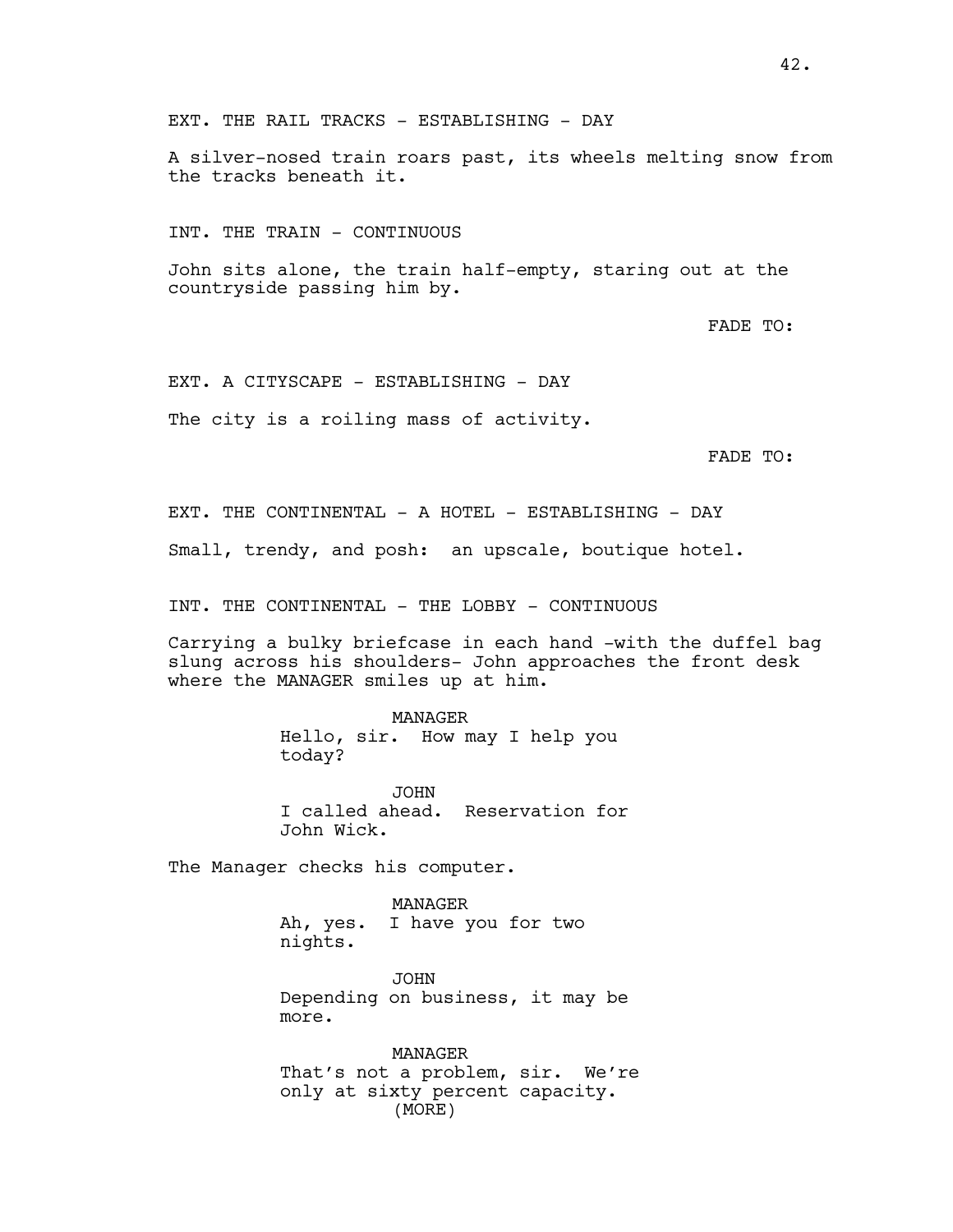EXT. THE RAIL TRACKS - ESTABLISHING - DAY

A silver-nosed train roars past, its wheels melting snow from the tracks beneath it.

INT. THE TRAIN - CONTINUOUS

John sits alone, the train half-empty, staring out at the countryside passing him by.

FADE TO:

EXT. A CITYSCAPE - ESTABLISHING - DAY

The city is a roiling mass of activity.

FADE TO:

EXT. THE CONTINENTAL - A HOTEL - ESTABLISHING - DAY

Small, trendy, and posh: an upscale, boutique hotel.

INT. THE CONTINENTAL - THE LOBBY - CONTINUOUS

Carrying a bulky briefcase in each hand -with the duffel bag slung across his shoulders- John approaches the front desk where the MANAGER smiles up at him.

MANAGER
Hello, sir. How may I help you today?

JOHN
I called ahead. Reservation for John Wick.

The Manager checks his computer.

MANAGER
Ah, yes. I have you for two nights.

JOHN
Depending on business, it may be more.

MANAGER
That's not a problem, sir. We're only at sixty percent capacity.
(MORE)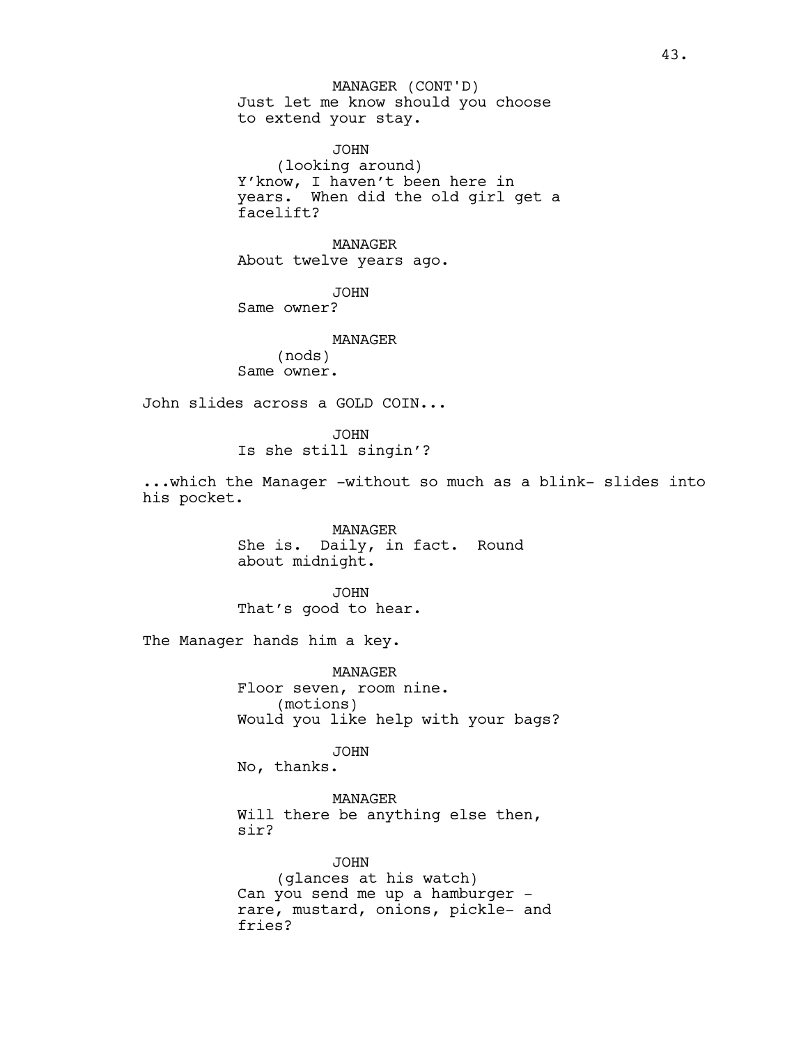MANAGER (CONT'D)
Just let me know should you choose to extend your stay.

JOHN
(looking around)
Y'know, I haven't been here in years. When did the old girl get a facelift?

MANAGER
About twelve years ago.

JOHN
Same owner?

MANAGER
(nods)
Same owner.

John slides across a GOLD COIN...

JOHN
Is she still singin'?

...which the Manager -without so much as a blink- slides into his pocket.

MANAGER
She is. Daily, in fact. Round about midnight.

JOHN
That's good to hear.

The Manager hands him a key.

MANAGER
Floor seven, room nine.
(motions)
Would you like help with your bags?

JOHN
No, thanks.

MANAGER
Will there be anything else then, sir?

JOHN
(glances at his watch)
Can you send me up a hamburger -rare, mustard, onions, pickle- and fries?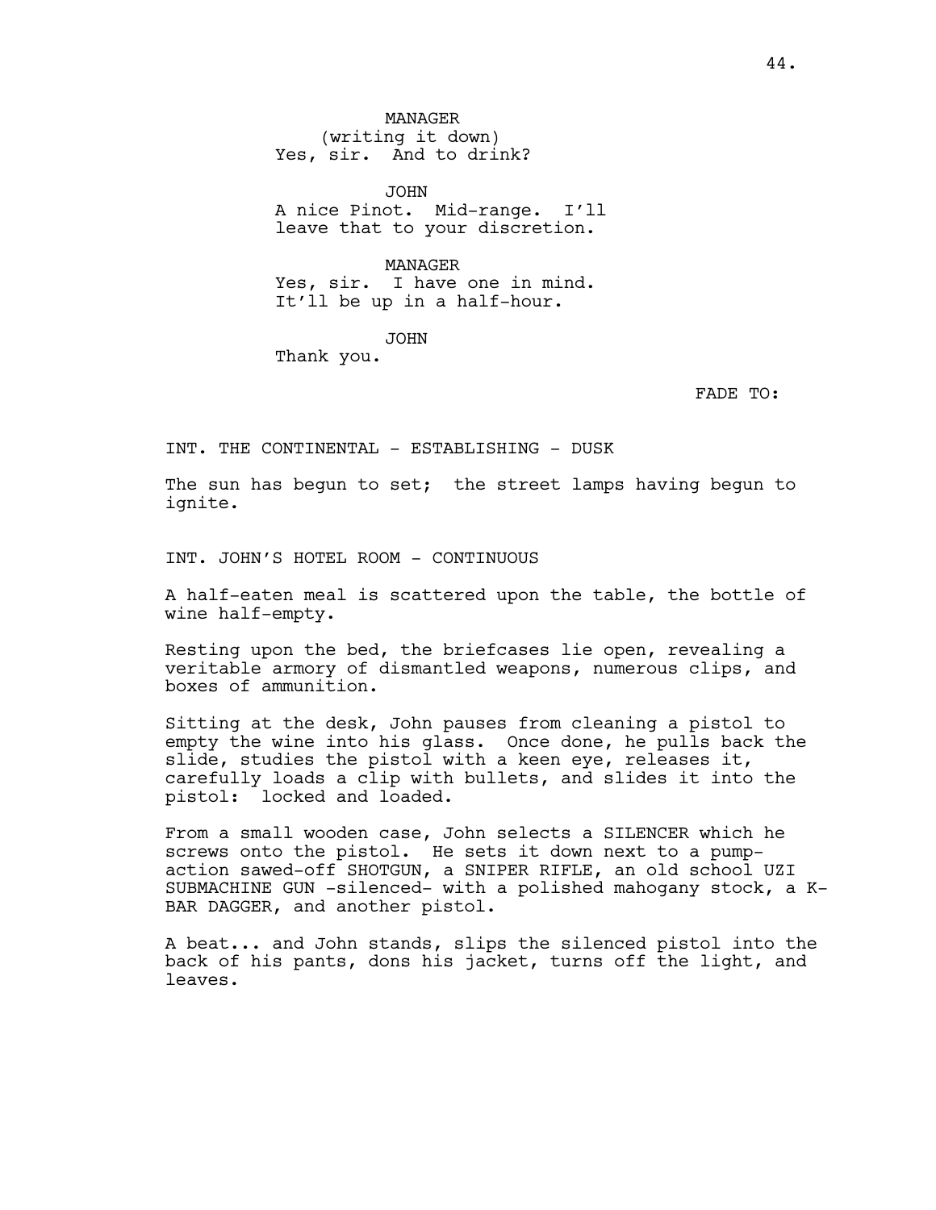MANAGER
(writing it down)
Yes, sir. And to drink?

JOHN
A nice Pinot. Mid-range. I'll leave that to your discretion.

MANAGER
Yes, sir. I have one in mind. It'll be up in a half-hour.

JOHN
Thank you.

FADE TO:

INT. THE CONTINENTAL - ESTABLISHING - DUSK

The sun has begun to set; the street lamps having begun to ignite.

INT. JOHN'S HOTEL ROOM - CONTINUOUS

A half-eaten meal is scattered upon the table, the bottle of wine half-empty.

Resting upon the bed, the briefcases lie open, revealing a veritable armory of dismantled weapons, numerous clips, and boxes of ammunition.

Sitting at the desk, John pauses from cleaning a pistol to empty the wine into his glass. Once done, he pulls back the slide, studies the pistol with a keen eye, releases it, carefully loads a clip with bullets, and slides it into the pistol: locked and loaded.

From a small wooden case, John selects a SILENCER which he screws onto the pistol. He sets it down next to a pump-action sawed-off SHOTGUN, a SNIPER RIFLE, an old school UZI SUBMACHINE GUN -silenced- with a polished mahogany stock, a K-BAR DAGGER, and another pistol.

A beat... and John stands, slips the silenced pistol into the back of his pants, dons his jacket, turns off the light, and leaves.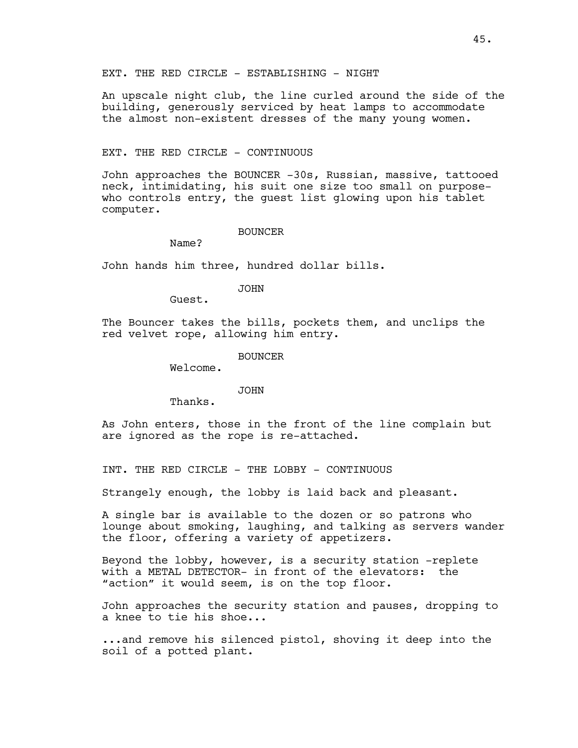EXT. THE RED CIRCLE - ESTABLISHING - NIGHT

An upscale night club, the line curled around the side of the building, generously serviced by heat lamps to accommodate the almost non-existent dresses of the many young women.

EXT. THE RED CIRCLE - CONTINUOUS

John approaches the BOUNCER -30s, Russian, massive, tattooed neck, intimidating, his suit one size too small on purpose- who controls entry, the guest list glowing upon his tablet computer.

BOUNCER
Name?

John hands him three, hundred dollar bills.

JOHN
Guest.

The Bouncer takes the bills, pockets them, and unclips the red velvet rope, allowing him entry.

BOUNCER
Welcome.

JOHN
Thanks.

As John enters, those in the front of the line complain but are ignored as the rope is re-attached.

INT. THE RED CIRCLE - THE LOBBY - CONTINUOUS

Strangely enough, the lobby is laid back and pleasant.

A single bar is available to the dozen or so patrons who lounge about smoking, laughing, and talking as servers wander the floor, offering a variety of appetizers.

Beyond the lobby, however, is a security station -replete with a METAL DETECTOR- in front of the elevators: the "action" it would seem, is on the top floor.

John approaches the security station and pauses, dropping to a knee to tie his shoe...

...and remove his silenced pistol, shoving it deep into the soil of a potted plant.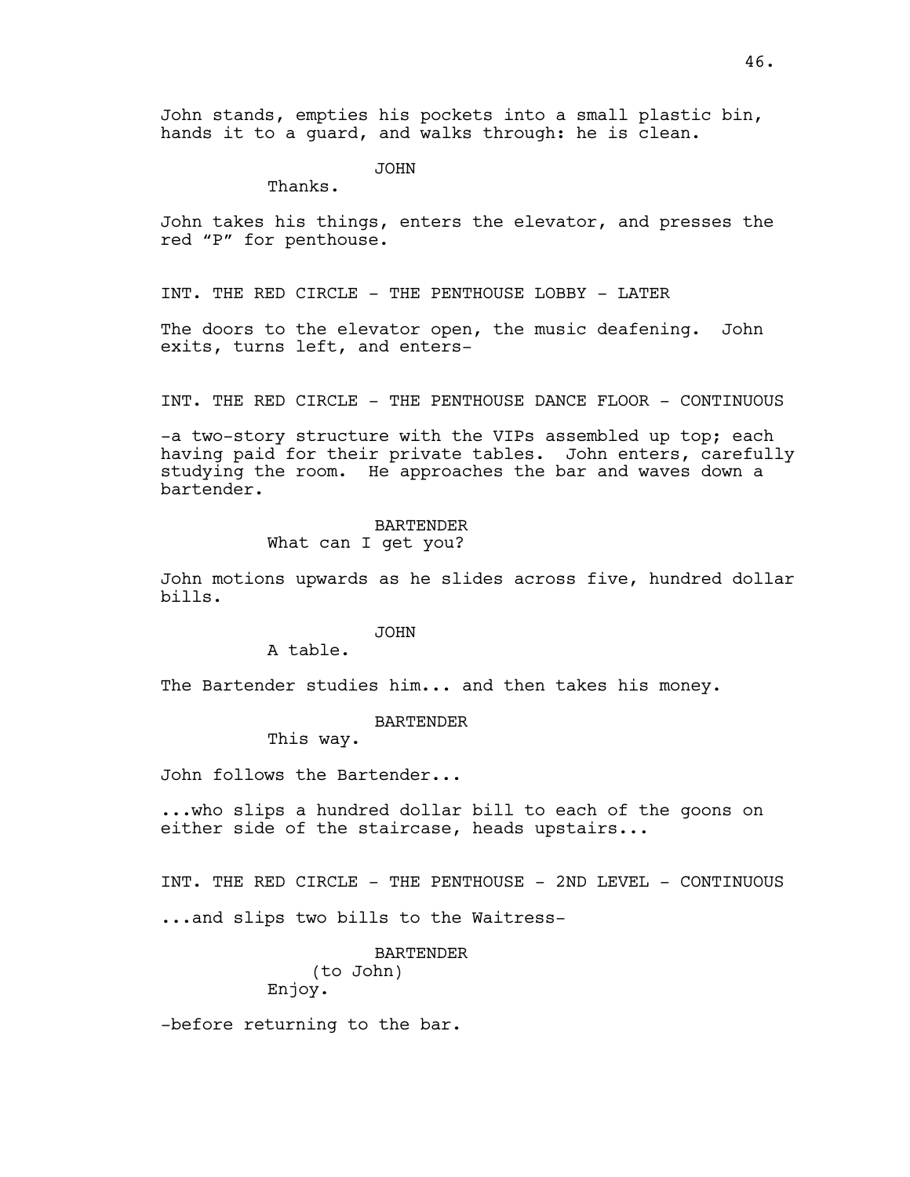John stands, empties his pockets into a small plastic bin, hands it to a guard, and walks through: he is clean.

JOHN
Thanks.

John takes his things, enters the elevator, and presses the red "P" for penthouse.

INT. THE RED CIRCLE - THE PENTHOUSE LOBBY - LATER

The doors to the elevator open, the music deafening. John exits, turns left, and enters-

INT. THE RED CIRCLE - THE PENTHOUSE DANCE FLOOR - CONTINUOUS

-a two-story structure with the VIPs assembled up top; each having paid for their private tables. John enters, carefully studying the room. He approaches the bar and waves down a bartender.

BARTENDER
What can I get you?

John motions upwards as he slides across five, hundred dollar bills.

JOHN
A table.

The Bartender studies him... and then takes his money.

BARTENDER
This way.

John follows the Bartender...

...who slips a hundred dollar bill to each of the goons on either side of the staircase, heads upstairs...

INT. THE RED CIRCLE - THE PENTHOUSE - 2ND LEVEL - CONTINUOUS

...and slips two bills to the Waitress-

BARTENDER
(to John)
Enjoy.

-before returning to the bar.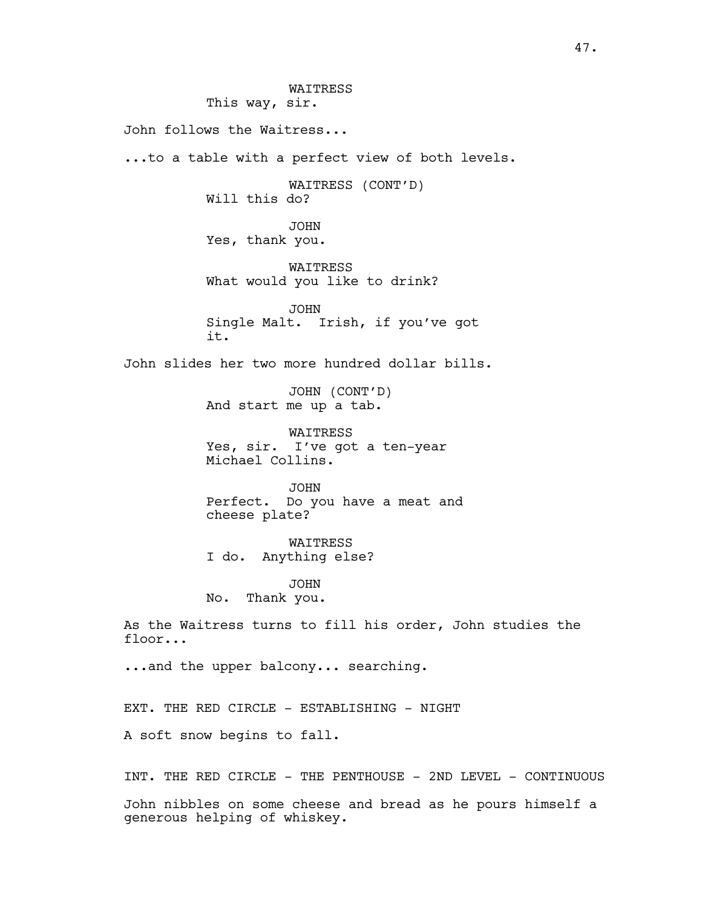WAITRESS
This way, sir.

John follows the Waitress...

...to a table with a perfect view of both levels.

WAITRESS (CONT'D)
Will this do?

JOHN
Yes, thank you.

WAITRESS
What would you like to drink?

JOHN
Single Malt. Irish, if you've got it.

John slides her two more hundred dollar bills.

JOHN (CONT'D)
And start me up a tab.

WAITRESS
Yes, sir. I've got a ten-year Michael Collins.

JOHN
Perfect. Do you have a meat and cheese plate?

WAITRESS
I do. Anything else?

JOHN
No. Thank you.

As the Waitress turns to fill his order, John studies the floor...

...and the upper balcony... searching.

EXT. THE RED CIRCLE - ESTABLISHING - NIGHT

A soft snow begins to fall.

INT. THE RED CIRCLE - THE PENTHOUSE - 2ND LEVEL - CONTINUOUS

John nibbles on some cheese and bread as he pours himself a generous helping of whiskey.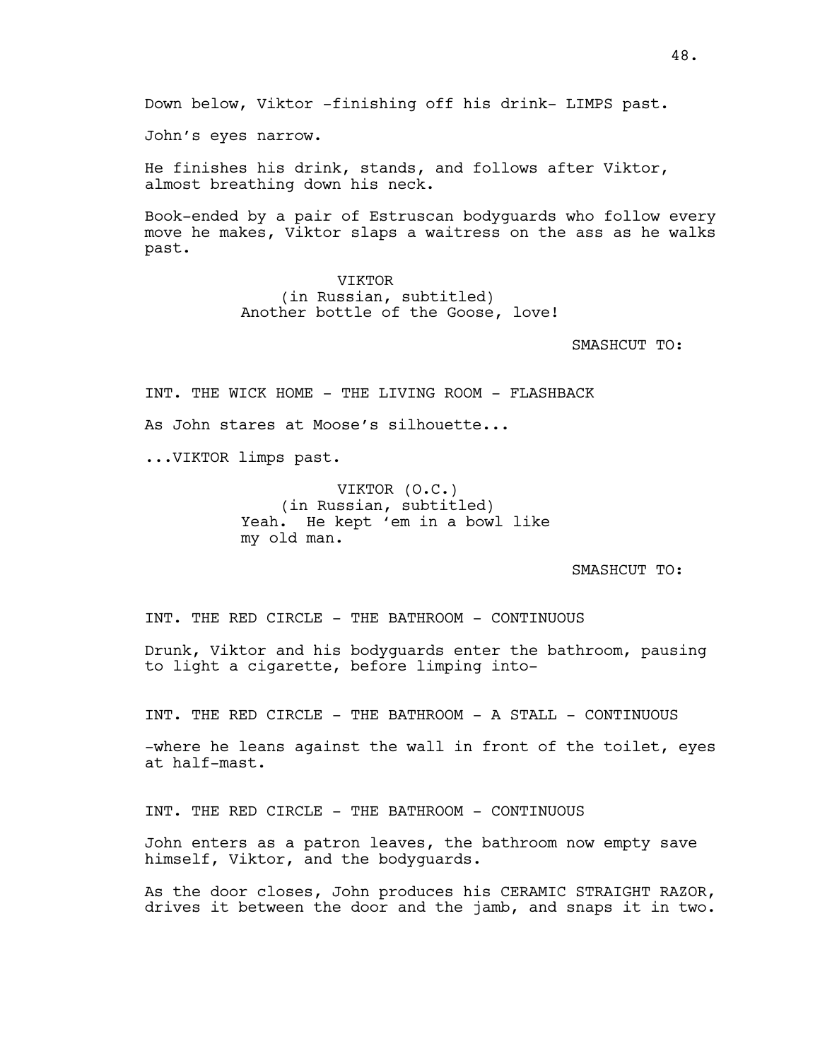Down below, Viktor -finishing off his drink- LIMPS past.

John's eyes narrow.

He finishes his drink, stands, and follows after Viktor, almost breathing down his neck.

Book-ended by a pair of Estruscan bodyguards who follow every move he makes, Viktor slaps a waitress on the ass as he walks past.

VIKTOR
(in Russian, subtitled)
Another bottle of the Goose, love!

SMASHCUT TO:

INT. THE WICK HOME - THE LIVING ROOM - FLASHBACK

As John stares at Moose's silhouette...

...VIKTOR limps past.

VIKTOR (O.C.)
(in Russian, subtitled)
Yeah. He kept 'em in a bowl like my old man.

SMASHCUT TO:

INT. THE RED CIRCLE - THE BATHROOM - CONTINUOUS

Drunk, Viktor and his bodyguards enter the bathroom, pausing to light a cigarette, before limping into-

INT. THE RED CIRCLE - THE BATHROOM - A STALL - CONTINUOUS

-where he leans against the wall in front of the toilet, eyes at half-mast.

INT. THE RED CIRCLE - THE BATHROOM - CONTINUOUS

John enters as a patron leaves, the bathroom now empty save himself, Viktor, and the bodyguards.

As the door closes, John produces his CERAMIC STRAIGHT RAZOR, drives it between the door and the jamb, and snaps it in two.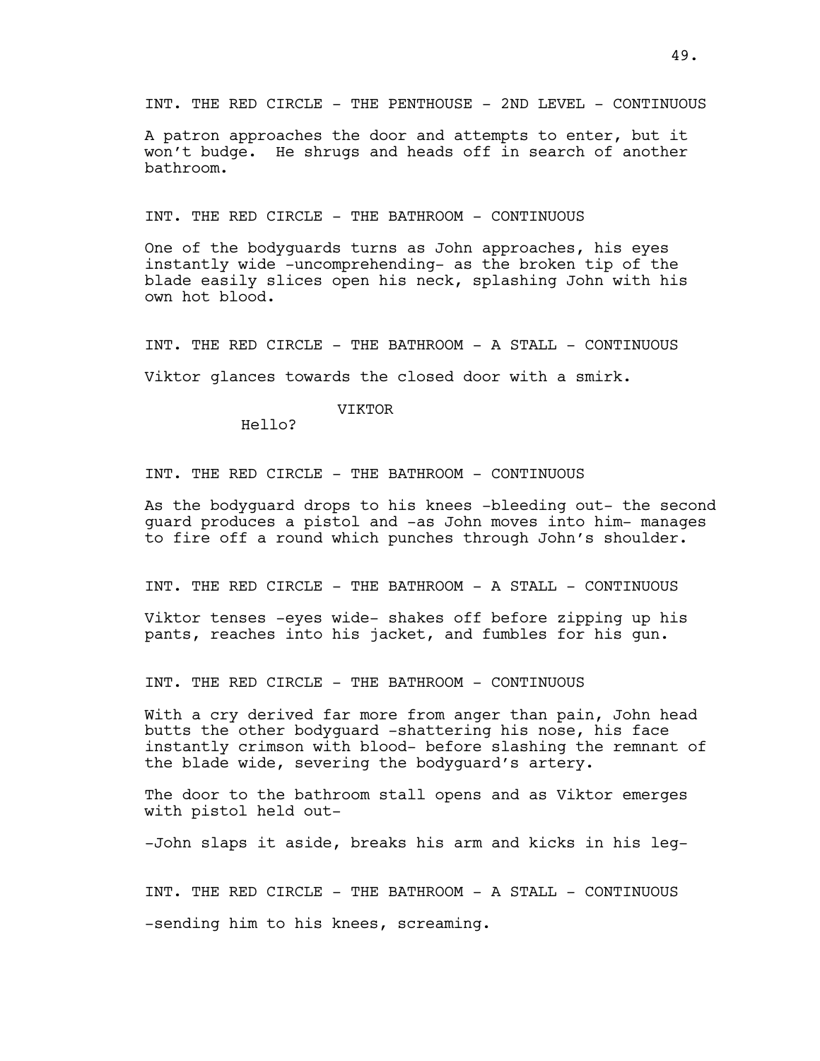INT. THE RED CIRCLE - THE PENTHOUSE - 2ND LEVEL - CONTINUOUS

A patron approaches the door and attempts to enter, but it won't budge. He shrugs and heads off in search of another bathroom.

INT. THE RED CIRCLE - THE BATHROOM - CONTINUOUS

One of the bodyguards turns as John approaches, his eyes instantly wide -uncomprehending- as the broken tip of the blade easily slices open his neck, splashing John with his own hot blood.

INT. THE RED CIRCLE - THE BATHROOM - A STALL - CONTINUOUS

Viktor glances towards the closed door with a smirk.

VIKTOR

Hello?

INT. THE RED CIRCLE - THE BATHROOM - CONTINUOUS

As the bodyguard drops to his knees -bleeding out- the second guard produces a pistol and -as John moves into him- manages to fire off a round which punches through John's shoulder.

INT. THE RED CIRCLE - THE BATHROOM - A STALL - CONTINUOUS

Viktor tenses -eyes wide- shakes off before zipping up his pants, reaches into his jacket, and fumbles for his gun.

INT. THE RED CIRCLE - THE BATHROOM - CONTINUOUS

With a cry derived far more from anger than pain, John head butts the other bodyguard -shattering his nose, his face instantly crimson with blood- before slashing the remnant of the blade wide, severing the bodyguard's artery.

The door to the bathroom stall opens and as Viktor emerges with pistol held out-

-John slaps it aside, breaks his arm and kicks in his leg-

INT. THE RED CIRCLE - THE BATHROOM - A STALL - CONTINUOUS

-sending him to his knees, screaming.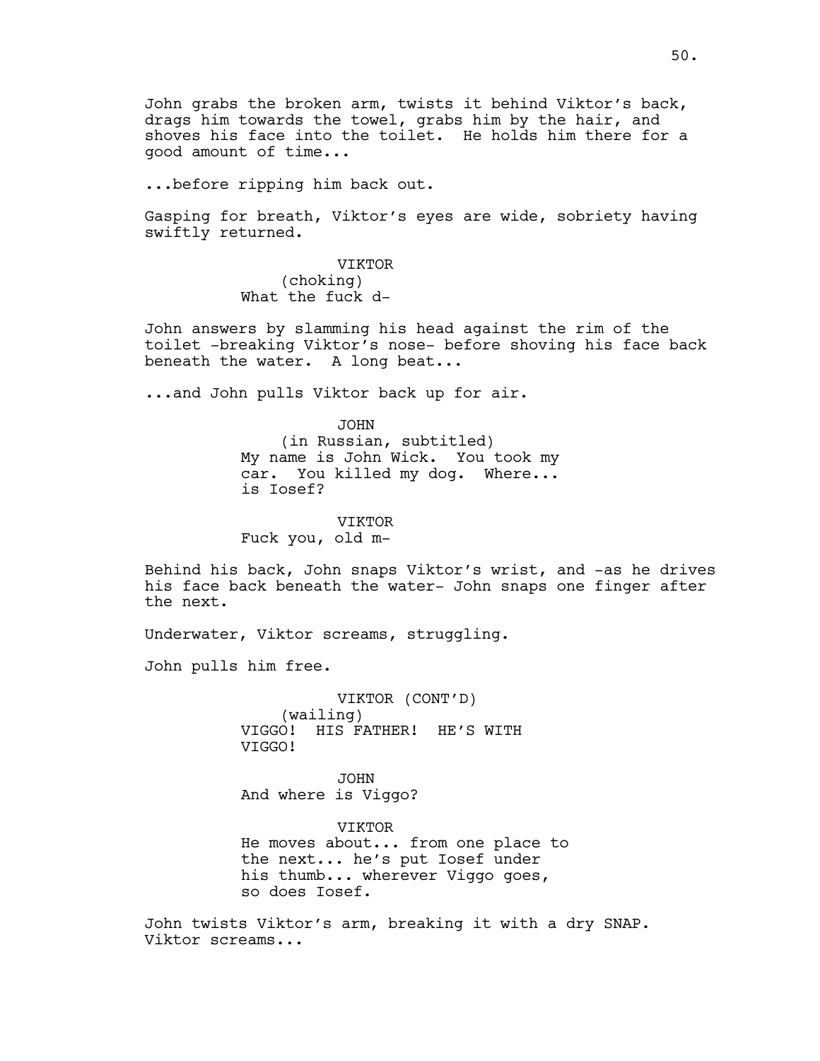John grabs the broken arm, twists it behind Viktor's back, drags him towards the towel, grabs him by the hair, and shoves his face into the toilet. He holds him there for a good amount of time...

...before ripping him back out.

Gasping for breath, Viktor's eyes are wide, sobriety having swiftly returned.

VIKTOR
(choking)
What the fuck d-

John answers by slamming his head against the rim of the toilet -breaking Viktor's nose- before shoving his face back beneath the water. A long beat...

...and John pulls Viktor back up for air.

JOHN
(in Russian, subtitled)
My name is John Wick. You took my car. You killed my dog. Where... is Iosef?

VIKTOR
Fuck you, old m-

Behind his back, John snaps Viktor's wrist, and -as he drives his face back beneath the water- John snaps one finger after the next.

Underwater, Viktor screams, struggling.

John pulls him free.

VIKTOR (CONT'D)
(wailing)
VIGGO! HIS FATHER! HE'S WITH VIGGO!

JOHN
And where is Viggo?

VIKTOR
He moves about... from one place to the next... he's put Iosef under his thumb... wherever Viggo goes, so does Iosef.

John twists Viktor's arm, breaking it with a dry SNAP. Viktor screams...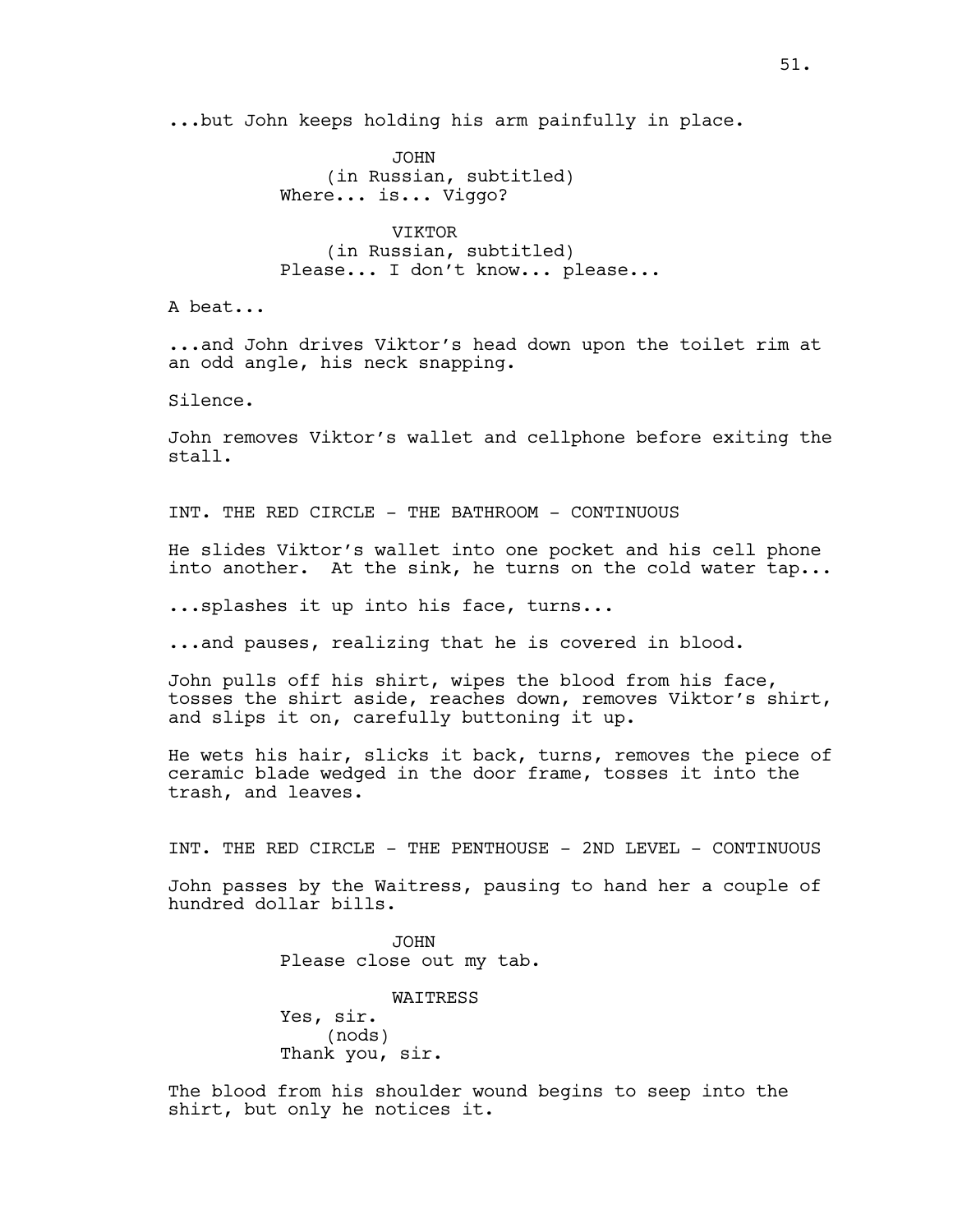...but John keeps holding his arm painfully in place.

JOHN
(in Russian, subtitled)
Where... is... Viggo?

VIKTOR
(in Russian, subtitled)
Please... I don't know... please...

A beat...

...and John drives Viktor's head down upon the toilet rim at an odd angle, his neck snapping.

Silence.

John removes Viktor's wallet and cellphone before exiting the stall.

INT. THE RED CIRCLE - THE BATHROOM - CONTINUOUS

He slides Viktor's wallet into one pocket and his cell phone into another. At the sink, he turns on the cold water tap...

...splashes it up into his face, turns...

...and pauses, realizing that he is covered in blood.

John pulls off his shirt, wipes the blood from his face, tosses the shirt aside, reaches down, removes Viktor's shirt, and slips it on, carefully buttoning it up.

He wets his hair, slicks it back, turns, removes the piece of ceramic blade wedged in the door frame, tosses it into the trash, and leaves.

INT. THE RED CIRCLE - THE PENTHOUSE - 2ND LEVEL - CONTINUOUS

John passes by the Waitress, pausing to hand her a couple of hundred dollar bills.

JOHN
Please close out my tab.

WAITRESS
Yes, sir.
(nods)
Thank you, sir.

The blood from his shoulder wound begins to seep into the shirt, but only he notices it.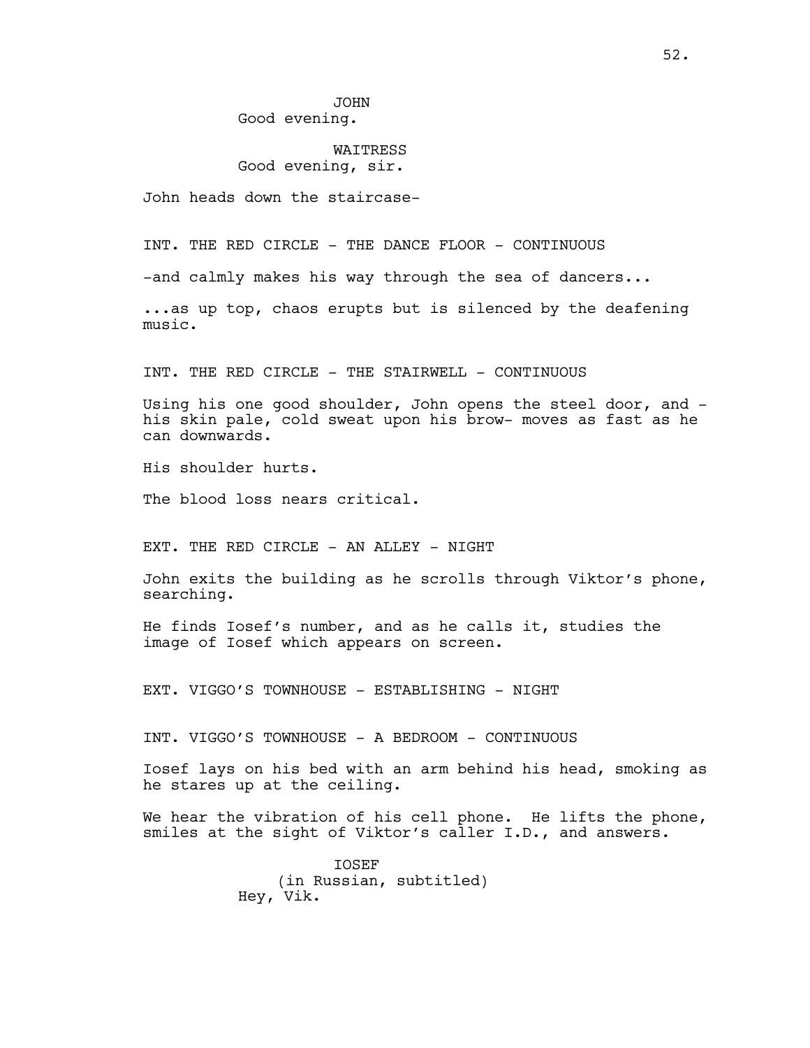JOHN
Good evening.

WAITRESS
Good evening, sir.

John heads down the staircase-

INT. THE RED CIRCLE - THE DANCE FLOOR - CONTINUOUS

-and calmly makes his way through the sea of dancers...

...as up top, chaos erupts but is silenced by the deafening music.

INT. THE RED CIRCLE - THE STAIRWELL - CONTINUOUS

Using his one good shoulder, John opens the steel door, and -his skin pale, cold sweat upon his brow- moves as fast as he can downwards.

His shoulder hurts.

The blood loss nears critical.

EXT. THE RED CIRCLE - AN ALLEY - NIGHT

John exits the building as he scrolls through Viktor's phone, searching.

He finds Iosef's number, and as he calls it, studies the image of Iosef which appears on screen.

EXT. VIGGO'S TOWNHOUSE - ESTABLISHING - NIGHT

INT. VIGGO'S TOWNHOUSE - A BEDROOM - CONTINUOUS

Iosef lays on his bed with an arm behind his head, smoking as he stares up at the ceiling.

We hear the vibration of his cell phone. He lifts the phone, smiles at the sight of Viktor's caller I.D., and answers.

IOSEF
(in Russian, subtitled)
Hey, Vik.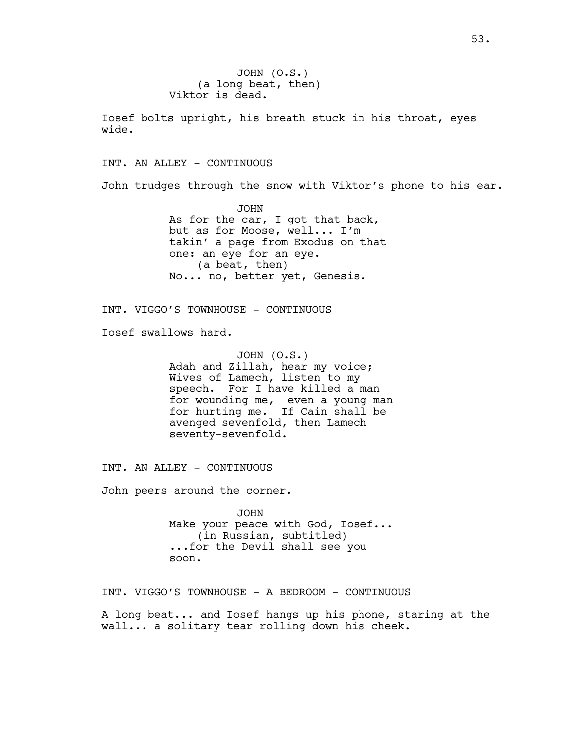JOHN (O.S.)
(a long beat, then)
Viktor is dead.

Iosef bolts upright, his breath stuck in his throat, eyes wide.

INT. AN ALLEY - CONTINUOUS

John trudges through the snow with Viktor's phone to his ear.

JOHN
As for the car, I got that back, but as for Moose, well... I'm takin' a page from Exodus on that one: an eye for an eye.
(a beat, then)
No... no, better yet, Genesis.

INT. VIGGO'S TOWNHOUSE - CONTINUOUS

Iosef swallows hard.

JOHN (O.S.)
Adah and Zillah, hear my voice; Wives of Lamech, listen to my speech. For I have killed a man for wounding me, even a young man for hurting me. If Cain shall be avenged sevenfold, then Lamech seventy-sevenfold.

INT. AN ALLEY - CONTINUOUS

John peers around the corner.

JOHN
Make your peace with God, Iosef...
(in Russian, subtitled)
...for the Devil shall see you soon.

INT. VIGGO'S TOWNHOUSE - A BEDROOM - CONTINUOUS

A long beat... and Iosef hangs up his phone, staring at the wall... a solitary tear rolling down his cheek.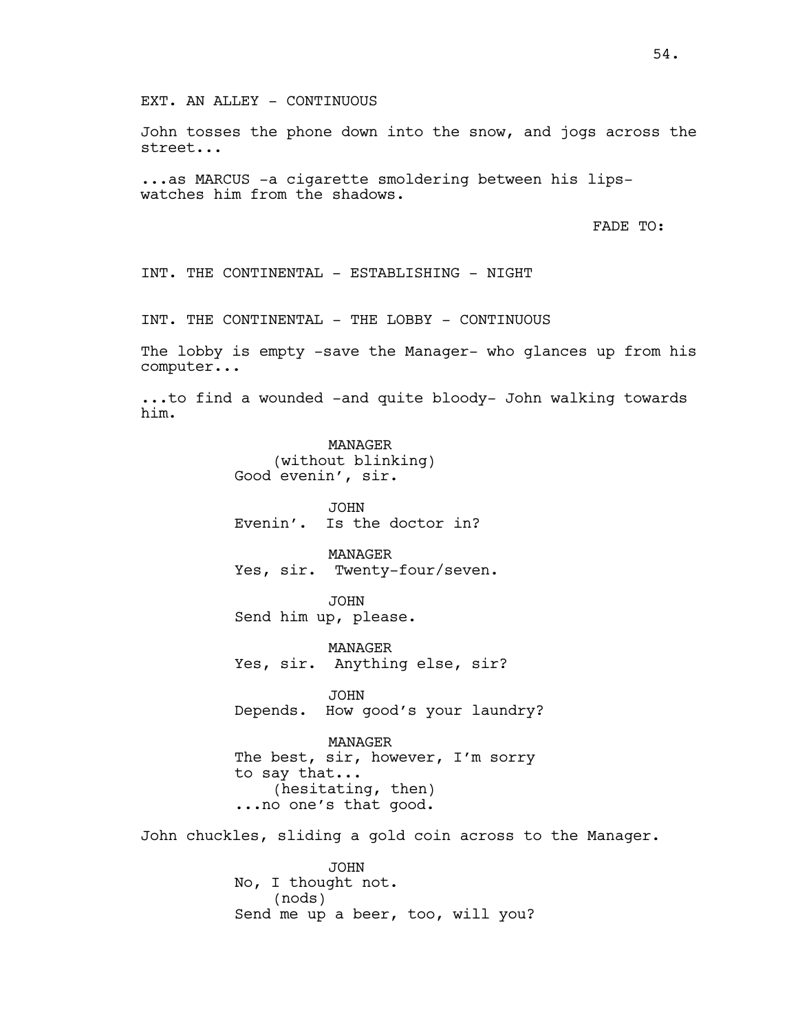EXT. AN ALLEY - CONTINUOUS

John tosses the phone down into the snow, and jogs across the street...

...as MARCUS -a cigarette smoldering between his lips- watches him from the shadows.

FADE TO:

INT. THE CONTINENTAL - ESTABLISHING - NIGHT

INT. THE CONTINENTAL - THE LOBBY - CONTINUOUS

The lobby is empty -save the Manager- who glances up from his computer...

...to find a wounded -and quite bloody- John walking towards him.

MANAGER
(without blinking)
Good evenin', sir.

JOHN
Evenin'. Is the doctor in?

MANAGER
Yes, sir. Twenty-four/seven.

JOHN
Send him up, please.

MANAGER
Yes, sir. Anything else, sir?

JOHN
Depends. How good's your laundry?

MANAGER
The best, sir, however, I'm sorry to say that...
(hesitating, then)
...no one's that good.

John chuckles, sliding a gold coin across to the Manager.

JOHN
No, I thought not.
(nods)
Send me up a beer, too, will you?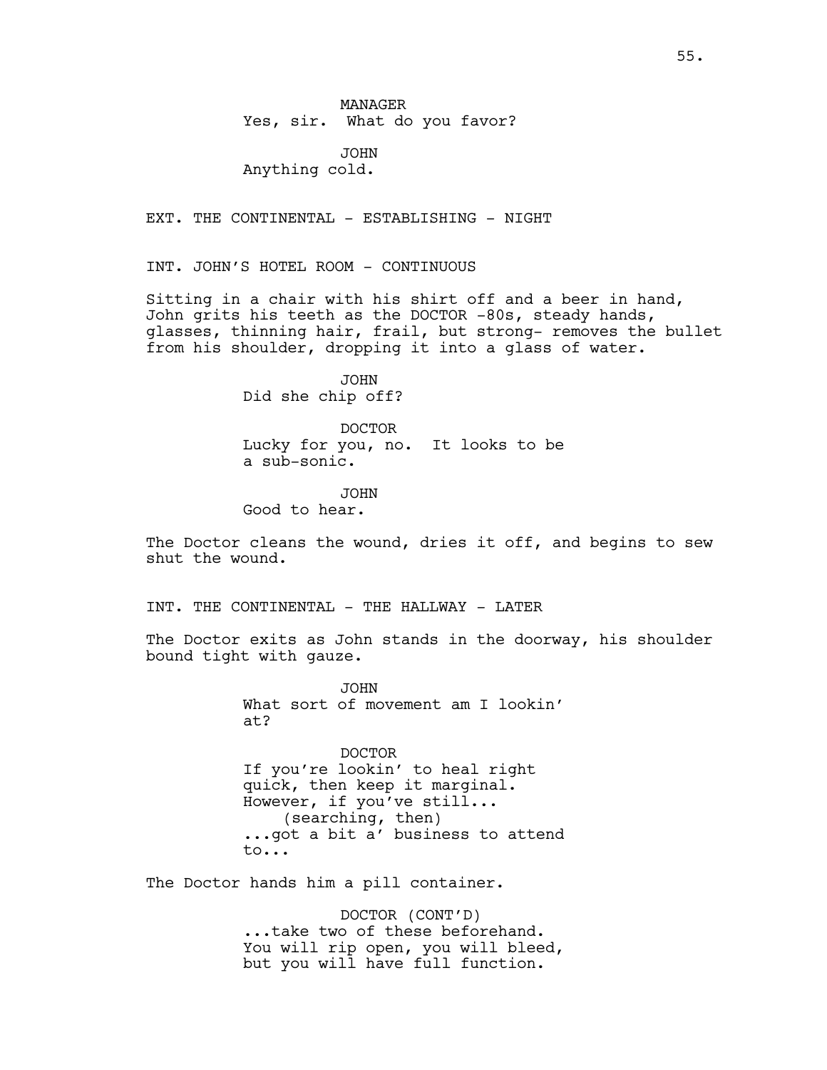MANAGER
Yes, sir. What do you favor?

JOHN
Anything cold.

EXT. THE CONTINENTAL - ESTABLISHING - NIGHT

INT. JOHN'S HOTEL ROOM - CONTINUOUS

Sitting in a chair with his shirt off and a beer in hand, John grits his teeth as the DOCTOR -80s, steady hands, glasses, thinning hair, frail, but strong- removes the bullet from his shoulder, dropping it into a glass of water.

JOHN
Did she chip off?

DOCTOR
Lucky for you, no. It looks to be a sub-sonic.

JOHN
Good to hear.

The Doctor cleans the wound, dries it off, and begins to sew shut the wound.

INT. THE CONTINENTAL - THE HALLWAY - LATER

The Doctor exits as John stands in the doorway, his shoulder bound tight with gauze.

JOHN
What sort of movement am I lookin' at?

DOCTOR
If you're lookin' to heal right quick, then keep it marginal. However, if you've still...
(searching, then)
...got a bit a' business to attend to...

The Doctor hands him a pill container.

DOCTOR (CONT'D)
...take two of these beforehand. You will rip open, you will bleed, but you will have full function.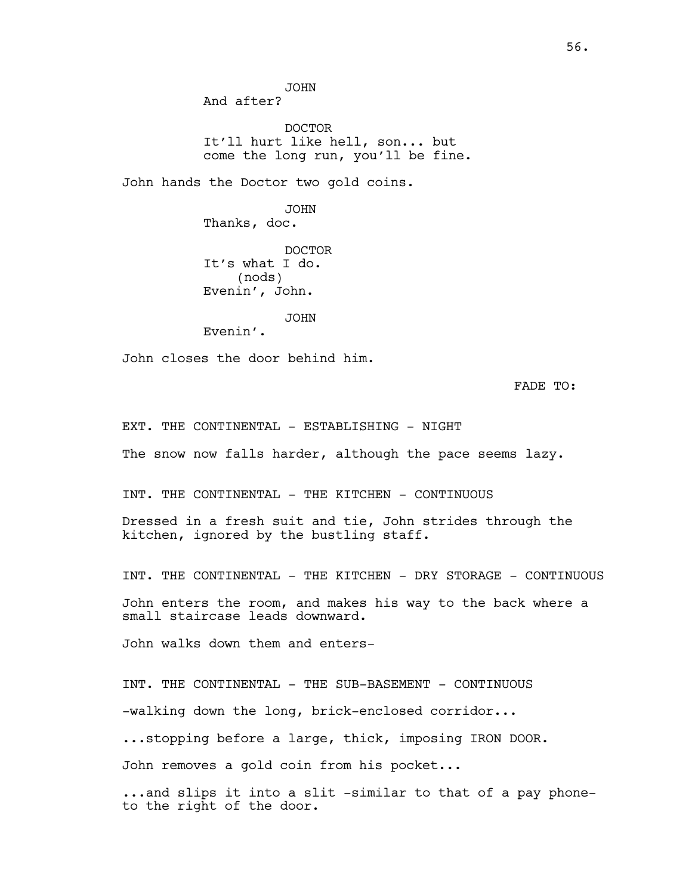JOHN
And after?

DOCTOR
It'll hurt like hell, son... but come the long run, you'll be fine.

John hands the Doctor two gold coins.

JOHN
Thanks, doc.

DOCTOR
It's what I do.
(nods)
Evenin', John.

JOHN
Evenin'.

John closes the door behind him.

FADE TO:

EXT. THE CONTINENTAL - ESTABLISHING - NIGHT

The snow now falls harder, although the pace seems lazy.

INT. THE CONTINENTAL - THE KITCHEN - CONTINUOUS

Dressed in a fresh suit and tie, John strides through the kitchen, ignored by the bustling staff.

INT. THE CONTINENTAL - THE KITCHEN - DRY STORAGE - CONTINUOUS

John enters the room, and makes his way to the back where a small staircase leads downward.

John walks down them and enters-

INT. THE CONTINENTAL - THE SUB-BASEMENT - CONTINUOUS

-walking down the long, brick-enclosed corridor...

...stopping before a large, thick, imposing IRON DOOR.

John removes a gold coin from his pocket...

...and slips it into a slit -similar to that of a pay phone- to the right of the door.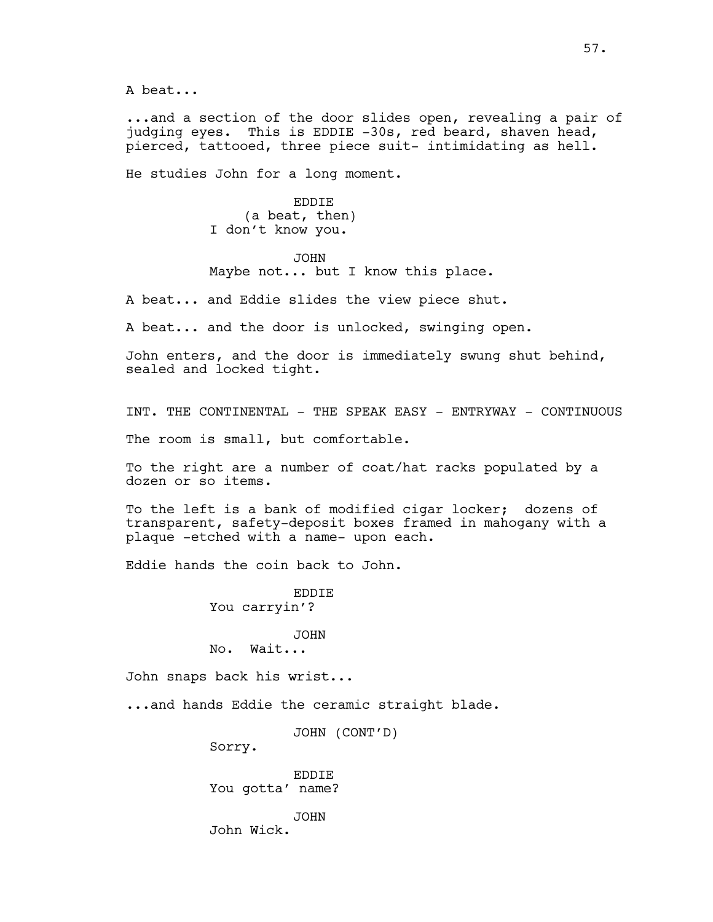A beat...

...and a section of the door slides open, revealing a pair of judging eyes. This is EDDIE -30s, red beard, shaven head, pierced, tattooed, three piece suit- intimidating as hell.

He studies John for a long moment.

EDDIE
(a beat, then)
I don't know you.

JOHN
Maybe not... but I know this place.

A beat... and Eddie slides the view piece shut.

A beat... and the door is unlocked, swinging open.

John enters, and the door is immediately swung shut behind, sealed and locked tight.

INT. THE CONTINENTAL - THE SPEAK EASY - ENTRYWAY - CONTINUOUS

The room is small, but comfortable.

To the right are a number of coat/hat racks populated by a dozen or so items.

To the left is a bank of modified cigar locker; dozens of transparent, safety-deposit boxes framed in mahogany with a plaque -etched with a name- upon each.

Eddie hands the coin back to John.

EDDIE
You carryin'?

JOHN
No. Wait...

John snaps back his wrist...

...and hands Eddie the ceramic straight blade.

JOHN (CONT'D)
Sorry.

EDDIE
You gotta' name?

JOHN
John Wick.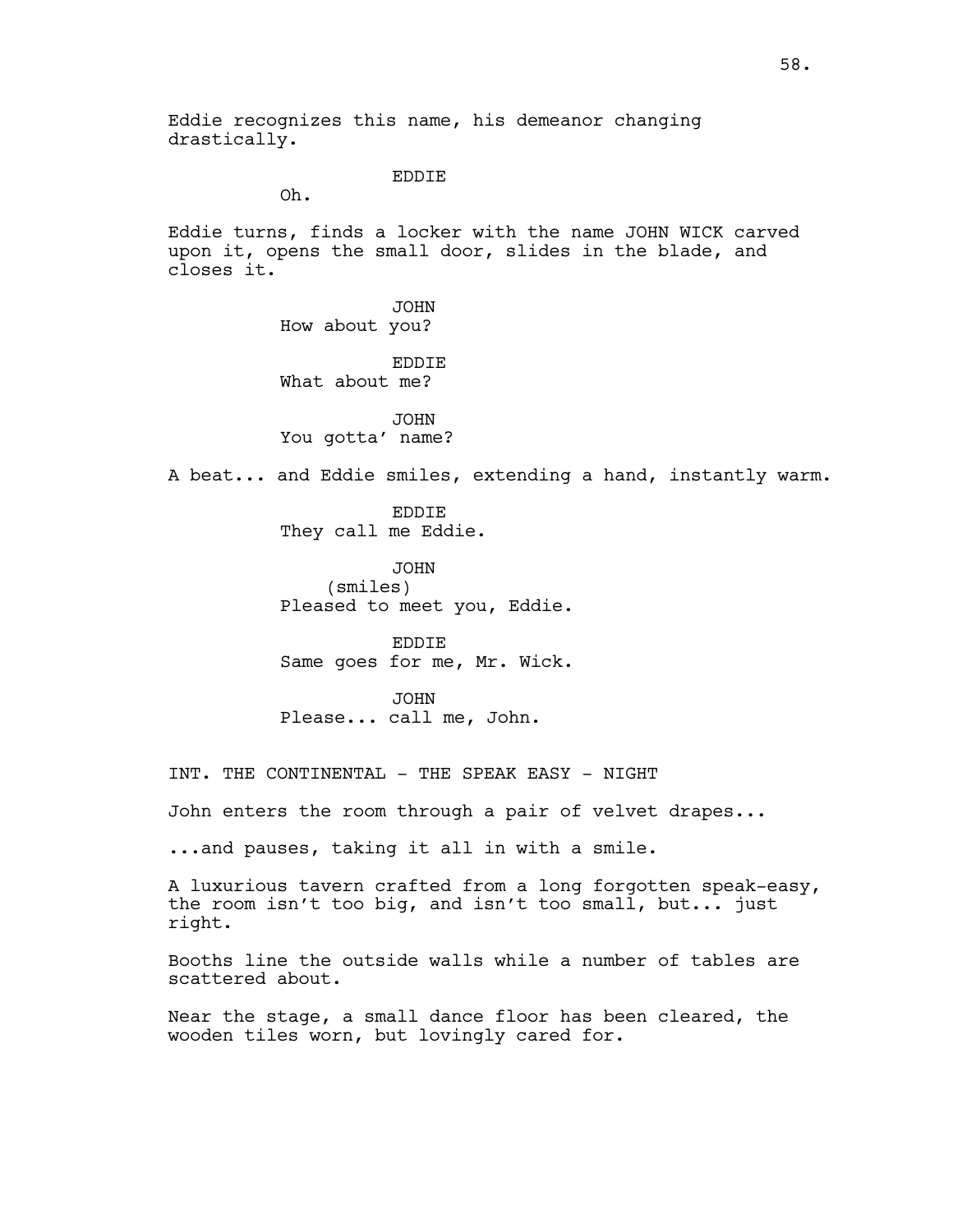Eddie recognizes this name, his demeanor changing drastically.

EDDIE
Oh.

Eddie turns, finds a locker with the name JOHN WICK carved upon it, opens the small door, slides in the blade, and closes it.

JOHN
How about you?

EDDIE
What about me?

JOHN
You gotta' name?

A beat... and Eddie smiles, extending a hand, instantly warm.

EDDIE
They call me Eddie.

JOHN
(smiles)
Pleased to meet you, Eddie.

EDDIE
Same goes for me, Mr. Wick.

JOHN
Please... call me, John.

INT. THE CONTINENTAL - THE SPEAK EASY - NIGHT

John enters the room through a pair of velvet drapes...

...and pauses, taking it all in with a smile.

A luxurious tavern crafted from a long forgotten speak-easy, the room isn't too big, and isn't too small, but... just right.

Booths line the outside walls while a number of tables are scattered about.

Near the stage, a small dance floor has been cleared, the wooden tiles worn, but lovingly cared for.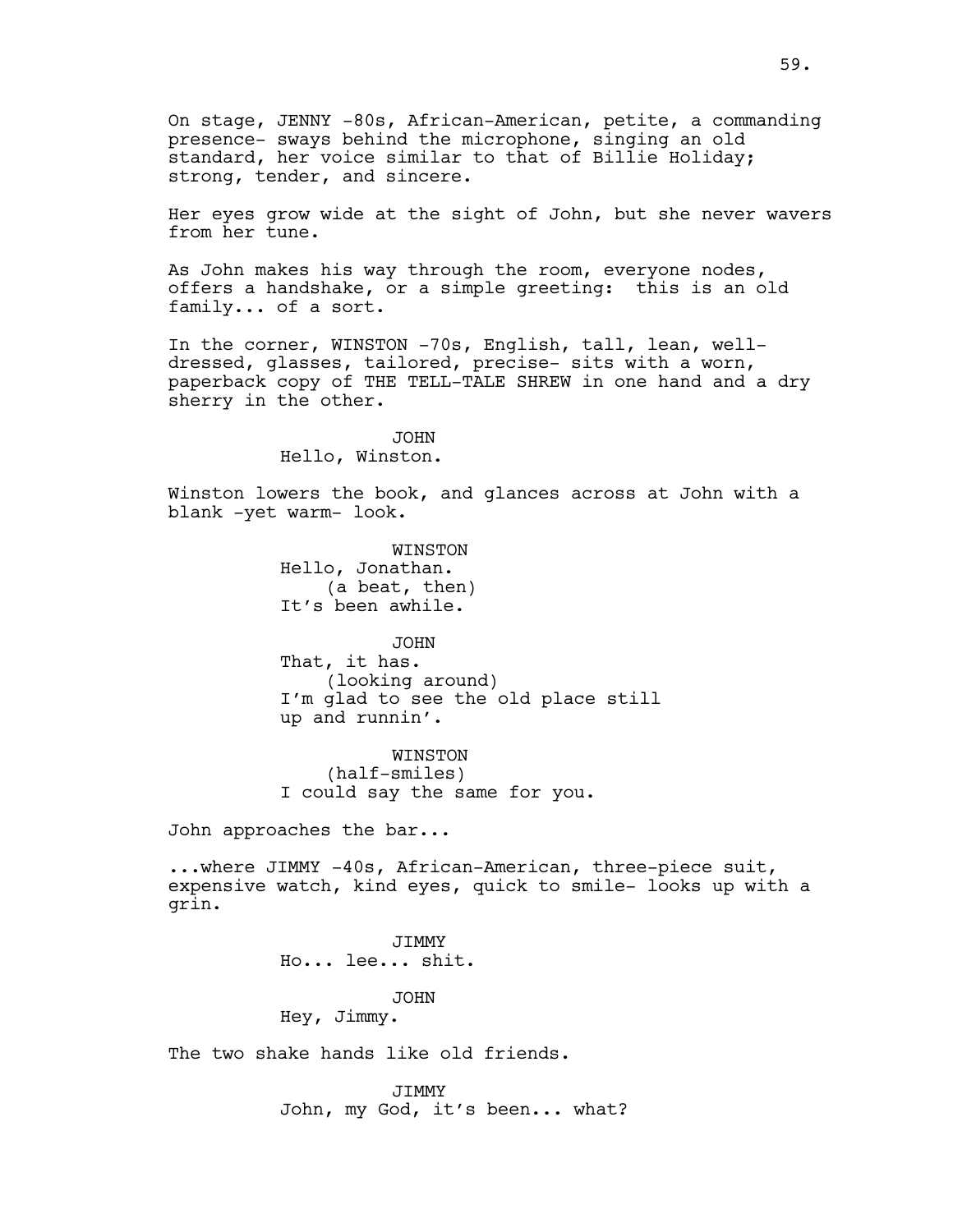On stage, JENNY -80s, African-American, petite, a commanding presence- sways behind the microphone, singing an old standard, her voice similar to that of Billie Holiday; strong, tender, and sincere.

Her eyes grow wide at the sight of John, but she never wavers from her tune.

As John makes his way through the room, everyone nodes, offers a handshake, or a simple greeting: this is an old family... of a sort.

In the corner, WINSTON -70s, English, tall, lean, well-dressed, glasses, tailored, precise- sits with a worn, paperback copy of THE TELL-TALE SHREW in one hand and a dry sherry in the other.

JOHN
Hello, Winston.

Winston lowers the book, and glances across at John with a blank -yet warm- look.

WINSTON
Hello, Jonathan.
(a beat, then)
It's been awhile.

JOHN
That, it has.
(looking around)
I'm glad to see the old place still up and runnin'.

WINSTON
(half-smiles)
I could say the same for you.

John approaches the bar...

...where JIMMY -40s, African-American, three-piece suit, expensive watch, kind eyes, quick to smile- looks up with a grin.

JIMMY
Ho... lee... shit.

JOHN
Hey, Jimmy.

The two shake hands like old friends.

JIMMY
John, my God, it's been... what?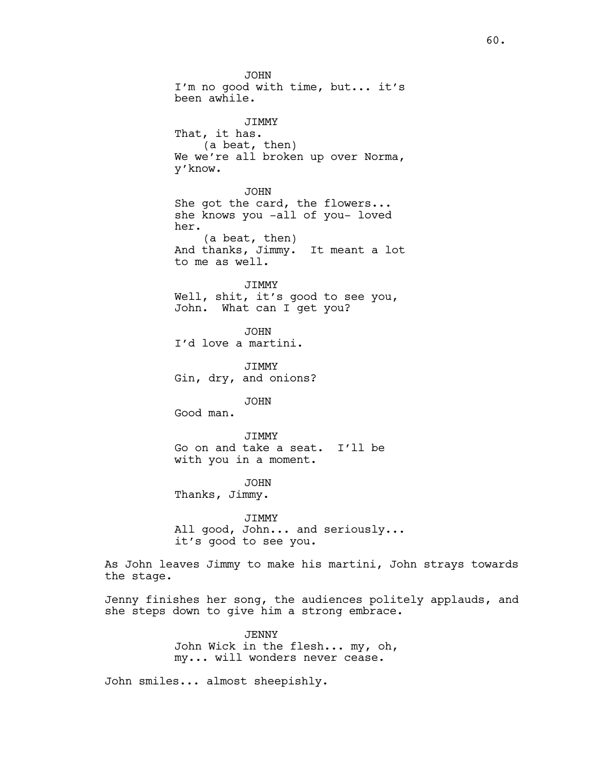JOHN
I'm no good with time, but... it's been awhile.

JIMMY
That, it has.
(a beat, then)
We we're all broken up over Norma, y'know.

JOHN
She got the card, the flowers... she knows you -all of you- loved her.
(a beat, then)
And thanks, Jimmy. It meant a lot to me as well.

JIMMY
Well, shit, it's good to see you, John. What can I get you?

JOHN
I'd love a martini.

JIMMY
Gin, dry, and onions?

JOHN
Good man.

JIMMY
Go on and take a seat. I'll be with you in a moment.

JOHN
Thanks, Jimmy.

JIMMY
All good, John... and seriously... it's good to see you.

As John leaves Jimmy to make his martini, John strays towards the stage.

Jenny finishes her song, the audiences politely applauds, and she steps down to give him a strong embrace.

JENNY
John Wick in the flesh... my, oh, my... will wonders never cease.

John smiles... almost sheepishly.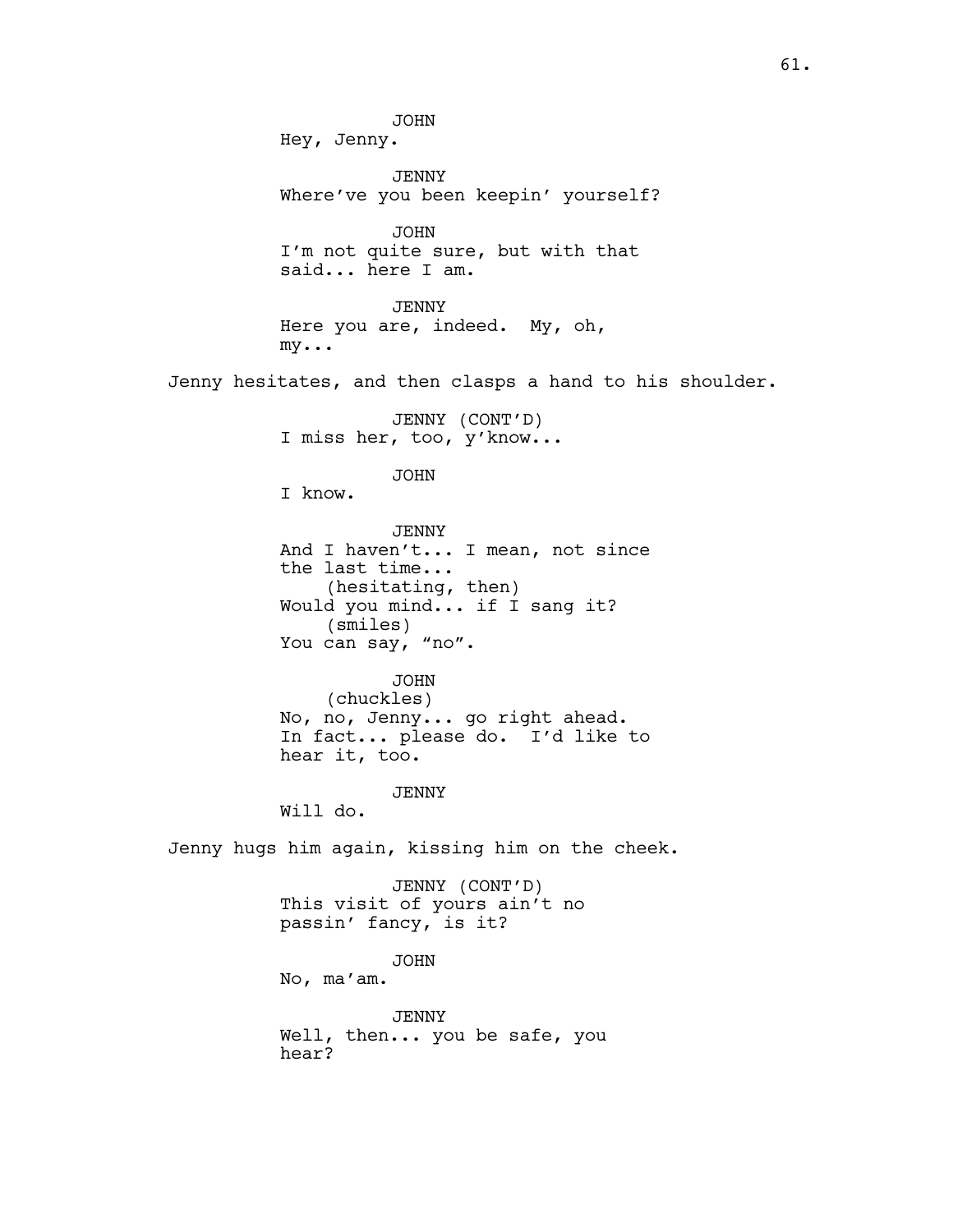JOHN

Hey, Jenny.

JENNY

Where've you been keepin' yourself?

JOHN

I'm not quite sure, but with that said... here I am.

JENNY

Here you are, indeed. My, oh, my...

Jenny hesitates, and then clasps a hand to his shoulder.

JENNY (CONT'D)

I miss her, too, y'know...

JOHN

I know.

JENNY

And I haven't... I mean, not since the last time...

(hesitating, then)

Would you mind... if I sang it?

(smiles)

You can say, "no".

JOHN

(chuckles)

No, no, Jenny... go right ahead. In fact... please do. I'd like to hear it, too.

JENNY

Will do.

Jenny hugs him again, kissing him on the cheek.

JENNY (CONT'D)

This visit of yours ain't no passin' fancy, is it?

JOHN

No, ma'am.

JENNY

Well, then... you be safe, you hear?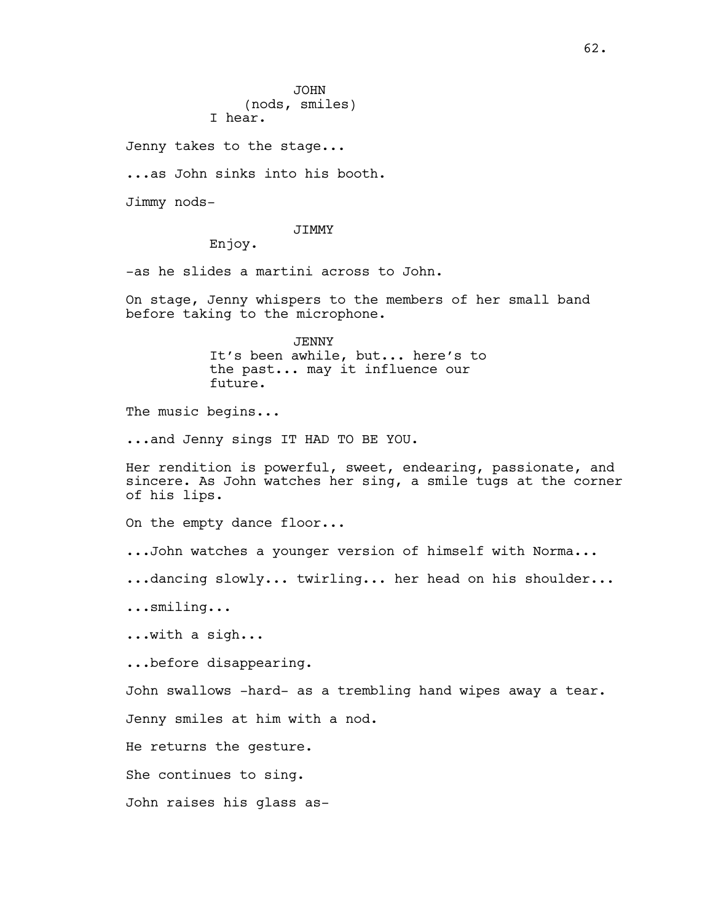JOHN
(nods, smiles)
I hear.

Jenny takes to the stage...

...as John sinks into his booth.

Jimmy nods-

JIMMY
Enjoy.

-as he slides a martini across to John.

On stage, Jenny whispers to the members of her small band before taking to the microphone.

JENNY
It's been awhile, but... here's to the past... may it influence our future.

The music begins...

...and Jenny sings IT HAD TO BE YOU.

Her rendition is powerful, sweet, endearing, passionate, and sincere. As John watches her sing, a smile tugs at the corner of his lips.

On the empty dance floor...

...John watches a younger version of himself with Norma...

...dancing slowly... twirling... her head on his shoulder...

...smiling...

...with a sigh...

...before disappearing.

John swallows -hard- as a trembling hand wipes away a tear.

Jenny smiles at him with a nod.

He returns the gesture.

She continues to sing.

John raises his glass as-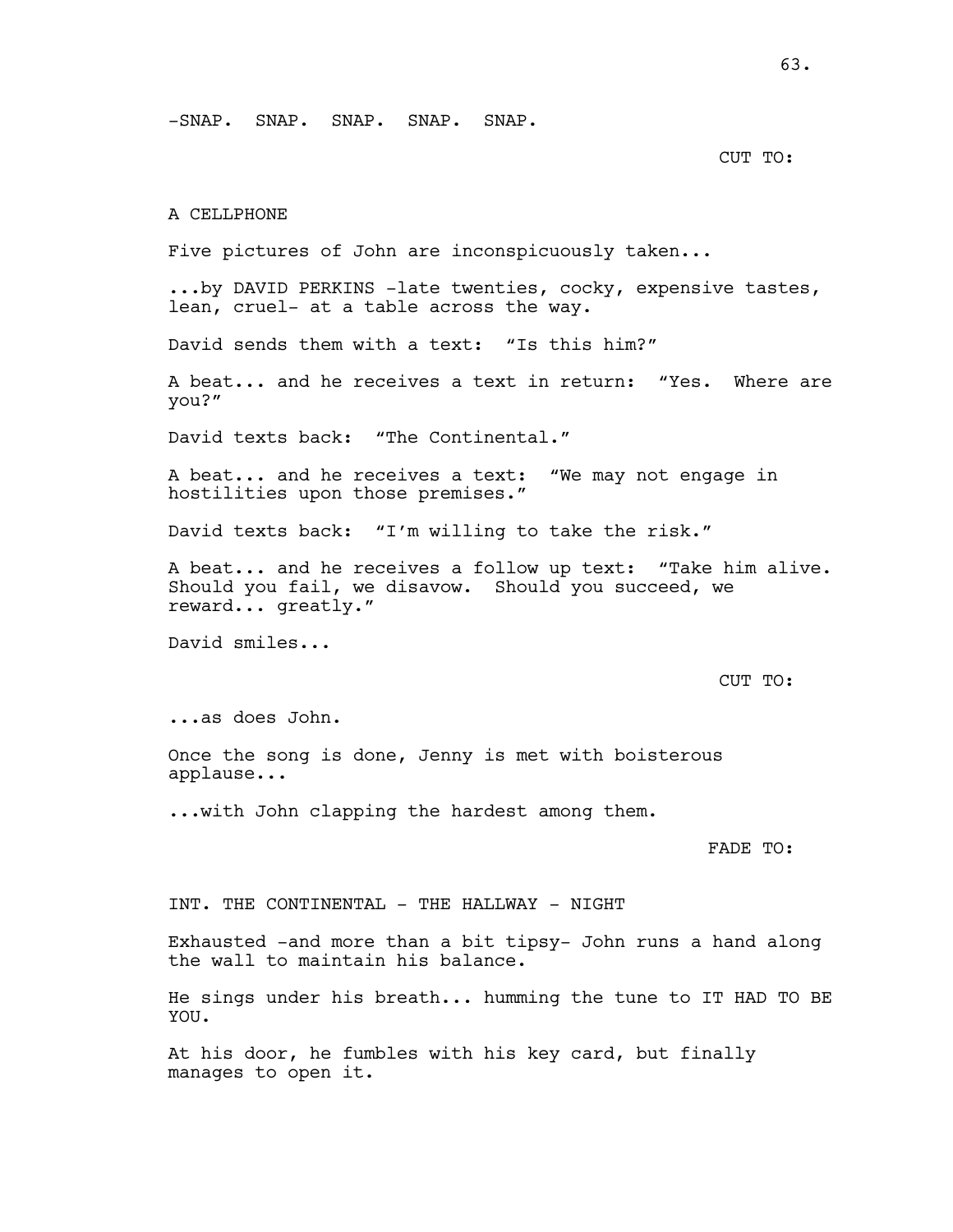-SNAP. SNAP. SNAP. SNAP. SNAP.

CUT TO:

A CELLPHONE

Five pictures of John are inconspicuously taken...

...by DAVID PERKINS -late twenties, cocky, expensive tastes, lean, cruel- at a table across the way.

David sends them with a text: "Is this him?"

A beat... and he receives a text in return: "Yes. Where are you?"

David texts back: "The Continental."

A beat... and he receives a text: "We may not engage in hostilities upon those premises."

David texts back: "I'm willing to take the risk."

A beat... and he receives a follow up text: "Take him alive. Should you fail, we disavow. Should you succeed, we reward... greatly."

David smiles...

CUT TO:

...as does John.

Once the song is done, Jenny is met with boisterous applause...

...with John clapping the hardest among them.

FADE TO:

INT. THE CONTINENTAL - THE HALLWAY - NIGHT

Exhausted -and more than a bit tipsy- John runs a hand along the wall to maintain his balance.

He sings under his breath... humming the tune to IT HAD TO BE YOU.

At his door, he fumbles with his key card, but finally manages to open it.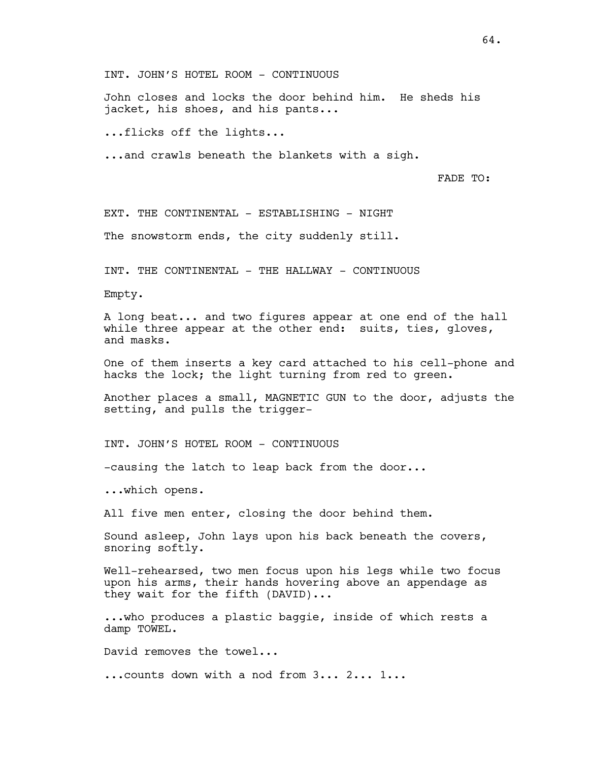INT. JOHN'S HOTEL ROOM - CONTINUOUS

John closes and locks the door behind him. He sheds his jacket, his shoes, and his pants...

...flicks off the lights...

...and crawls beneath the blankets with a sigh.

FADE TO:

EXT. THE CONTINENTAL - ESTABLISHING - NIGHT

The snowstorm ends, the city suddenly still.

INT. THE CONTINENTAL - THE HALLWAY - CONTINUOUS

Empty.

A long beat... and two figures appear at one end of the hall while three appear at the other end: suits, ties, gloves, and masks.

One of them inserts a key card attached to his cell-phone and hacks the lock; the light turning from red to green.

Another places a small, MAGNETIC GUN to the door, adjusts the setting, and pulls the trigger-

INT. JOHN'S HOTEL ROOM - CONTINUOUS

-causing the latch to leap back from the door...

...which opens.

All five men enter, closing the door behind them.

Sound asleep, John lays upon his back beneath the covers, snoring softly.

Well-rehearsed, two men focus upon his legs while two focus upon his arms, their hands hovering above an appendage as they wait for the fifth (DAVID)...

...who produces a plastic baggie, inside of which rests a damp TOWEL.

David removes the towel...

...counts down with a nod from 3... 2... 1...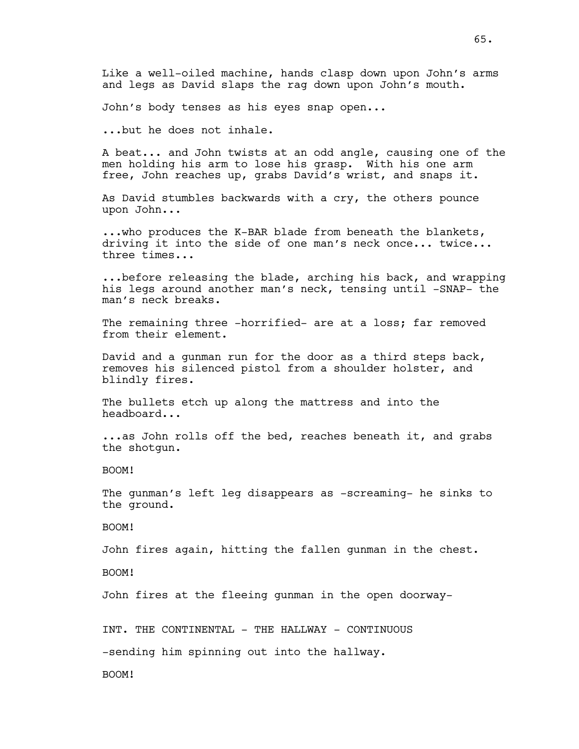Like a well-oiled machine, hands clasp down upon John's arms and legs as David slaps the rag down upon John's mouth.

John's body tenses as his eyes snap open...

...but he does not inhale.

A beat... and John twists at an odd angle, causing one of the men holding his arm to lose his grasp. With his one arm free, John reaches up, grabs David's wrist, and snaps it.

As David stumbles backwards with a cry, the others pounce upon John...

...who produces the K-BAR blade from beneath the blankets, driving it into the side of one man's neck once... twice... three times...

...before releasing the blade, arching his back, and wrapping his legs around another man's neck, tensing until -SNAP- the man's neck breaks.

The remaining three -horrified- are at a loss; far removed from their element.

David and a gunman run for the door as a third steps back, removes his silenced pistol from a shoulder holster, and blindly fires.

The bullets etch up along the mattress and into the headboard...

...as John rolls off the bed, reaches beneath it, and grabs the shotgun.

BOOM!

The gunman's left leg disappears as -screaming- he sinks to the ground.

BOOM!

John fires again, hitting the fallen gunman in the chest.

BOOM!

John fires at the fleeing gunman in the open doorway-

INT. THE CONTINENTAL - THE HALLWAY - CONTINUOUS

-sending him spinning out into the hallway.

BOOM!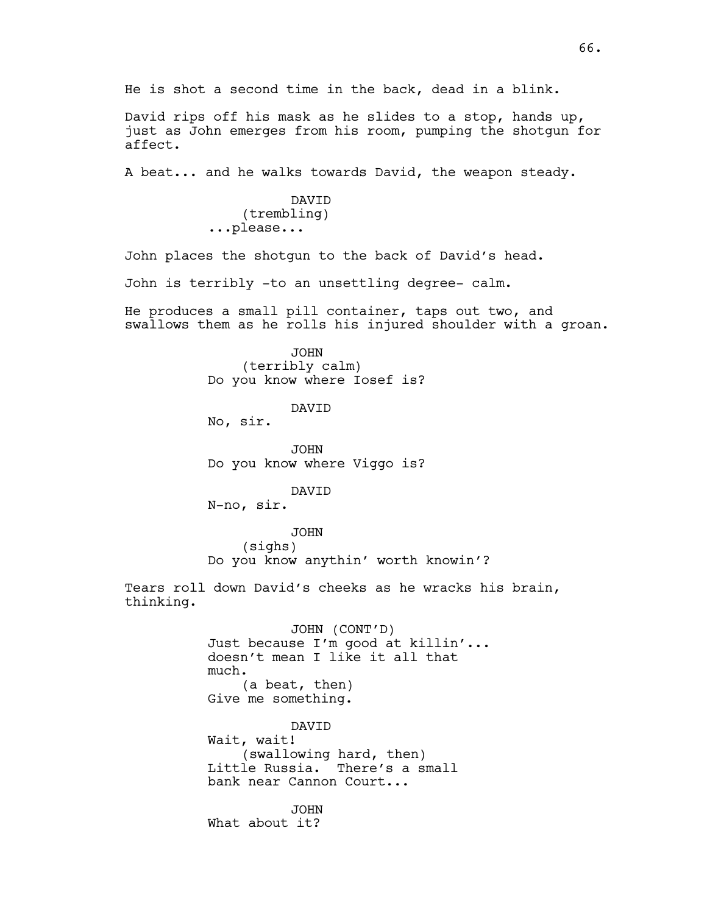He is shot a second time in the back, dead in a blink.

David rips off his mask as he slides to a stop, hands up, just as John emerges from his room, pumping the shotgun for affect.

A beat... and he walks towards David, the weapon steady.

DAVID
(trembling)
...please...

John places the shotgun to the back of David's head.

John is terribly -to an unsettling degree- calm.

He produces a small pill container, taps out two, and swallows them as he rolls his injured shoulder with a groan.

JOHN
(terribly calm)
Do you know where Iosef is?

DAVID
No, sir.

JOHN
Do you know where Viggo is?

DAVID
N-no, sir.

JOHN
(sighs)
Do you know anythin' worth knowin'?

Tears roll down David's cheeks as he wracks his brain, thinking.

JOHN (CONT'D)
Just because I'm good at killin'... doesn't mean I like it all that much.
(a beat, then)
Give me something.

DAVID
Wait, wait!
(swallowing hard, then)
Little Russia. There's a small bank near Cannon Court...

JOHN
What about it?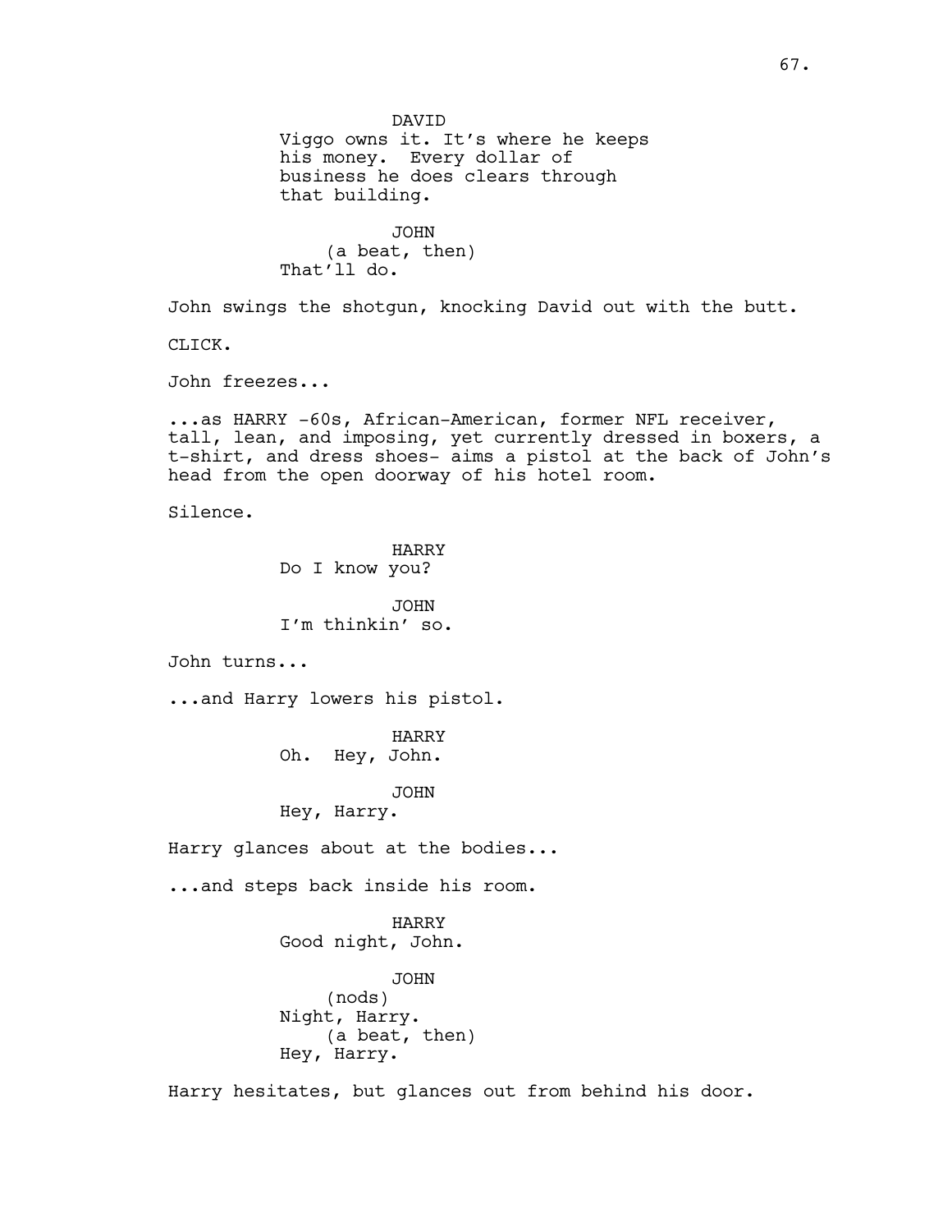DAVID
Viggo owns it. It's where he keeps his money. Every dollar of business he does clears through that building.

JOHN
(a beat, then)
That'll do.

John swings the shotgun, knocking David out with the butt.

CLICK.

John freezes...

...as HARRY -60s, African-American, former NFL receiver, tall, lean, and imposing, yet currently dressed in boxers, a t-shirt, and dress shoes- aims a pistol at the back of John's head from the open doorway of his hotel room.

Silence.

HARRY
Do I know you?

JOHN
I'm thinkin' so.

John turns...

...and Harry lowers his pistol.

HARRY
Oh. Hey, John.

JOHN
Hey, Harry.

Harry glances about at the bodies...

...and steps back inside his room.

HARRY
Good night, John.

JOHN
(nods)
Night, Harry.
(a beat, then)
Hey, Harry.

Harry hesitates, but glances out from behind his door.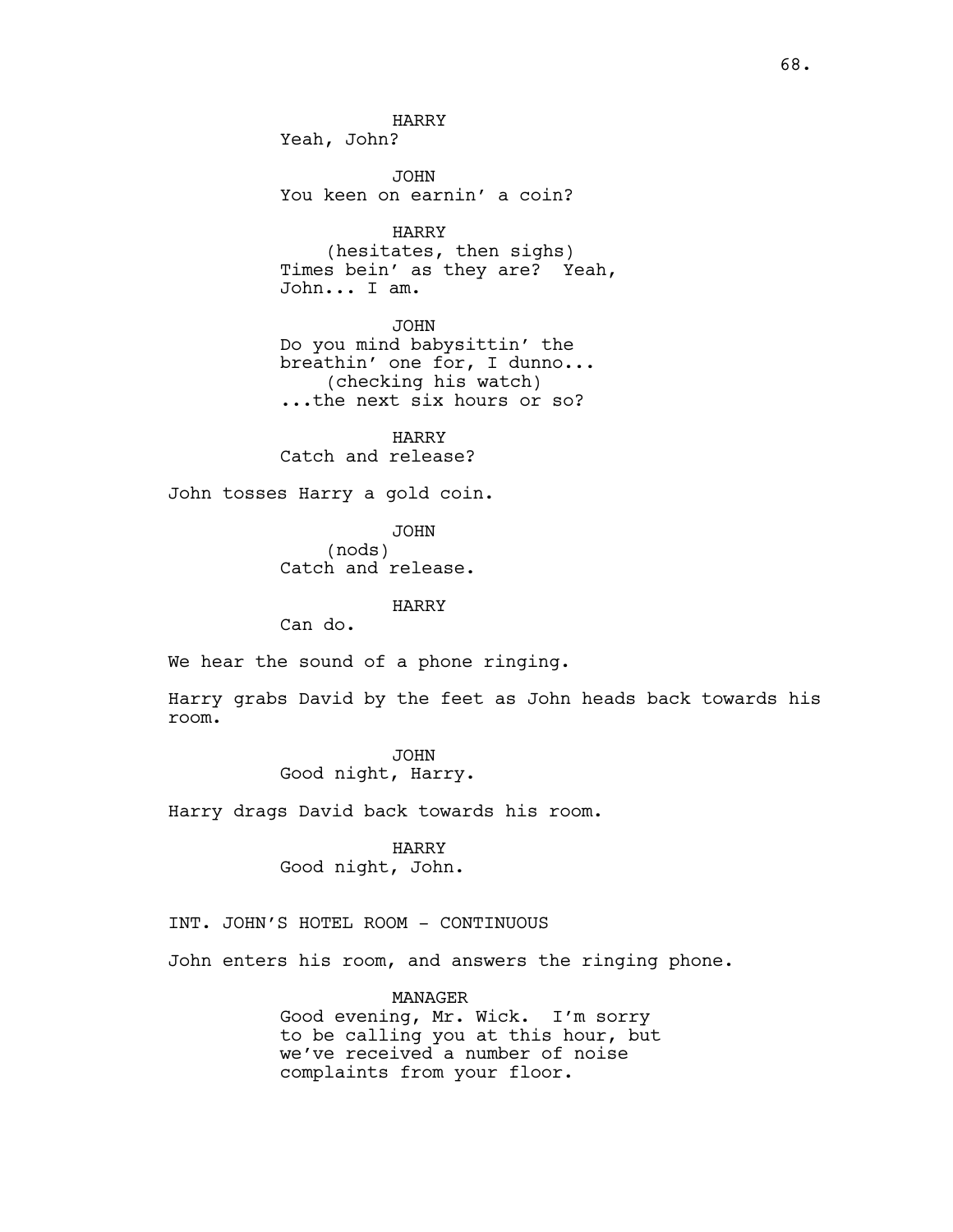HARRY
Yeah, John?

JOHN
You keen on earnin' a coin?

HARRY
(hesitates, then sighs)
Times bein' as they are? Yeah, John... I am.

JOHN
Do you mind babysittin' the breathin' one for, I dunno...
(checking his watch)
...the next six hours or so?

HARRY
Catch and release?

John tosses Harry a gold coin.

JOHN
(nods)
Catch and release.

HARRY
Can do.

We hear the sound of a phone ringing.

Harry grabs David by the feet as John heads back towards his room.

JOHN
Good night, Harry.

Harry drags David back towards his room.

HARRY
Good night, John.

INT. JOHN'S HOTEL ROOM - CONTINUOUS

John enters his room, and answers the ringing phone.

MANAGER
Good evening, Mr. Wick. I'm sorry to be calling you at this hour, but we've received a number of noise complaints from your floor.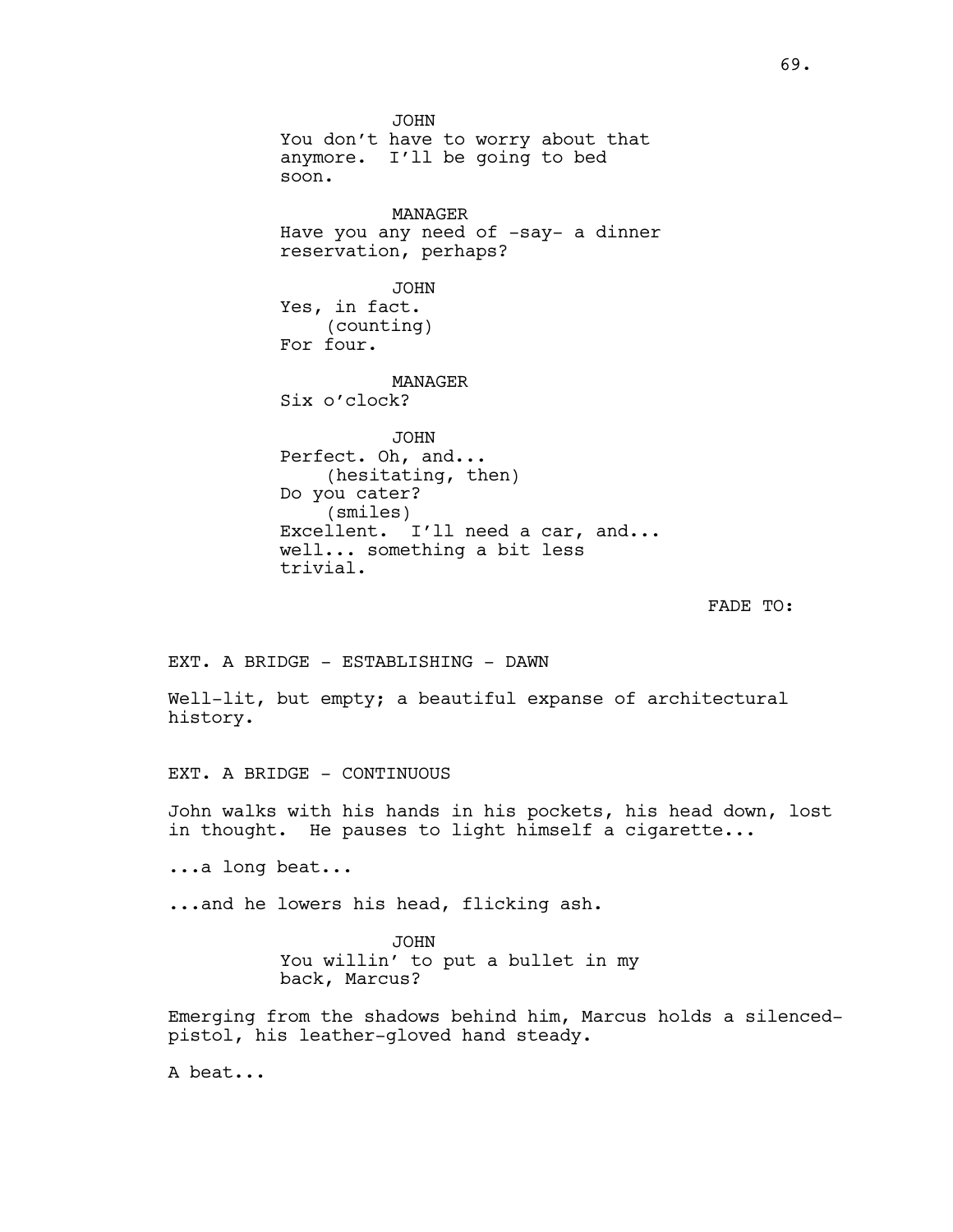JOHN
You don't have to worry about that anymore. I'll be going to bed soon.

MANAGER
Have you any need of -say- a dinner reservation, perhaps?

JOHN
Yes, in fact.
(counting)
For four.

MANAGER
Six o'clock?

JOHN
Perfect. Oh, and...
(hesitating, then)
Do you cater?
(smiles)
Excellent. I'll need a car, and... well... something a bit less trivial.

FADE TO:

EXT. A BRIDGE - ESTABLISHING - DAWN

Well-lit, but empty; a beautiful expanse of architectural history.

EXT. A BRIDGE - CONTINUOUS

John walks with his hands in his pockets, his head down, lost in thought. He pauses to light himself a cigarette...

...a long beat...

...and he lowers his head, flicking ash.

JOHN
You willin' to put a bullet in my back, Marcus?

Emerging from the shadows behind him, Marcus holds a silenced-pistol, his leather-gloved hand steady.

A beat...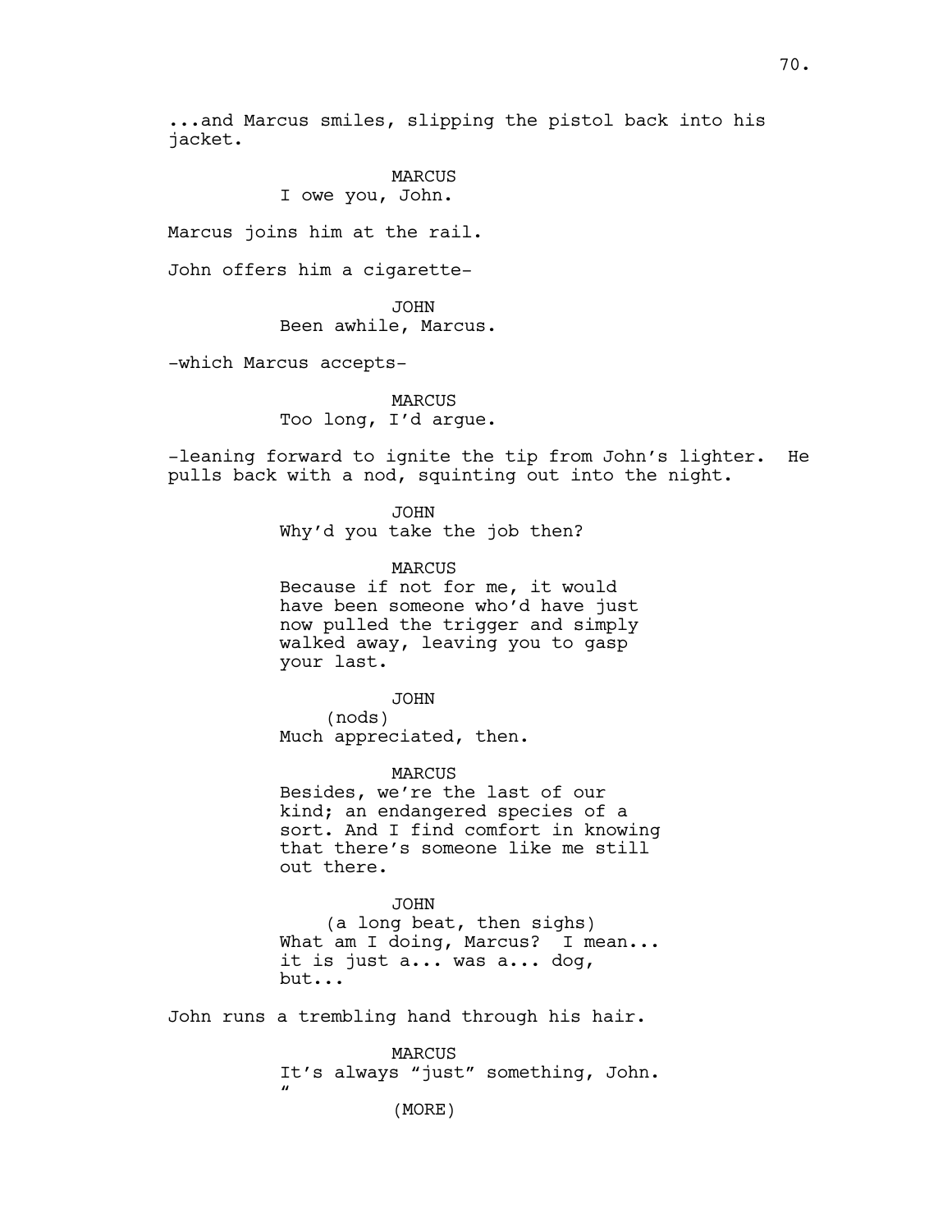...and Marcus smiles, slipping the pistol back into his jacket.

MARCUS
I owe you, John.

Marcus joins him at the rail.

John offers him a cigarette-

JOHN
Been awhile, Marcus.

-which Marcus accepts-

MARCUS
Too long, I'd argue.

-leaning forward to ignite the tip from John's lighter. He pulls back with a nod, squinting out into the night.

JOHN
Why'd you take the job then?

MARCUS
Because if not for me, it would have been someone who'd have just now pulled the trigger and simply walked away, leaving you to gasp your last.

JOHN
(nods)
Much appreciated, then.

MARCUS
Besides, we're the last of our kind; an endangered species of a sort. And I find comfort in knowing that there's someone like me still out there.

JOHN
(a long beat, then sighs)
What am I doing, Marcus? I mean... it is just a... was a... dog, but...

John runs a trembling hand through his hair.

MARCUS
It's always "just" something, John. "

(MORE)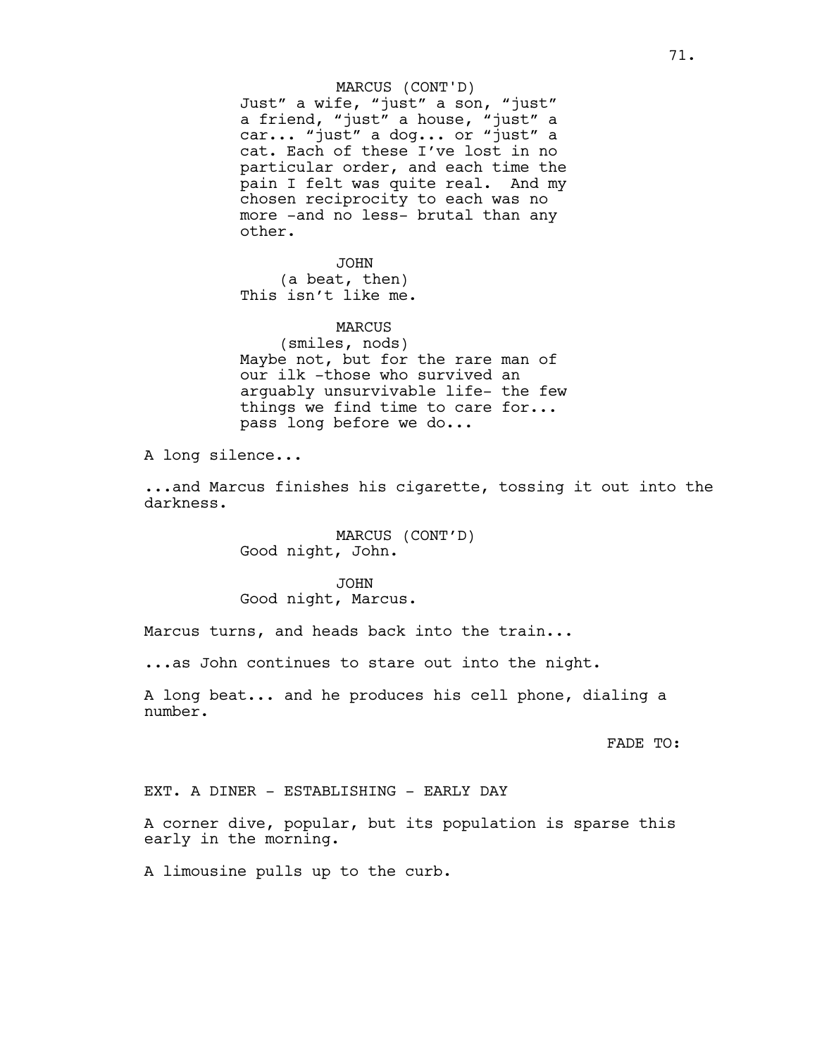MARCUS (CONT'D)
Just" a wife, "just" a son, "just" a friend, "just" a house, "just" a car... "just" a dog... or "just" a cat. Each of these I've lost in no particular order, and each time the pain I felt was quite real. And my chosen reciprocity to each was no more -and no less- brutal than any other.

JOHN
(a beat, then)
This isn't like me.

MARCUS
(smiles, nods)
Maybe not, but for the rare man of our ilk -those who survived an arguably unsurvivable life- the few things we find time to care for... pass long before we do...

A long silence...

...and Marcus finishes his cigarette, tossing it out into the darkness.

MARCUS (CONT'D)
Good night, John.

JOHN
Good night, Marcus.

Marcus turns, and heads back into the train...

...as John continues to stare out into the night.

A long beat... and he produces his cell phone, dialing a number.

FADE TO:

EXT. A DINER - ESTABLISHING - EARLY DAY

A corner dive, popular, but its population is sparse this early in the morning.

A limousine pulls up to the curb.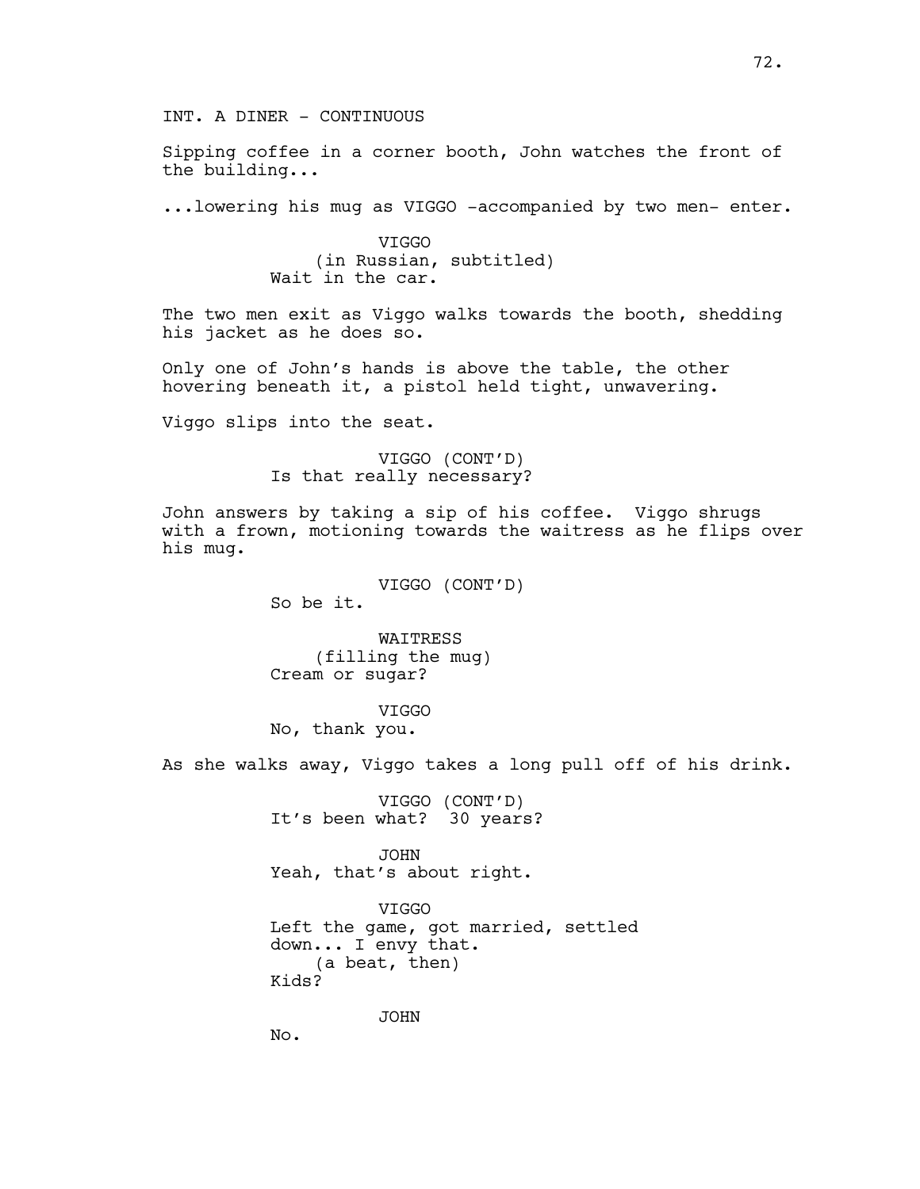INT. A DINER - CONTINUOUS

Sipping coffee in a corner booth, John watches the front of the building...

...lowering his mug as VIGGO -accompanied by two men- enter.

VIGGO
(in Russian, subtitled)
Wait in the car.

The two men exit as Viggo walks towards the booth, shedding his jacket as he does so.

Only one of John's hands is above the table, the other hovering beneath it, a pistol held tight, unwavering.

Viggo slips into the seat.

VIGGO (CONT'D)
Is that really necessary?

John answers by taking a sip of his coffee. Viggo shrugs with a frown, motioning towards the waitress as he flips over his mug.

VIGGO (CONT'D)
So be it.

WAITRESS
(filling the mug)
Cream or sugar?

VIGGO
No, thank you.

As she walks away, Viggo takes a long pull off of his drink.

VIGGO (CONT'D)
It's been what? 30 years?

JOHN
Yeah, that's about right.

VIGGO
Left the game, got married, settled down... I envy that.
(a beat, then)
Kids?

JOHN
No.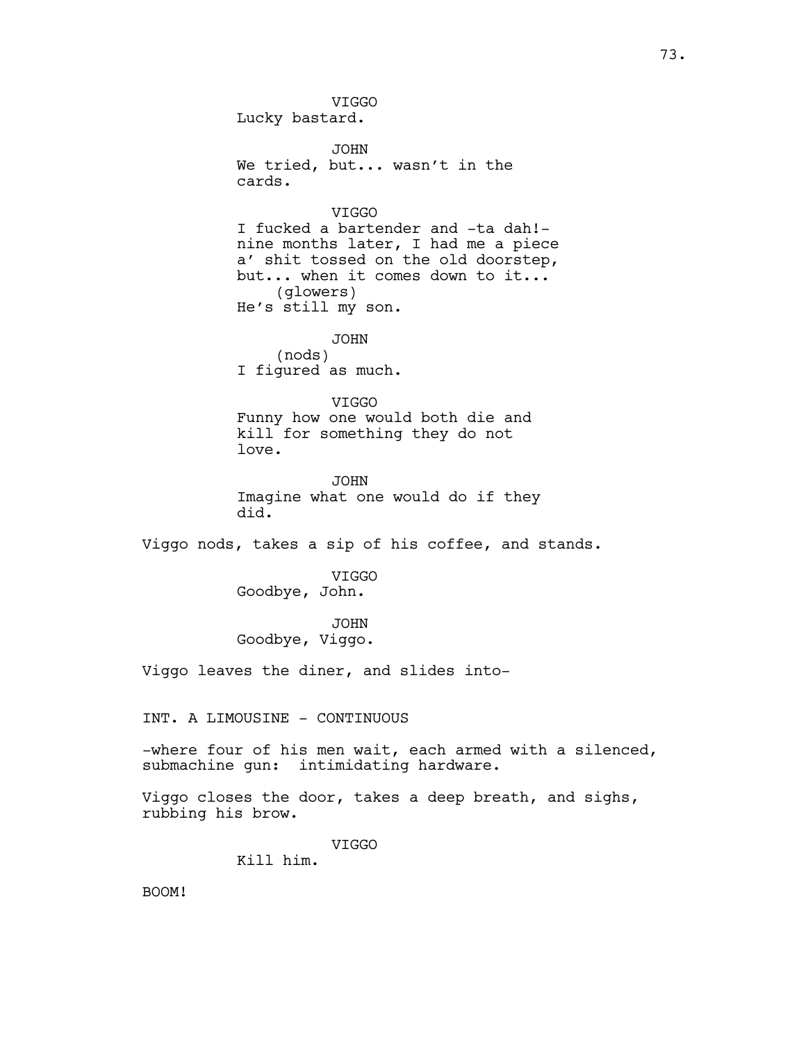VIGGO
Lucky bastard.

JOHN
We tried, but... wasn't in the cards.

VIGGO
I fucked a bartender and -ta dah!- nine months later, I had me a piece a' shit tossed on the old doorstep, but... when it comes down to it...
(glowers)
He's still my son.

JOHN
(nods)
I figured as much.

VIGGO
Funny how one would both die and kill for something they do not love.

JOHN
Imagine what one would do if they did.

Viggo nods, takes a sip of his coffee, and stands.

VIGGO
Goodbye, John.

JOHN
Goodbye, Viggo.

Viggo leaves the diner, and slides into-

INT. A LIMOUSINE - CONTINUOUS

-where four of his men wait, each armed with a silenced, submachine gun: intimidating hardware.

Viggo closes the door, takes a deep breath, and sighs, rubbing his brow.

VIGGO
Kill him.

BOOM!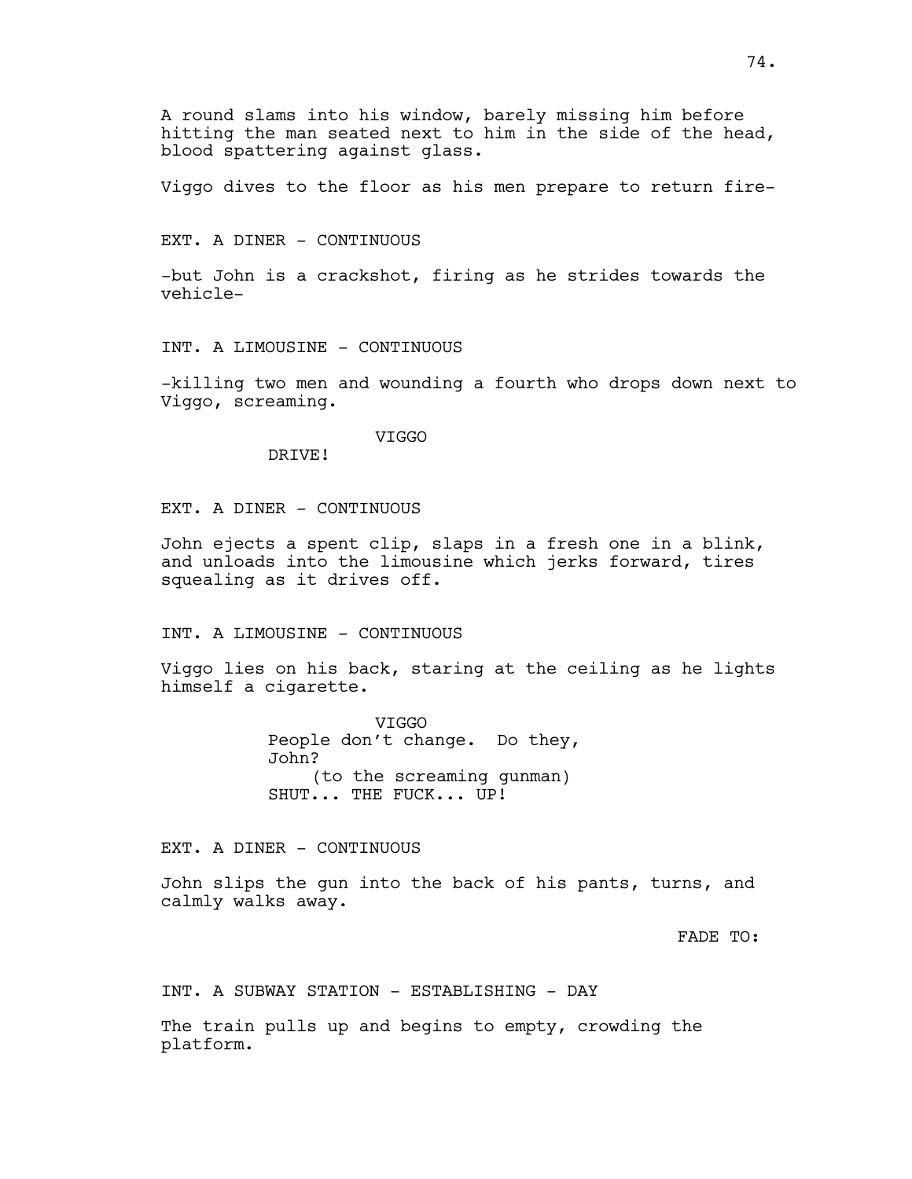A round slams into his window, barely missing him before hitting the man seated next to him in the side of the head, blood spattering against glass.

Viggo dives to the floor as his men prepare to return fire-

EXT. A DINER - CONTINUOUS

-but John is a crackshot, firing as he strides towards the vehicle-

INT. A LIMOUSINE - CONTINUOUS

-killing two men and wounding a fourth who drops down next to Viggo, screaming.

VIGGO
DRIVE!

EXT. A DINER - CONTINUOUS

John ejects a spent clip, slaps in a fresh one in a blink, and unloads into the limousine which jerks forward, tires squealing as it drives off.

INT. A LIMOUSINE - CONTINUOUS

Viggo lies on his back, staring at the ceiling as he lights himself a cigarette.

VIGGO
People don't change. Do they, John?
(to the screaming gunman)
SHUT... THE FUCK... UP!

EXT. A DINER - CONTINUOUS

John slips the gun into the back of his pants, turns, and calmly walks away.

FADE TO:

INT. A SUBWAY STATION - ESTABLISHING - DAY

The train pulls up and begins to empty, crowding the platform.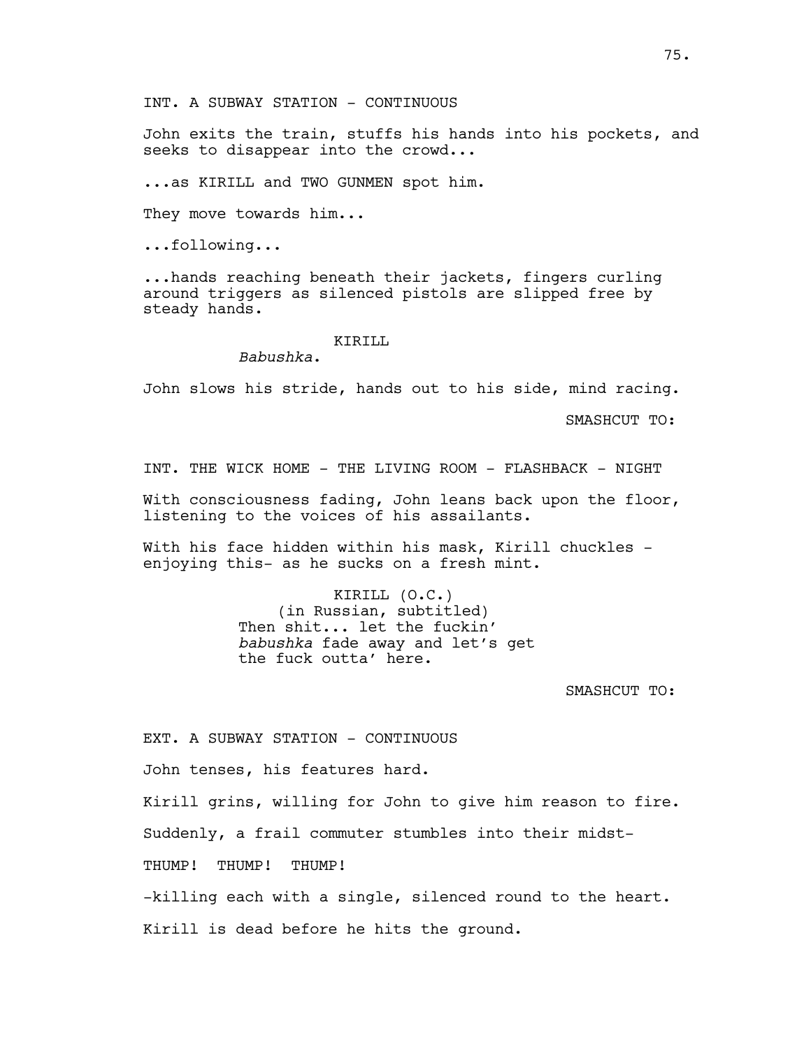INT. A SUBWAY STATION - CONTINUOUS

John exits the train, stuffs his hands into his pockets, and seeks to disappear into the crowd...

...as KIRILL and TWO GUNMEN spot him.

They move towards him...

...following...

...hands reaching beneath their jackets, fingers curling around triggers as silenced pistols are slipped free by steady hands.

KIRILL
*Babushka*.

John slows his stride, hands out to his side, mind racing.

SMASHCUT TO:

INT. THE WICK HOME - THE LIVING ROOM - FLASHBACK - NIGHT

With consciousness fading, John leans back upon the floor, listening to the voices of his assailants.

With his face hidden within his mask, Kirill chuckles - enjoying this- as he sucks on a fresh mint.

KIRILL (O.C.)
(in Russian, subtitled)
Then shit... let the fuckin' *babushka* fade away and let's get the fuck outta' here.

SMASHCUT TO:

EXT. A SUBWAY STATION - CONTINUOUS

John tenses, his features hard.

Kirill grins, willing for John to give him reason to fire.

Suddenly, a frail commuter stumbles into their midst-

THUMP! THUMP! THUMP!

-killing each with a single, silenced round to the heart.

Kirill is dead before he hits the ground.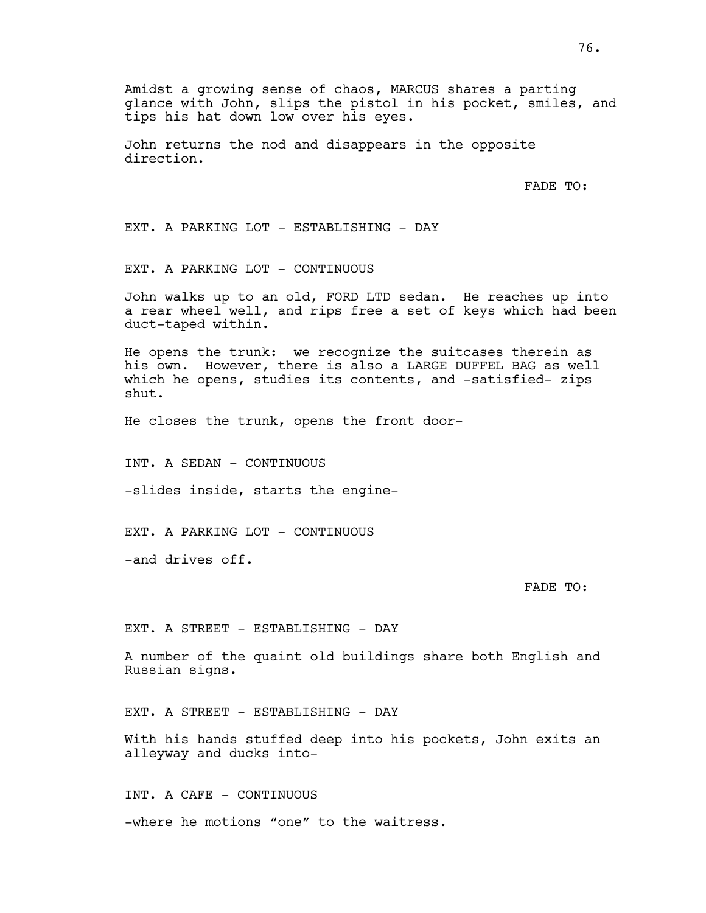Amidst a growing sense of chaos, MARCUS shares a parting glance with John, slips the pistol in his pocket, smiles, and tips his hat down low over his eyes.

John returns the nod and disappears in the opposite direction.

FADE TO:

EXT. A PARKING LOT - ESTABLISHING - DAY

EXT. A PARKING LOT - CONTINUOUS

John walks up to an old, FORD LTD sedan. He reaches up into a rear wheel well, and rips free a set of keys which had been duct-taped within.

He opens the trunk: we recognize the suitcases therein as his own. However, there is also a LARGE DUFFEL BAG as well which he opens, studies its contents, and -satisfied- zips shut.

He closes the trunk, opens the front door-

INT. A SEDAN - CONTINUOUS

-slides inside, starts the engine-

EXT. A PARKING LOT - CONTINUOUS

-and drives off.

FADE TO:

EXT. A STREET - ESTABLISHING - DAY

A number of the quaint old buildings share both English and Russian signs.

EXT. A STREET - ESTABLISHING - DAY

With his hands stuffed deep into his pockets, John exits an alleyway and ducks into-

INT. A CAFE - CONTINUOUS

-where he motions “one” to the waitress.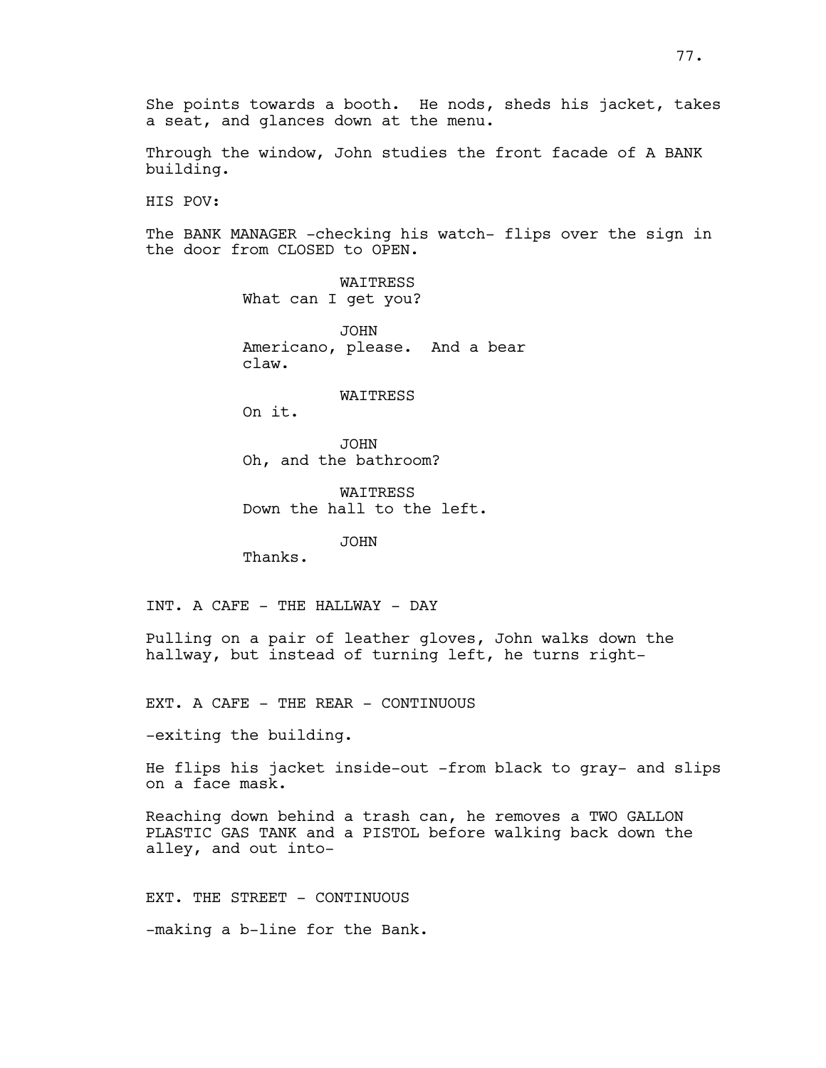She points towards a booth. He nods, sheds his jacket, takes a seat, and glances down at the menu.

Through the window, John studies the front facade of A BANK building.

HIS POV:

The BANK MANAGER -checking his watch- flips over the sign in the door from CLOSED to OPEN.

WAITRESS
What can I get you?

JOHN
Americano, please. And a bear claw.

WAITRESS
On it.

JOHN
Oh, and the bathroom?

WAITRESS
Down the hall to the left.

JOHN
Thanks.

INT. A CAFE - THE HALLWAY - DAY

Pulling on a pair of leather gloves, John walks down the hallway, but instead of turning left, he turns right-

EXT. A CAFE - THE REAR - CONTINUOUS

-exiting the building.

He flips his jacket inside-out -from black to gray- and slips on a face mask.

Reaching down behind a trash can, he removes a TWO GALLON PLASTIC GAS TANK and a PISTOL before walking back down the alley, and out into-

EXT. THE STREET - CONTINUOUS

-making a b-line for the Bank.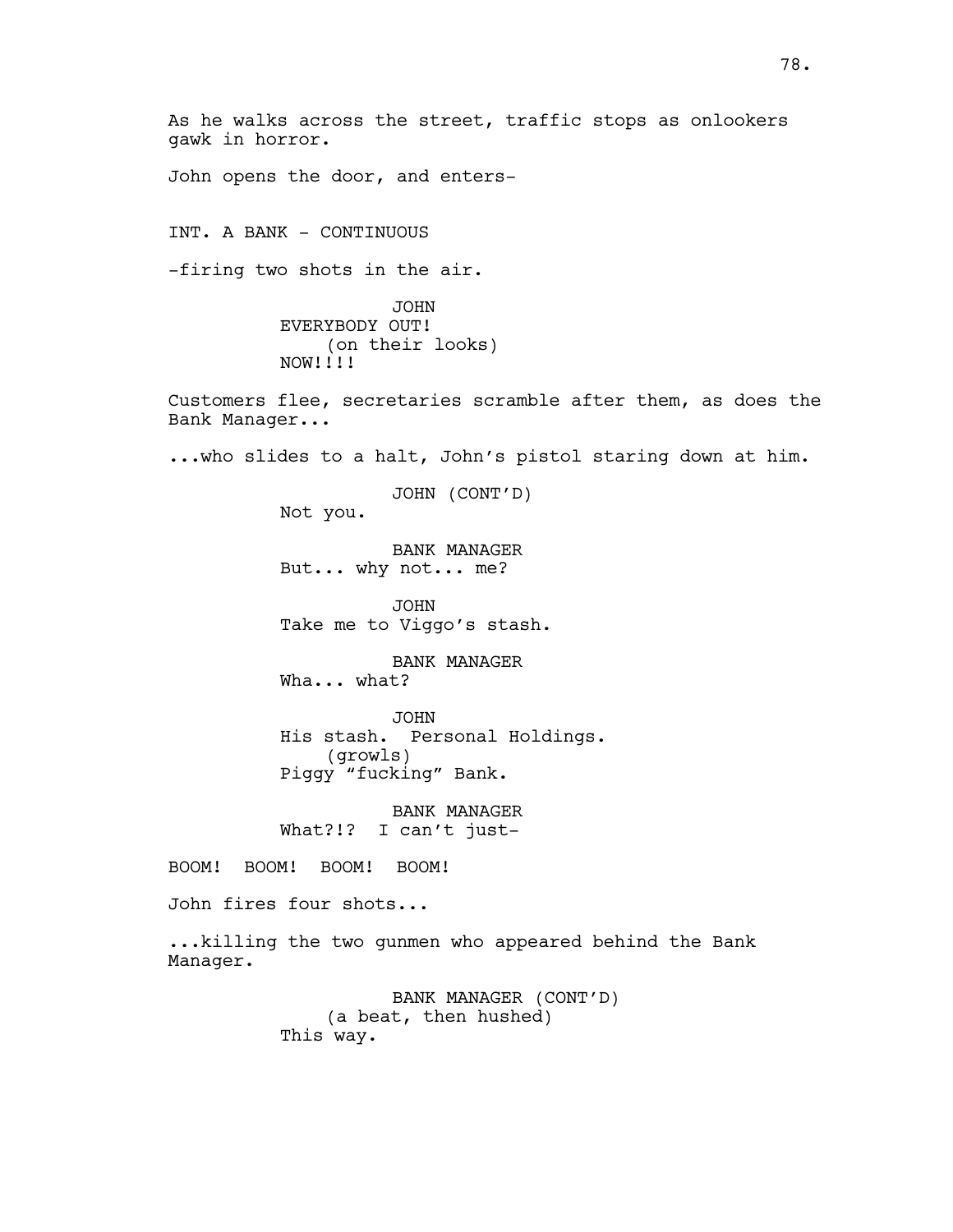As he walks across the street, traffic stops as onlookers gawk in horror.

John opens the door, and enters-

INT. A BANK - CONTINUOUS

-firing two shots in the air.

JOHN
EVERYBODY OUT!
(on their looks)
NOW!!!!

Customers flee, secretaries scramble after them, as does the Bank Manager...

...who slides to a halt, John's pistol staring down at him.

JOHN (CONT'D)
Not you.

BANK MANAGER
But... why not... me?

JOHN
Take me to Viggo's stash.

BANK MANAGER
Wha... what?

JOHN
His stash. Personal Holdings.
(growls)
Piggy "fucking" Bank.

BANK MANAGER
What?!? I can't just-

BOOM! BOOM! BOOM! BOOM!

John fires four shots...

...killing the two gunmen who appeared behind the Bank Manager.

BANK MANAGER (CONT'D)
(a beat, then hushed)
This way.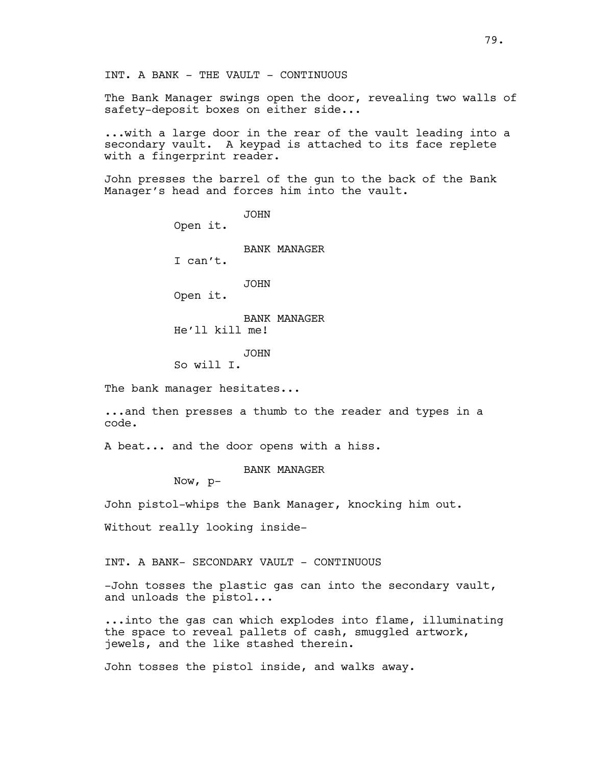INT. A BANK - THE VAULT - CONTINUOUS

The Bank Manager swings open the door, revealing two walls of safety-deposit boxes on either side...

...with a large door in the rear of the vault leading into a secondary vault. A keypad is attached to its face replete with a fingerprint reader.

John presses the barrel of the gun to the back of the Bank Manager's head and forces him into the vault.

JOHN
Open it.

BANK MANAGER
I can't.

JOHN
Open it.

BANK MANAGER
He'll kill me!

JOHN
So will I.

The bank manager hesitates...

...and then presses a thumb to the reader and types in a code.

A beat... and the door opens with a hiss.

BANK MANAGER
Now, p-

John pistol-whips the Bank Manager, knocking him out.

Without really looking inside-

INT. A BANK- SECONDARY VAULT - CONTINUOUS

-John tosses the plastic gas can into the secondary vault, and unloads the pistol...

...into the gas can which explodes into flame, illuminating the space to reveal pallets of cash, smuggled artwork, jewels, and the like stashed therein.

John tosses the pistol inside, and walks away.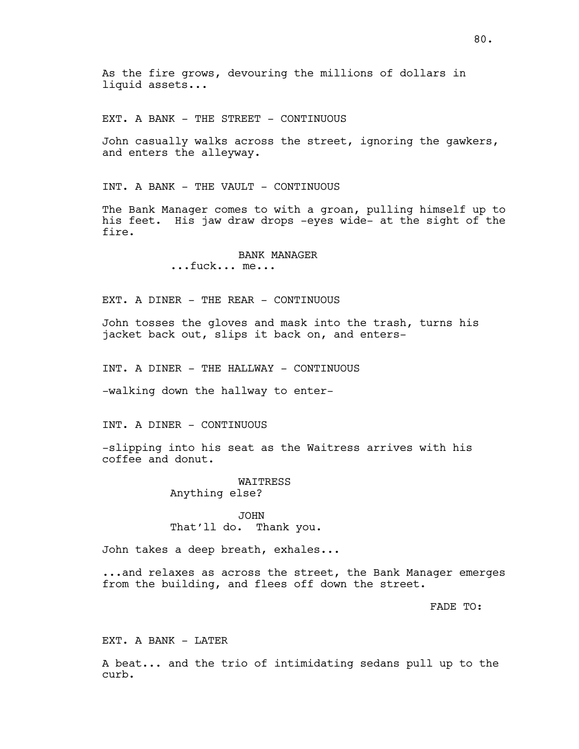As the fire grows, devouring the millions of dollars in liquid assets...

EXT. A BANK - THE STREET - CONTINUOUS

John casually walks across the street, ignoring the gawkers, and enters the alleyway.

INT. A BANK - THE VAULT - CONTINUOUS

The Bank Manager comes to with a groan, pulling himself up to his feet. His jaw draw drops -eyes wide- at the sight of the fire.

BANK MANAGER
...fuck... me...

EXT. A DINER - THE REAR - CONTINUOUS

John tosses the gloves and mask into the trash, turns his jacket back out, slips it back on, and enters-

INT. A DINER - THE HALLWAY - CONTINUOUS

-walking down the hallway to enter-

INT. A DINER - CONTINUOUS

-slipping into his seat as the Waitress arrives with his coffee and donut.

WAITRESS
Anything else?

JOHN
That'll do. Thank you.

John takes a deep breath, exhales...

...and relaxes as across the street, the Bank Manager emerges from the building, and flees off down the street.

FADE TO:

EXT. A BANK - LATER

A beat... and the trio of intimidating sedans pull up to the curb.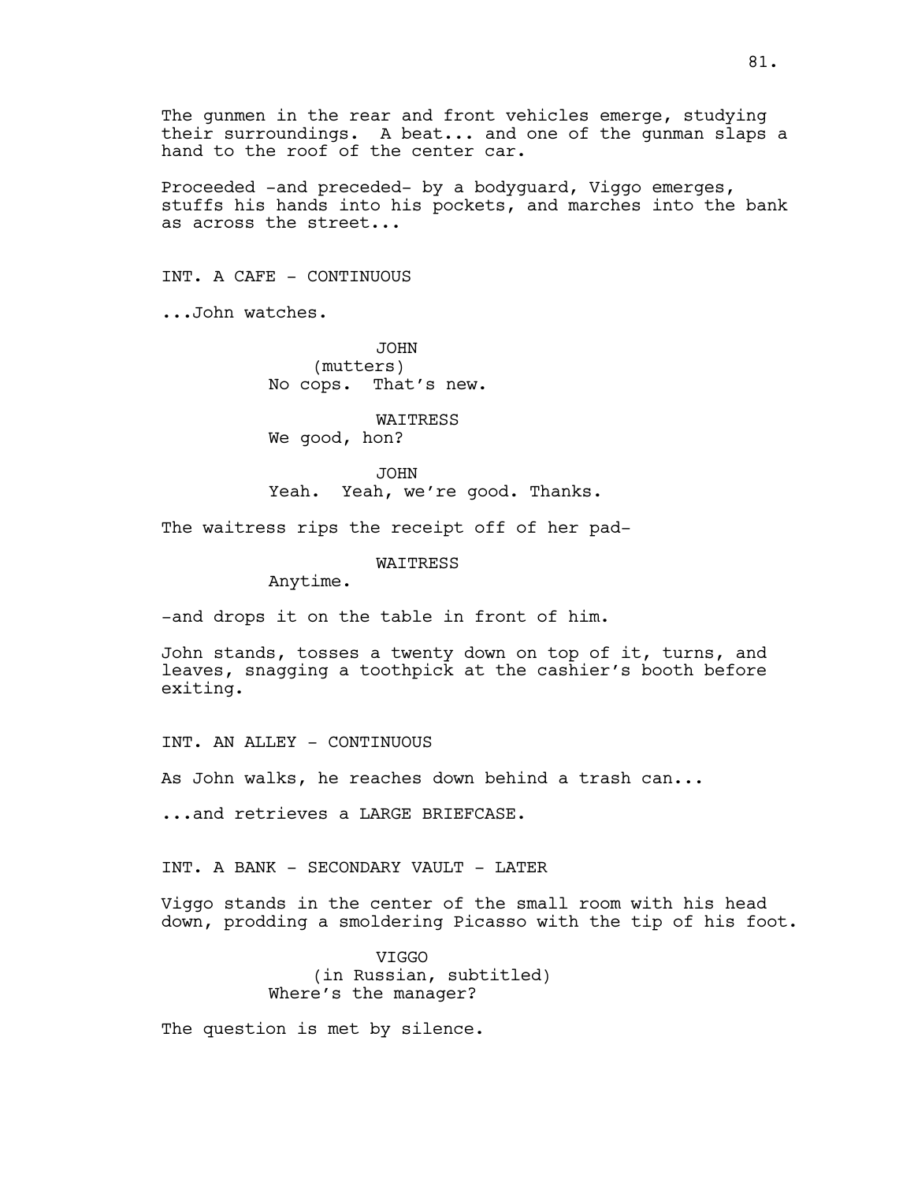The gunmen in the rear and front vehicles emerge, studying their surroundings. A beat... and one of the gunman slaps a hand to the roof of the center car.

Proceeded -and preceded- by a bodyguard, Viggo emerges, stuffs his hands into his pockets, and marches into the bank as across the street...

INT. A CAFE - CONTINUOUS

...John watches.

JOHN
(mutters)
No cops. That's new.

WAITRESS
We good, hon?

JOHN
Yeah. Yeah, we're good. Thanks.

The waitress rips the receipt off of her pad-

WAITRESS
Anytime.

-and drops it on the table in front of him.

John stands, tosses a twenty down on top of it, turns, and leaves, snagging a toothpick at the cashier's booth before exiting.

INT. AN ALLEY - CONTINUOUS

As John walks, he reaches down behind a trash can...

...and retrieves a LARGE BRIEFCASE.

INT. A BANK - SECONDARY VAULT - LATER

Viggo stands in the center of the small room with his head down, prodding a smoldering Picasso with the tip of his foot.

VIGGO
(in Russian, subtitled)
Where's the manager?

The question is met by silence.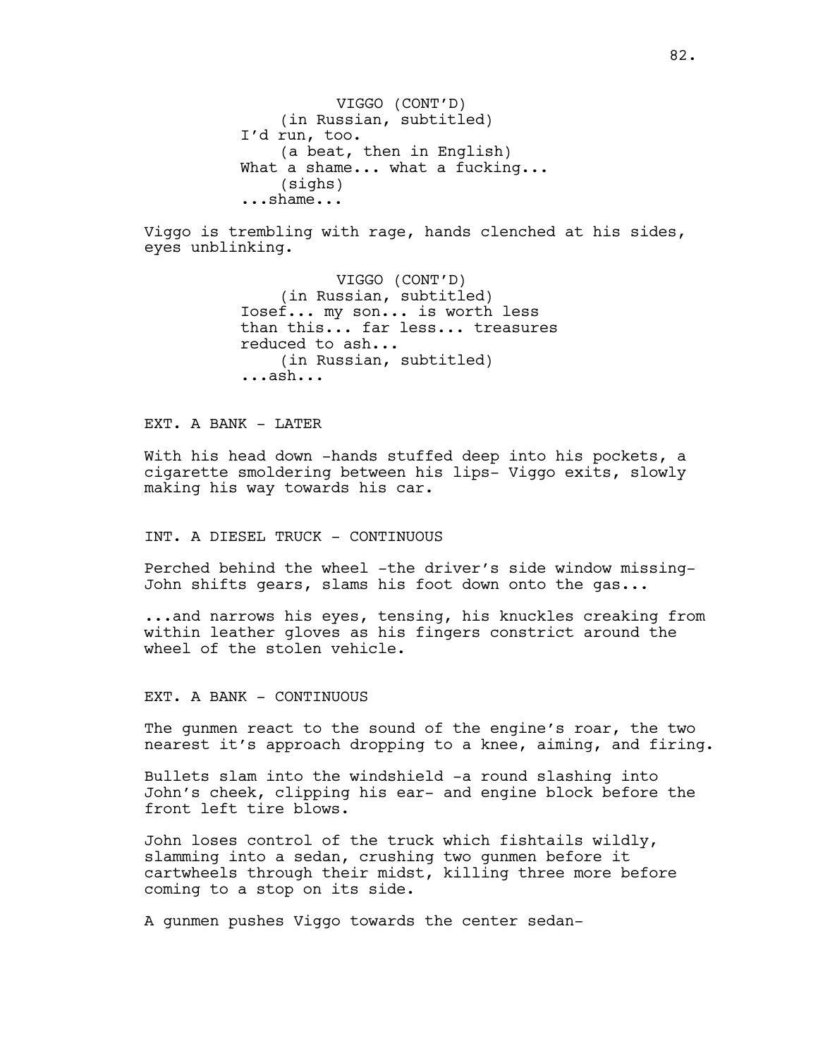VIGGO (CONT'D)
(in Russian, subtitled)
I'd run, too.
(a beat, then in English)
What a shame... what a fucking...
(sighs)
...shame...

Viggo is trembling with rage, hands clenched at his sides, eyes unblinking.

VIGGO (CONT'D)
(in Russian, subtitled)
Iosef... my son... is worth less than this... far less... treasures reduced to ash...
(in Russian, subtitled)
...ash...

EXT. A BANK - LATER

With his head down -hands stuffed deep into his pockets, a cigarette smoldering between his lips- Viggo exits, slowly making his way towards his car.

INT. A DIESEL TRUCK - CONTINUOUS

Perched behind the wheel -the driver's side window missing- John shifts gears, slams his foot down onto the gas...

...and narrows his eyes, tensing, his knuckles creaking from within leather gloves as his fingers constrict around the wheel of the stolen vehicle.

EXT. A BANK - CONTINUOUS

The gunmen react to the sound of the engine's roar, the two nearest it's approach dropping to a knee, aiming, and firing.

Bullets slam into the windshield -a round slashing into John's cheek, clipping his ear- and engine block before the front left tire blows.

John loses control of the truck which fishtails wildly, slamming into a sedan, crushing two gunmen before it cartwheels through their midst, killing three more before coming to a stop on its side.

A gunmen pushes Viggo towards the center sedan-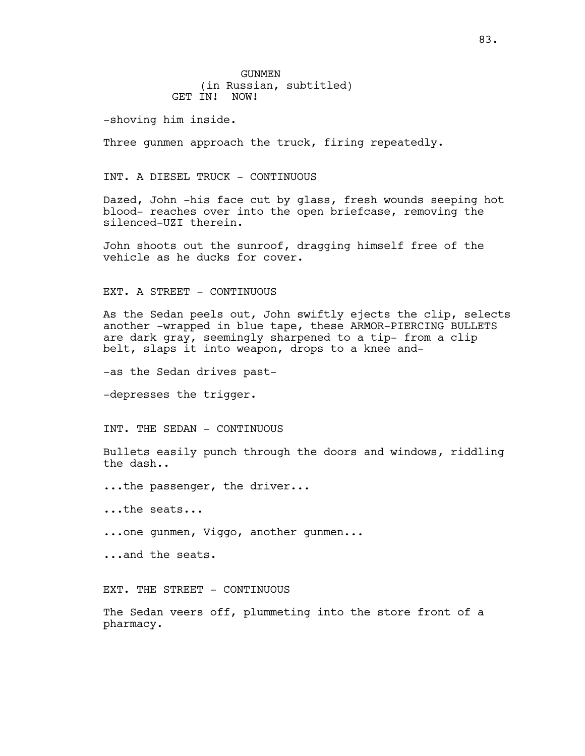GUNMEN
(in Russian, subtitled)
GET IN! NOW!

-shoving him inside.

Three gunmen approach the truck, firing repeatedly.

INT. A DIESEL TRUCK - CONTINUOUS

Dazed, John -his face cut by glass, fresh wounds seeping hot blood- reaches over into the open briefcase, removing the silenced-UZI therein.

John shoots out the sunroof, dragging himself free of the vehicle as he ducks for cover.

EXT. A STREET - CONTINUOUS

As the Sedan peels out, John swiftly ejects the clip, selects another -wrapped in blue tape, these ARMOR-PIERCING BULLETS are dark gray, seemingly sharpened to a tip- from a clip belt, slaps it into weapon, drops to a knee and-

-as the Sedan drives past-

-depresses the trigger.

INT. THE SEDAN - CONTINUOUS

Bullets easily punch through the doors and windows, riddling the dash..

...the passenger, the driver...

...the seats...

...one gunmen, Viggo, another gunmen...

...and the seats.

EXT. THE STREET - CONTINUOUS

The Sedan veers off, plummeting into the store front of a pharmacy.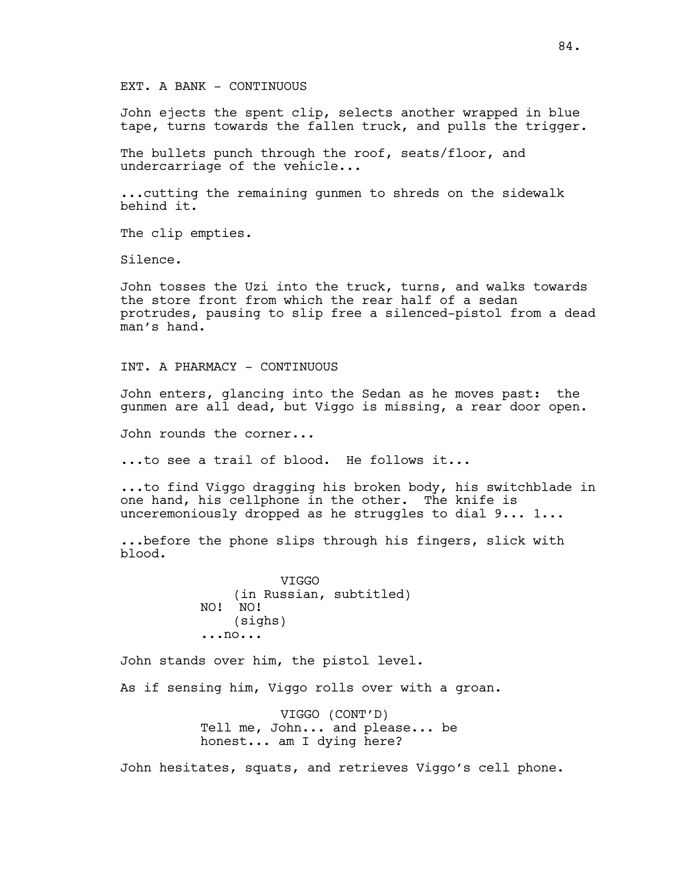EXT. A BANK - CONTINUOUS

John ejects the spent clip, selects another wrapped in blue tape, turns towards the fallen truck, and pulls the trigger.

The bullets punch through the roof, seats/floor, and undercarriage of the vehicle...

...cutting the remaining gunmen to shreds on the sidewalk behind it.

The clip empties.

Silence.

John tosses the Uzi into the truck, turns, and walks towards the store front from which the rear half of a sedan protrudes, pausing to slip free a silenced-pistol from a dead man's hand.

INT. A PHARMACY - CONTINUOUS

John enters, glancing into the Sedan as he moves past: the gunmen are all dead, but Viggo is missing, a rear door open.

John rounds the corner...

...to see a trail of blood. He follows it...

...to find Viggo dragging his broken body, his switchblade in one hand, his cellphone in the other. The knife is unceremoniously dropped as he struggles to dial 9... 1...

...before the phone slips through his fingers, slick with blood.

VIGGO
(in Russian, subtitled)
NO! NO!
(sighs)
...no...

John stands over him, the pistol level.

As if sensing him, Viggo rolls over with a groan.

VIGGO (CONT'D)
Tell me, John... and please... be honest... am I dying here?

John hesitates, squats, and retrieves Viggo's cell phone.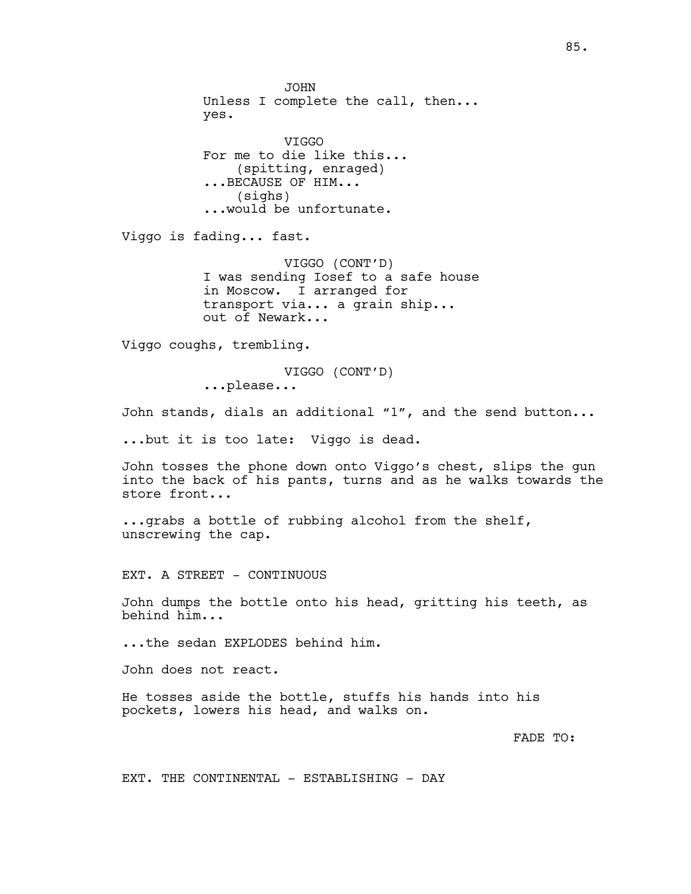JOHN
Unless I complete the call, then...
yes.

VIGGO
For me to die like this...
(spitting, enraged)
...BECAUSE OF HIM...
(sighs)
...would be unfortunate.

Viggo is fading... fast.

VIGGO (CONT'D)
I was sending Iosef to a safe house
in Moscow. I arranged for
transport via... a grain ship...
out of Newark...

Viggo coughs, trembling.

VIGGO (CONT'D)
...please...

John stands, dials an additional "1", and the send button...

...but it is too late: Viggo is dead.

John tosses the phone down onto Viggo's chest, slips the gun into the back of his pants, turns and as he walks towards the store front...

...grabs a bottle of rubbing alcohol from the shelf, unscrewing the cap.

EXT. A STREET - CONTINUOUS

John dumps the bottle onto his head, gritting his teeth, as behind him...

...the sedan EXPLODES behind him.

John does not react.

He tosses aside the bottle, stuffs his hands into his pockets, lowers his head, and walks on.

FADE TO:

EXT. THE CONTINENTAL - ESTABLISHING - DAY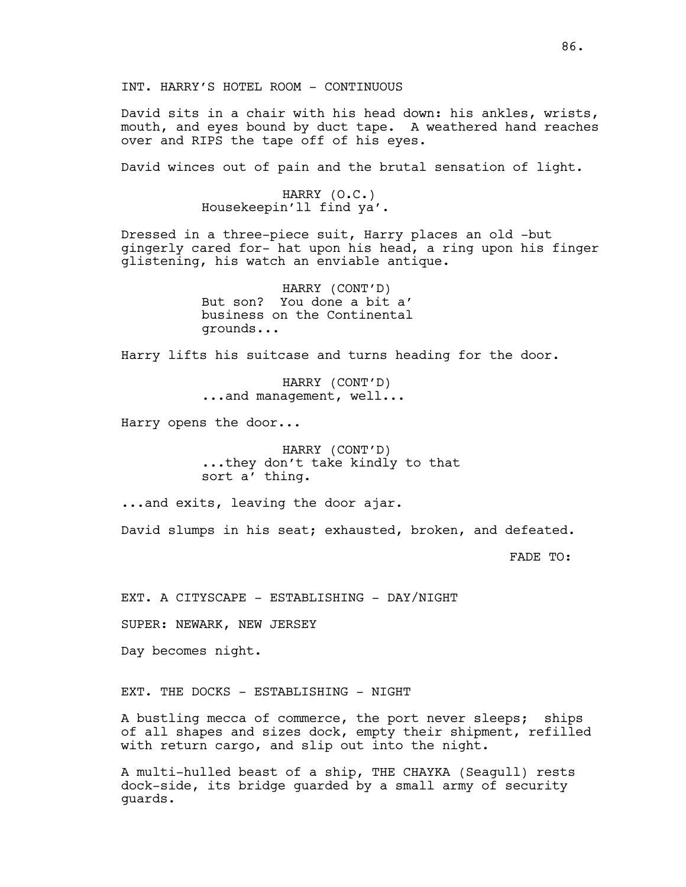INT. HARRY'S HOTEL ROOM - CONTINUOUS

David sits in a chair with his head down: his ankles, wrists, mouth, and eyes bound by duct tape. A weathered hand reaches over and RIPS the tape off of his eyes.

David winces out of pain and the brutal sensation of light.

HARRY (O.C.)
Housekeepin'll find ya'.

Dressed in a three-piece suit, Harry places an old -but gingerly cared for- hat upon his head, a ring upon his finger glistening, his watch an enviable antique.

HARRY (CONT'D)
But son? You done a bit a' business on the Continental grounds...

Harry lifts his suitcase and turns heading for the door.

HARRY (CONT'D)
...and management, well...

Harry opens the door...

HARRY (CONT'D)
...they don't take kindly to that sort a' thing.

...and exits, leaving the door ajar.

David slumps in his seat; exhausted, broken, and defeated.

FADE TO:

EXT. A CITYSCAPE - ESTABLISHING - DAY/NIGHT

SUPER: NEWARK, NEW JERSEY

Day becomes night.

EXT. THE DOCKS - ESTABLISHING - NIGHT

A bustling mecca of commerce, the port never sleeps; ships of all shapes and sizes dock, empty their shipment, refilled with return cargo, and slip out into the night.

A multi-hulled beast of a ship, THE CHAYKA (Seagull) rests dock-side, its bridge guarded by a small army of security guards.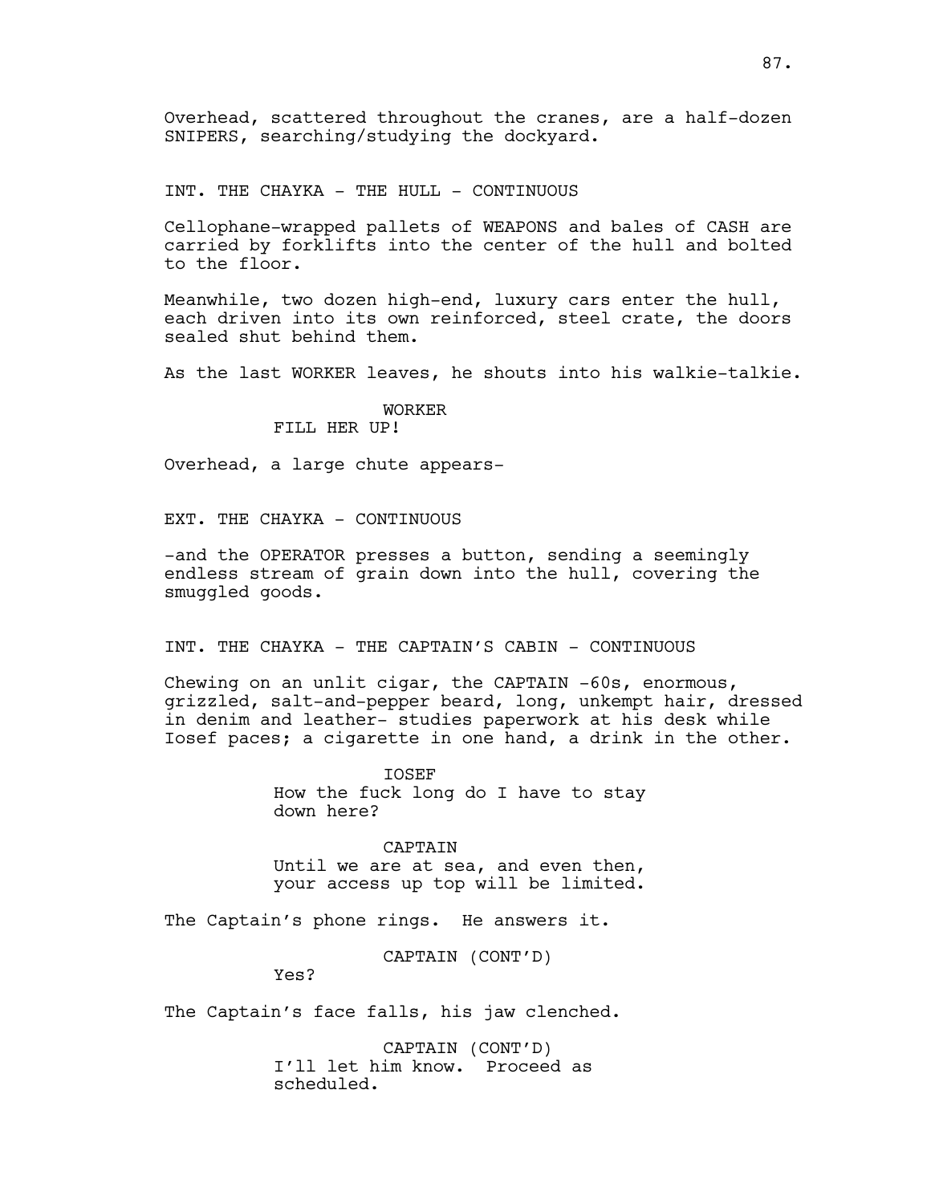Overhead, scattered throughout the cranes, are a half-dozen SNIPERS, searching/studying the dockyard.

INT. THE CHAYKA - THE HULL - CONTINUOUS

Cellophane-wrapped pallets of WEAPONS and bales of CASH are carried by forklifts into the center of the hull and bolted to the floor.

Meanwhile, two dozen high-end, luxury cars enter the hull, each driven into its own reinforced, steel crate, the doors sealed shut behind them.

As the last WORKER leaves, he shouts into his walkie-talkie.

WORKER
FILL HER UP!

Overhead, a large chute appears-

EXT. THE CHAYKA - CONTINUOUS

-and the OPERATOR presses a button, sending a seemingly endless stream of grain down into the hull, covering the smuggled goods.

INT. THE CHAYKA - THE CAPTAIN'S CABIN - CONTINUOUS

Chewing on an unlit cigar, the CAPTAIN -60s, enormous, grizzled, salt-and-pepper beard, long, unkempt hair, dressed in denim and leather- studies paperwork at his desk while Iosef paces; a cigarette in one hand, a drink in the other.

IOSEF
How the fuck long do I have to stay down here?

CAPTAIN
Until we are at sea, and even then, your access up top will be limited.

The Captain's phone rings. He answers it.

CAPTAIN (CONT'D)
Yes?

The Captain's face falls, his jaw clenched.

CAPTAIN (CONT'D)
I'll let him know. Proceed as scheduled.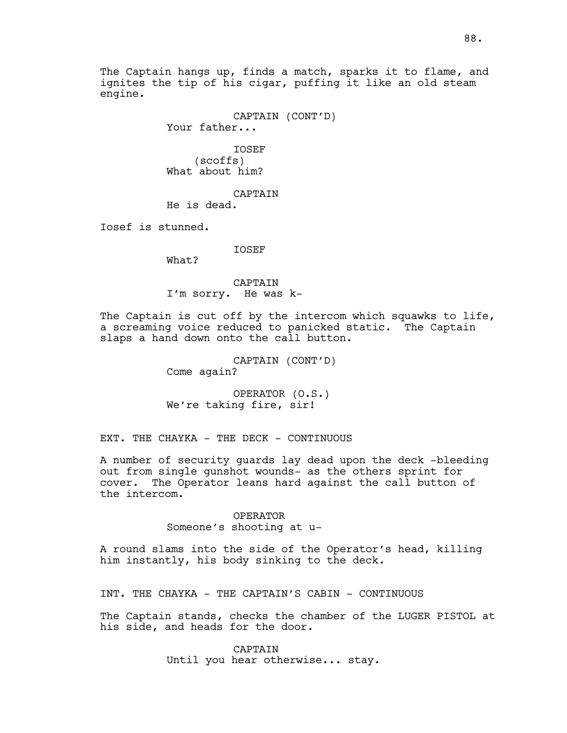The Captain hangs up, finds a match, sparks it to flame, and ignites the tip of his cigar, puffing it like an old steam engine.

CAPTAIN (CONT'D)
Your father...

IOSEF
(scoffs)
What about him?

CAPTAIN
He is dead.

Iosef is stunned.

IOSEF
What?

CAPTAIN
I'm sorry.  He was k-

The Captain is cut off by the intercom which squawks to life, a screaming voice reduced to panicked static.  The Captain slaps a hand down onto the call button.

CAPTAIN (CONT'D)
Come again?

OPERATOR (O.S.)
We're taking fire, sir!

EXT. THE CHAYKA - THE DECK - CONTINUOUS

A number of security guards lay dead upon the deck -bleeding out from single gunshot wounds- as the others sprint for cover.  The Operator leans hard against the call button of the intercom.

OPERATOR
Someone's shooting at u-

A round slams into the side of the Operator's head, killing him instantly, his body sinking to the deck.

INT. THE CHAYKA - THE CAPTAIN'S CABIN - CONTINUOUS

The Captain stands, checks the chamber of the LUGER PISTOL at his side, and heads for the door.

CAPTAIN
Until you hear otherwise... stay.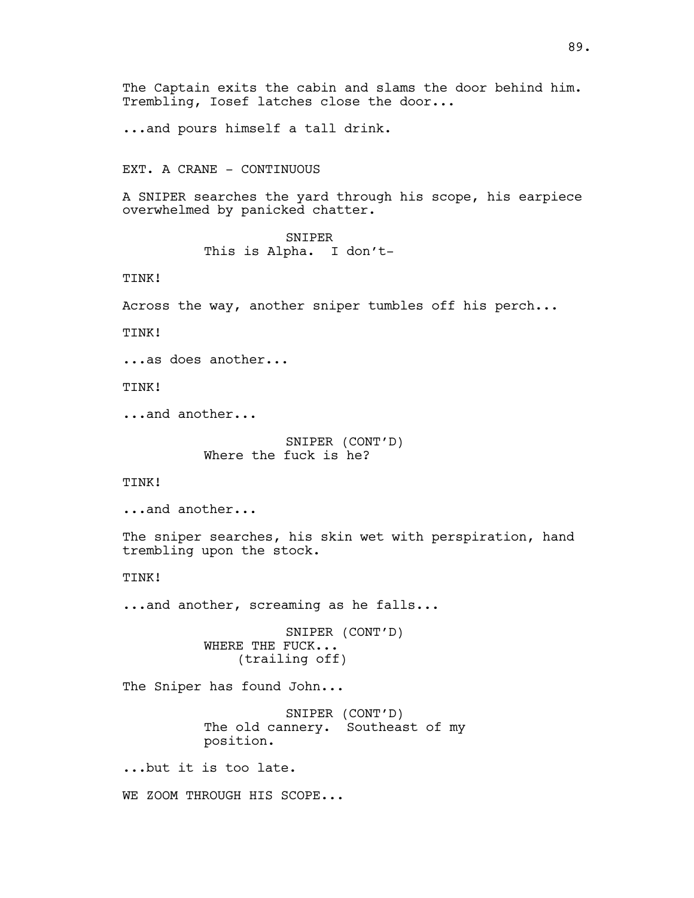The Captain exits the cabin and slams the door behind him. Trembling, Iosef latches close the door...

...and pours himself a tall drink.

EXT. A CRANE - CONTINUOUS

A SNIPER searches the yard through his scope, his earpiece overwhelmed by panicked chatter.

SNIPER
This is Alpha. I don't-

TINK!

Across the way, another sniper tumbles off his perch...

TINK!

...as does another...

TINK!

...and another...

SNIPER (CONT'D)
Where the fuck is he?

TINK!

...and another...

The sniper searches, his skin wet with perspiration, hand trembling upon the stock.

TINK!

...and another, screaming as he falls...

SNIPER (CONT'D)
WHERE THE FUCK...
(trailing off)

The Sniper has found John...

SNIPER (CONT'D)
The old cannery. Southeast of my position.

...but it is too late.

WE ZOOM THROUGH HIS SCOPE...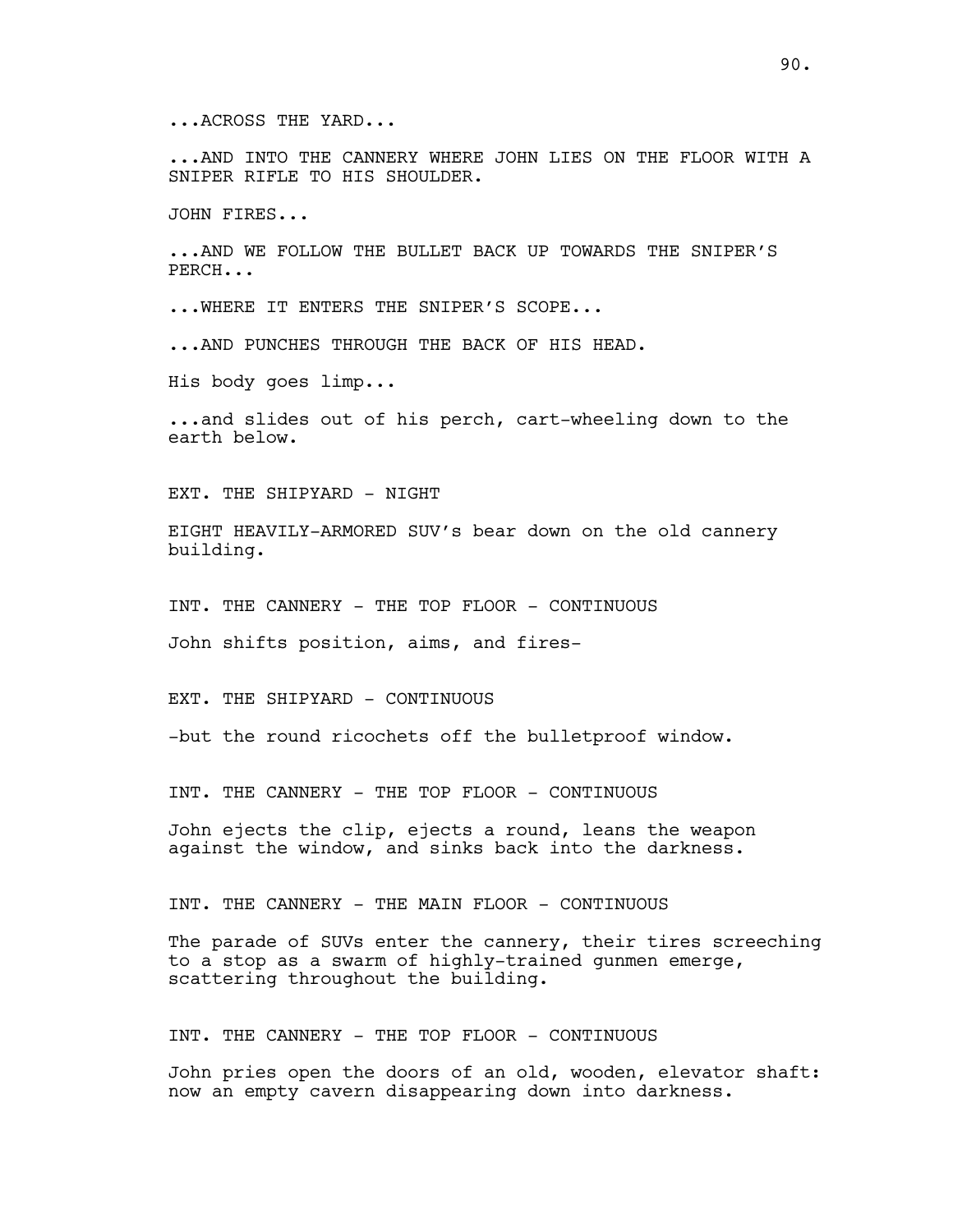...ACROSS THE YARD...

...AND INTO THE CANNERY WHERE JOHN LIES ON THE FLOOR WITH A SNIPER RIFLE TO HIS SHOULDER.

JOHN FIRES...

...AND WE FOLLOW THE BULLET BACK UP TOWARDS THE SNIPER'S PERCH...

...WHERE IT ENTERS THE SNIPER'S SCOPE...

...AND PUNCHES THROUGH THE BACK OF HIS HEAD.

His body goes limp...

...and slides out of his perch, cart-wheeling down to the earth below.

EXT. THE SHIPYARD - NIGHT

EIGHT HEAVILY-ARMORED SUV's bear down on the old cannery building.

INT. THE CANNERY - THE TOP FLOOR - CONTINUOUS

John shifts position, aims, and fires-

EXT. THE SHIPYARD - CONTINUOUS

-but the round ricochets off the bulletproof window.

INT. THE CANNERY - THE TOP FLOOR - CONTINUOUS

John ejects the clip, ejects a round, leans the weapon against the window, and sinks back into the darkness.

INT. THE CANNERY - THE MAIN FLOOR - CONTINUOUS

The parade of SUVs enter the cannery, their tires screeching to a stop as a swarm of highly-trained gunmen emerge, scattering throughout the building.

INT. THE CANNERY - THE TOP FLOOR - CONTINUOUS

John pries open the doors of an old, wooden, elevator shaft: now an empty cavern disappearing down into darkness.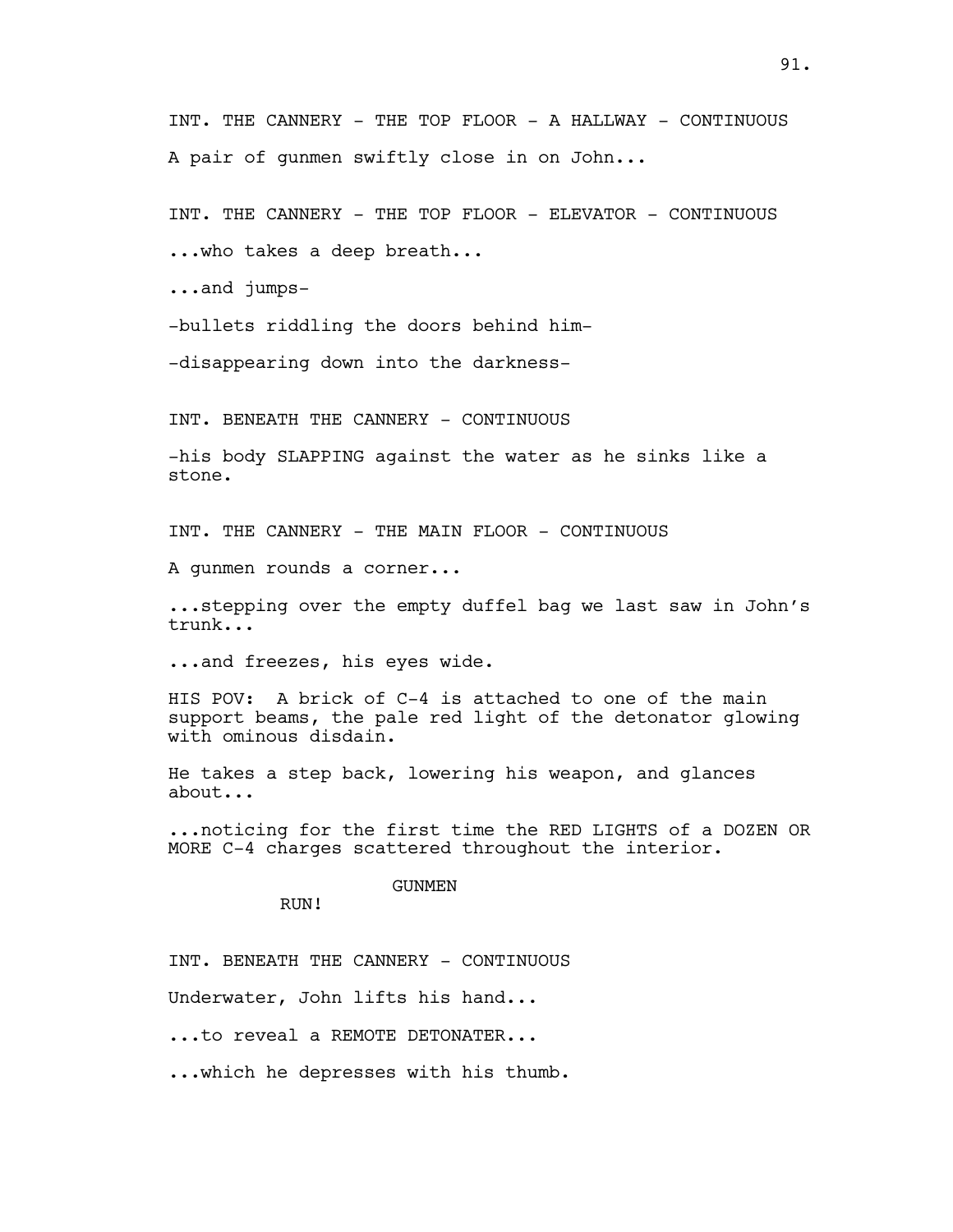INT. THE CANNERY - THE TOP FLOOR - A HALLWAY - CONTINUOUS

A pair of gunmen swiftly close in on John...

INT. THE CANNERY - THE TOP FLOOR - ELEVATOR - CONTINUOUS

...who takes a deep breath...

...and jumps-

-bullets riddling the doors behind him-

-disappearing down into the darkness-

INT. BENEATH THE CANNERY - CONTINUOUS

-his body SLAPPING against the water as he sinks like a stone.

INT. THE CANNERY - THE MAIN FLOOR - CONTINUOUS

A gunmen rounds a corner...

...stepping over the empty duffel bag we last saw in John's trunk...

...and freezes, his eyes wide.

HIS POV: A brick of C-4 is attached to one of the main support beams, the pale red light of the detonator glowing with ominous disdain.

He takes a step back, lowering his weapon, and glances about...

...noticing for the first time the RED LIGHTS of a DOZEN OR MORE C-4 charges scattered throughout the interior.

GUNMEN

RUN!

INT. BENEATH THE CANNERY - CONTINUOUS

Underwater, John lifts his hand...

...to reveal a REMOTE DETONATER...

...which he depresses with his thumb.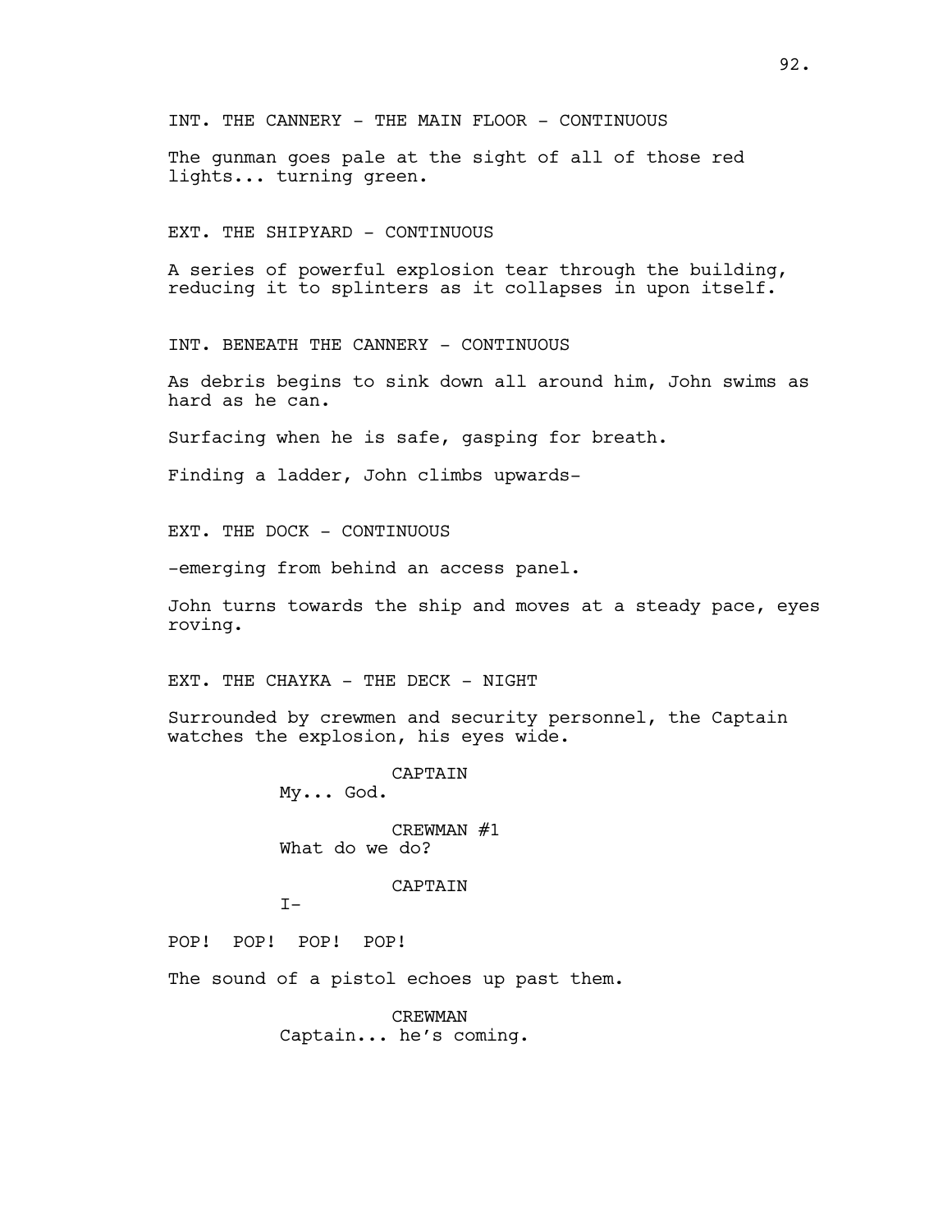INT. THE CANNERY - THE MAIN FLOOR - CONTINUOUS

The gunman goes pale at the sight of all of those red lights... turning green.

EXT. THE SHIPYARD - CONTINUOUS

A series of powerful explosion tear through the building, reducing it to splinters as it collapses in upon itself.

INT. BENEATH THE CANNERY - CONTINUOUS

As debris begins to sink down all around him, John swims as hard as he can.

Surfacing when he is safe, gasping for breath.

Finding a ladder, John climbs upwards-

EXT. THE DOCK - CONTINUOUS

-emerging from behind an access panel.

John turns towards the ship and moves at a steady pace, eyes roving.

EXT. THE CHAYKA - THE DECK - NIGHT

Surrounded by crewmen and security personnel, the Captain watches the explosion, his eyes wide.

CAPTAIN
My... God.

CREWMAN #1
What do we do?

CAPTAIN
I-

POP! POP! POP! POP!

The sound of a pistol echoes up past them.

CREWMAN
Captain... he's coming.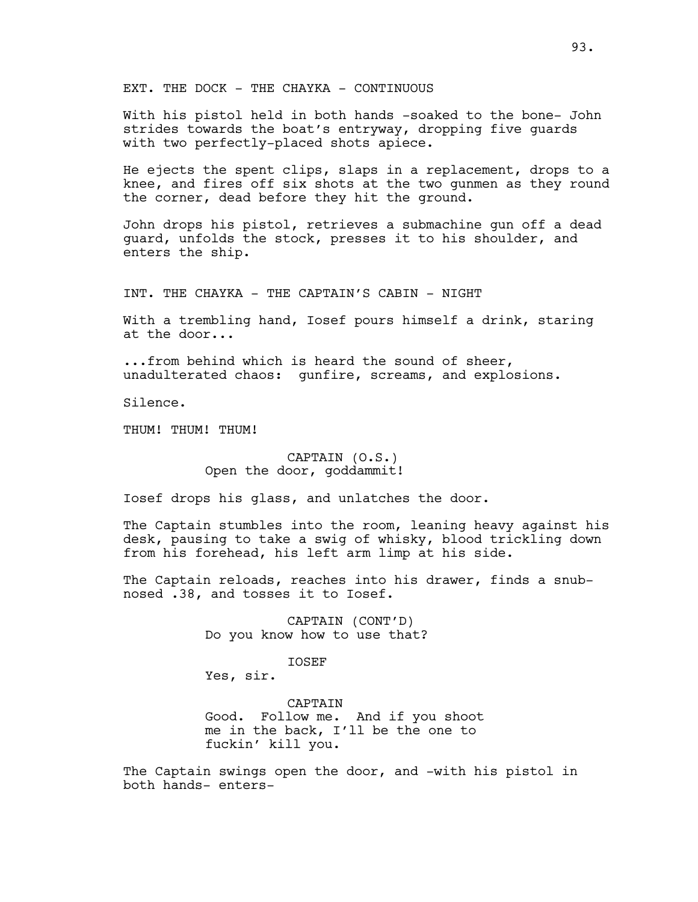EXT. THE DOCK - THE CHAYKA - CONTINUOUS

With his pistol held in both hands -soaked to the bone- John strides towards the boat's entryway, dropping five guards with two perfectly-placed shots apiece.

He ejects the spent clips, slaps in a replacement, drops to a knee, and fires off six shots at the two gunmen as they round the corner, dead before they hit the ground.

John drops his pistol, retrieves a submachine gun off a dead guard, unfolds the stock, presses it to his shoulder, and enters the ship.

INT. THE CHAYKA - THE CAPTAIN'S CABIN - NIGHT

With a trembling hand, Iosef pours himself a drink, staring at the door...

...from behind which is heard the sound of sheer, unadulterated chaos: gunfire, screams, and explosions.

Silence.

THUM! THUM! THUM!

CAPTAIN (O.S.)
Open the door, goddammit!

Iosef drops his glass, and unlatches the door.

The Captain stumbles into the room, leaning heavy against his desk, pausing to take a swig of whisky, blood trickling down from his forehead, his left arm limp at his side.

The Captain reloads, reaches into his drawer, finds a snub-nosed .38, and tosses it to Iosef.

CAPTAIN (CONT'D)
Do you know how to use that?

IOSEF
Yes, sir.

CAPTAIN
Good. Follow me. And if you shoot me in the back, I'll be the one to fuckin' kill you.

The Captain swings open the door, and -with his pistol in both hands- enters-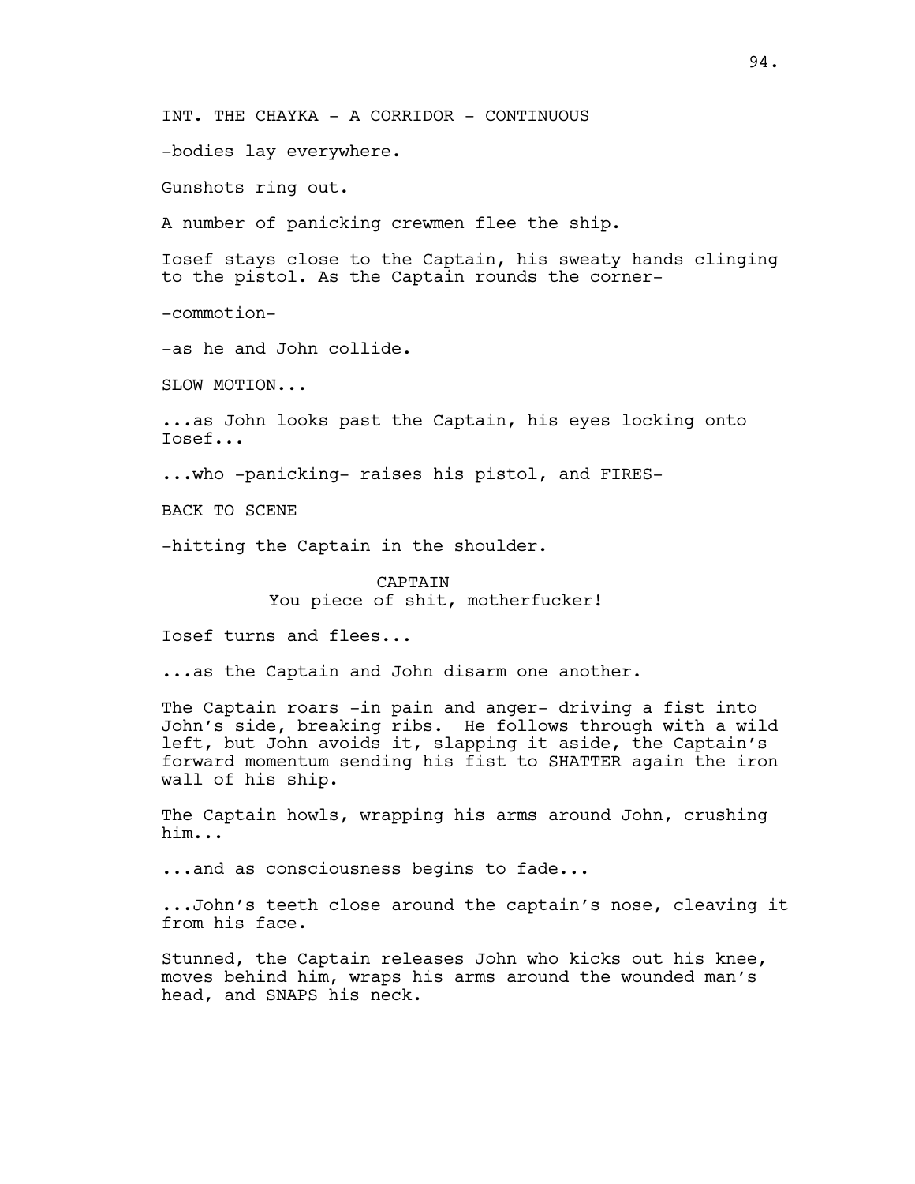INT. THE CHAYKA - A CORRIDOR - CONTINUOUS

-bodies lay everywhere.

Gunshots ring out.

A number of panicking crewmen flee the ship.

Iosef stays close to the Captain, his sweaty hands clinging to the pistol. As the Captain rounds the corner-

-commotion-

-as he and John collide.

SLOW MOTION...

...as John looks past the Captain, his eyes locking onto Iosef...

...who -panicking- raises his pistol, and FIRES-

BACK TO SCENE

-hitting the Captain in the shoulder.

CAPTAIN
You piece of shit, motherfucker!

Iosef turns and flees...

...as the Captain and John disarm one another.

The Captain roars -in pain and anger- driving a fist into John's side, breaking ribs. He follows through with a wild left, but John avoids it, slapping it aside, the Captain's forward momentum sending his fist to SHATTER again the iron wall of his ship.

The Captain howls, wrapping his arms around John, crushing him...

...and as consciousness begins to fade...

...John's teeth close around the captain's nose, cleaving it from his face.

Stunned, the Captain releases John who kicks out his knee, moves behind him, wraps his arms around the wounded man's head, and SNAPS his neck.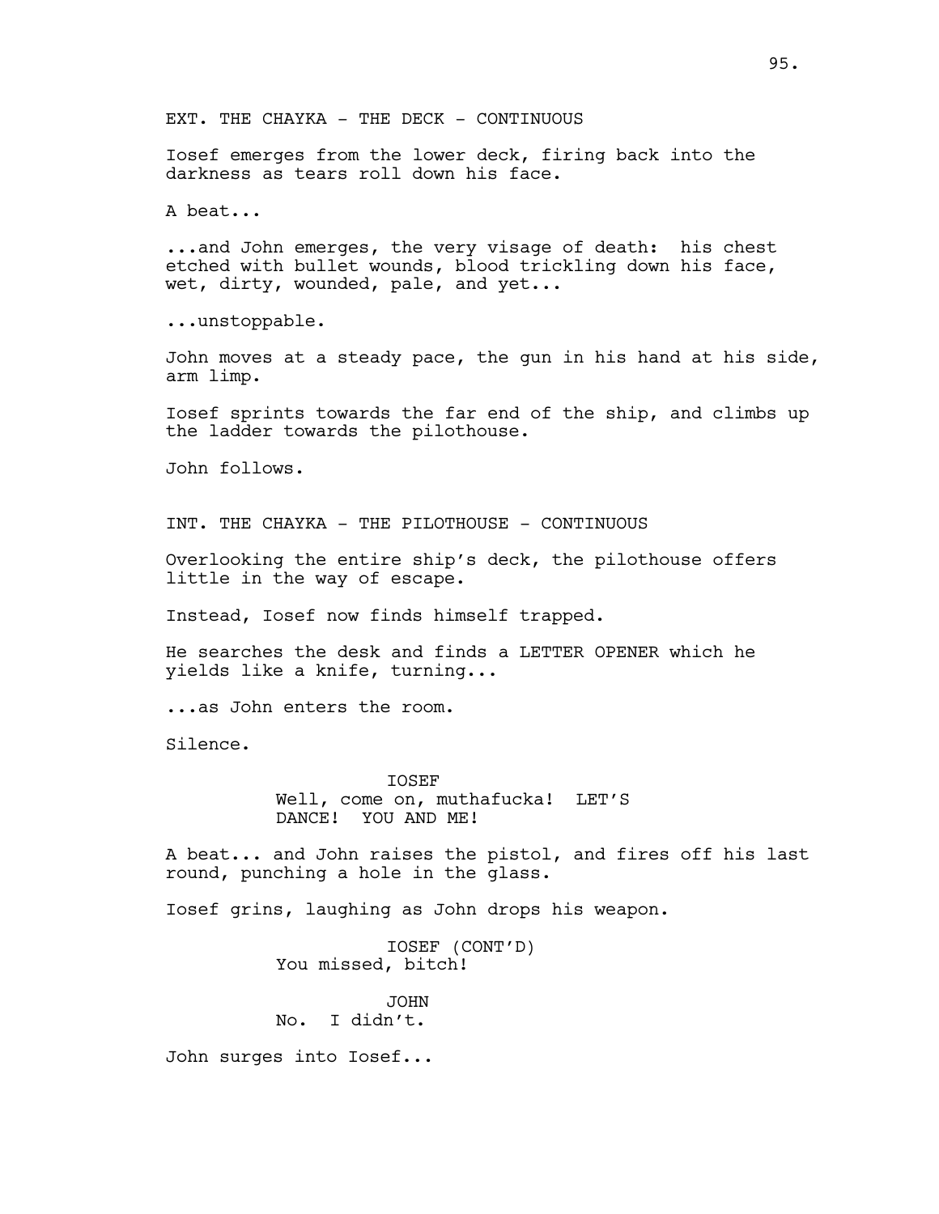EXT. THE CHAYKA - THE DECK - CONTINUOUS

Iosef emerges from the lower deck, firing back into the darkness as tears roll down his face.

A beat...

...and John emerges, the very visage of death: his chest etched with bullet wounds, blood trickling down his face, wet, dirty, wounded, pale, and yet...

...unstoppable.

John moves at a steady pace, the gun in his hand at his side, arm limp.

Iosef sprints towards the far end of the ship, and climbs up the ladder towards the pilothouse.

John follows.

INT. THE CHAYKA - THE PILOTHOUSE - CONTINUOUS

Overlooking the entire ship's deck, the pilothouse offers little in the way of escape.

Instead, Iosef now finds himself trapped.

He searches the desk and finds a LETTER OPENER which he yields like a knife, turning...

...as John enters the room.

Silence.

IOSEF
Well, come on, muthafucka! LET'S DANCE! YOU AND ME!

A beat... and John raises the pistol, and fires off his last round, punching a hole in the glass.

Iosef grins, laughing as John drops his weapon.

IOSEF (CONT'D)
You missed, bitch!

JOHN
No. I didn't.

John surges into Iosef...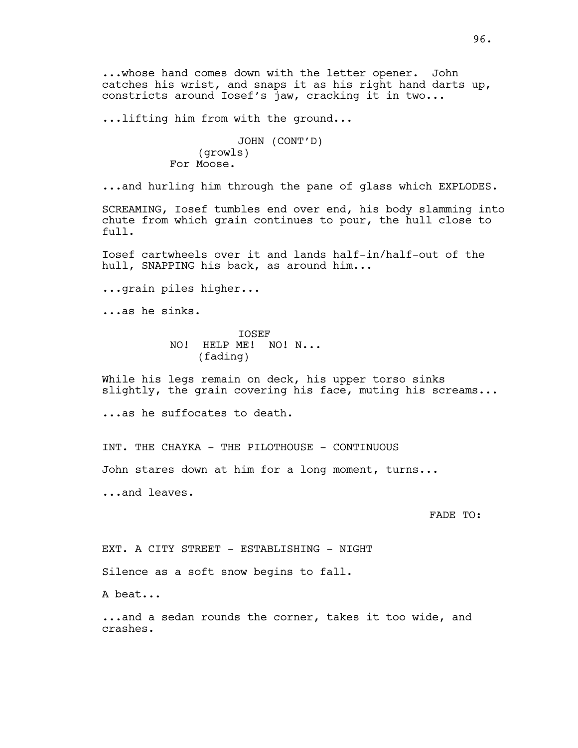...whose hand comes down with the letter opener. John catches his wrist, and snaps it as his right hand darts up, constricts around Iosef's jaw, cracking it in two...

...lifting him from with the ground...

JOHN (CONT'D)
(growls)
For Moose.

...and hurling him through the pane of glass which EXPLODES.

SCREAMING, Iosef tumbles end over end, his body slamming into chute from which grain continues to pour, the hull close to full.

Iosef cartwheels over it and lands half-in/half-out of the hull, SNAPPING his back, as around him...

...grain piles higher...

...as he sinks.

IOSEF
NO! HELP ME! NO! N...
(fading)

While his legs remain on deck, his upper torso sinks slightly, the grain covering his face, muting his screams...

...as he suffocates to death.

INT. THE CHAYKA - THE PILOTHOUSE - CONTINUOUS

John stares down at him for a long moment, turns...

...and leaves.

FADE TO:

EXT. A CITY STREET - ESTABLISHING - NIGHT

Silence as a soft snow begins to fall.

A beat...

...and a sedan rounds the corner, takes it too wide, and crashes.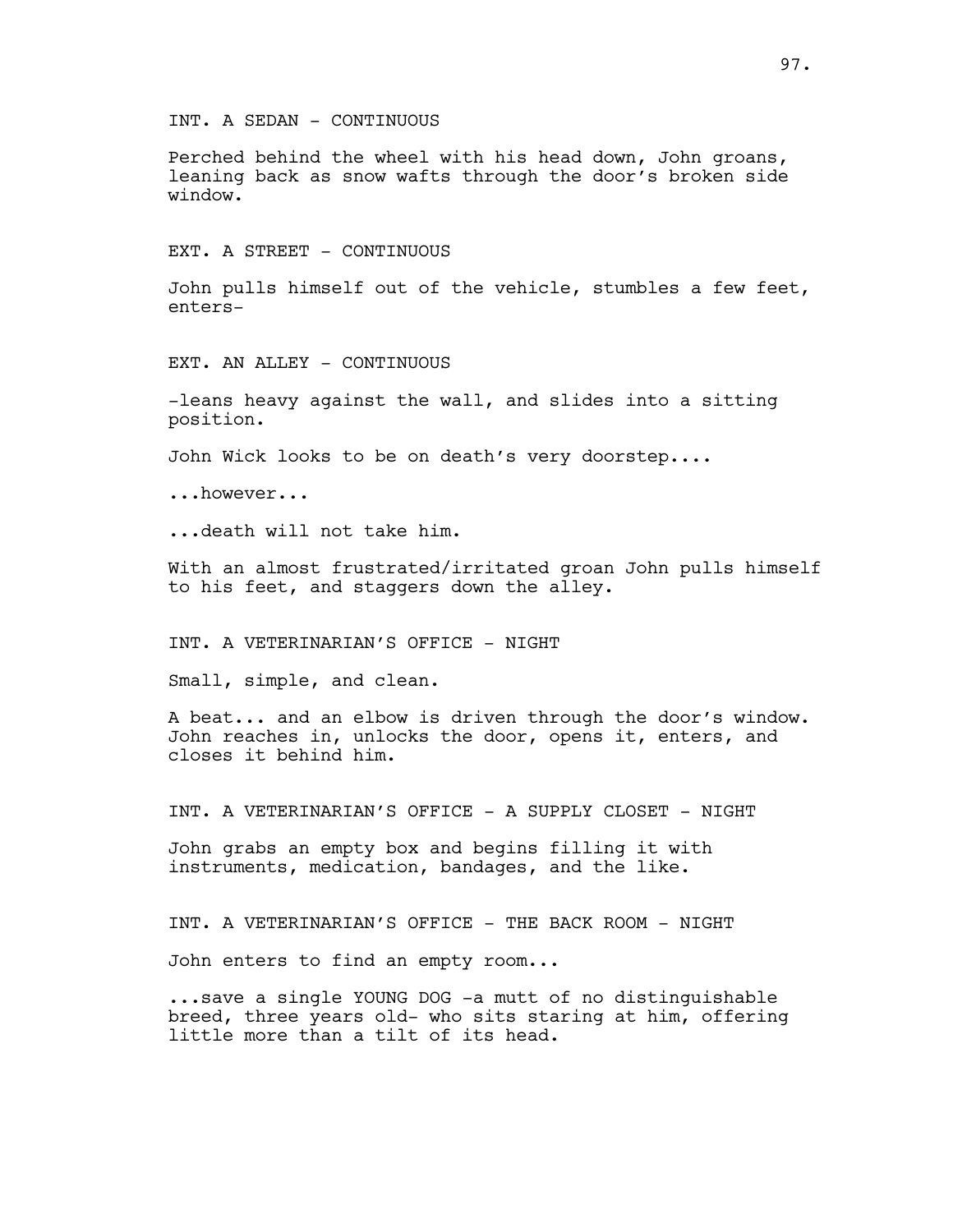INT. A SEDAN - CONTINUOUS

Perched behind the wheel with his head down, John groans, leaning back as snow wafts through the door's broken side window.

EXT. A STREET - CONTINUOUS

John pulls himself out of the vehicle, stumbles a few feet, enters-

EXT. AN ALLEY - CONTINUOUS

-leans heavy against the wall, and slides into a sitting position.

John Wick looks to be on death's very doorstep....

...however...

...death will not take him.

With an almost frustrated/irritated groan John pulls himself to his feet, and staggers down the alley.

INT. A VETERINARIAN'S OFFICE - NIGHT

Small, simple, and clean.

A beat... and an elbow is driven through the door's window. John reaches in, unlocks the door, opens it, enters, and closes it behind him.

INT. A VETERINARIAN'S OFFICE - A SUPPLY CLOSET - NIGHT

John grabs an empty box and begins filling it with instruments, medication, bandages, and the like.

INT. A VETERINARIAN'S OFFICE - THE BACK ROOM - NIGHT

John enters to find an empty room...

...save a single YOUNG DOG -a mutt of no distinguishable breed, three years old- who sits staring at him, offering little more than a tilt of its head.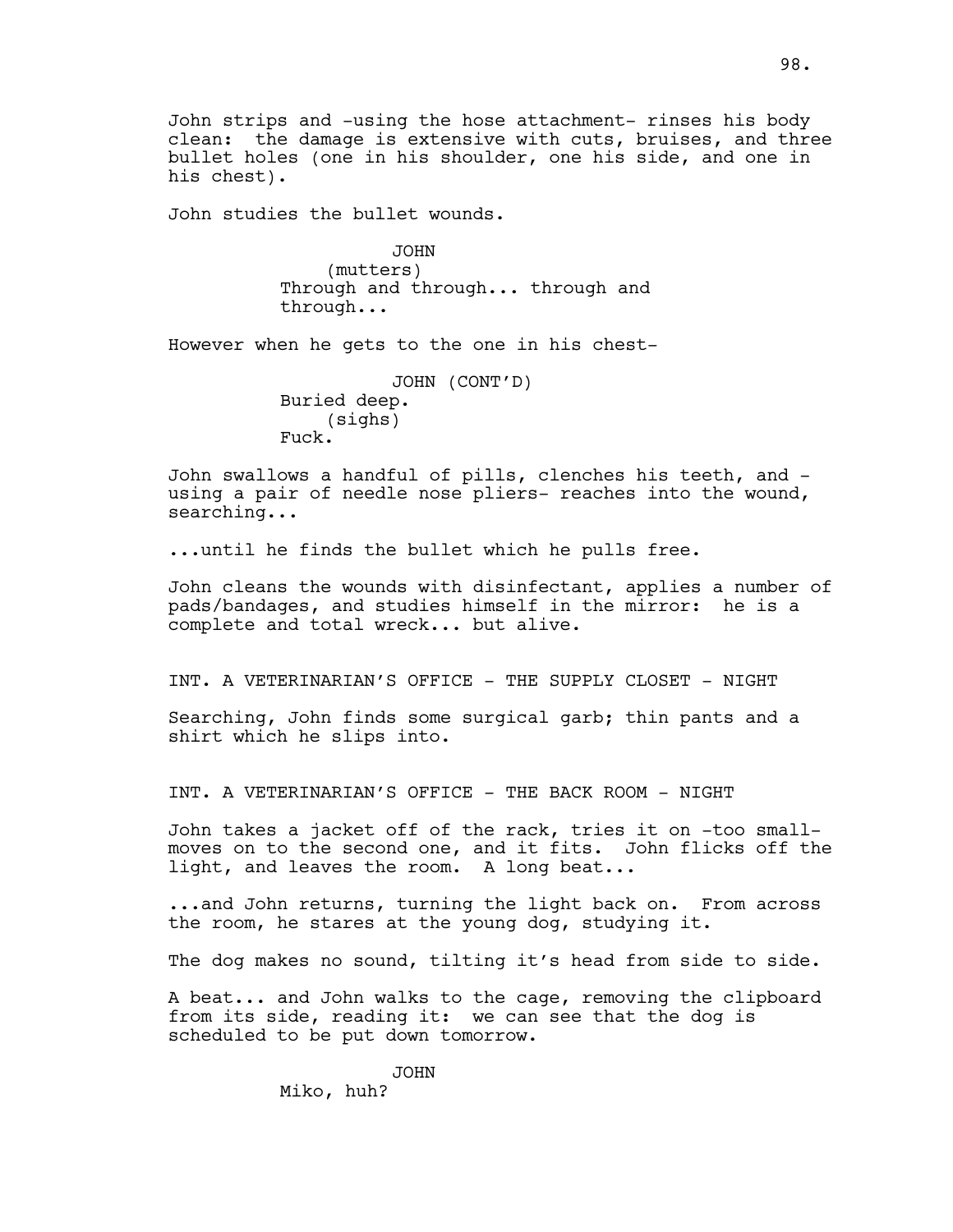John strips and -using the hose attachment- rinses his body clean: the damage is extensive with cuts, bruises, and three bullet holes (one in his shoulder, one his side, and one in his chest).

John studies the bullet wounds.

JOHN
(mutters)
Through and through... through and through...

However when he gets to the one in his chest-

JOHN (CONT'D)
Buried deep.
(sighs)
Fuck.

John swallows a handful of pills, clenches his teeth, and -using a pair of needle nose pliers- reaches into the wound, searching...

...until he finds the bullet which he pulls free.

John cleans the wounds with disinfectant, applies a number of pads/bandages, and studies himself in the mirror: he is a complete and total wreck... but alive.

INT. A VETERINARIAN'S OFFICE - THE SUPPLY CLOSET - NIGHT

Searching, John finds some surgical garb; thin pants and a shirt which he slips into.

INT. A VETERINARIAN'S OFFICE - THE BACK ROOM - NIGHT

John takes a jacket off of the rack, tries it on -too small- moves on to the second one, and it fits. John flicks off the light, and leaves the room. A long beat...

...and John returns, turning the light back on. From across the room, he stares at the young dog, studying it.

The dog makes no sound, tilting it's head from side to side.

A beat... and John walks to the cage, removing the clipboard from its side, reading it: we can see that the dog is scheduled to be put down tomorrow.

JOHN
Miko, huh?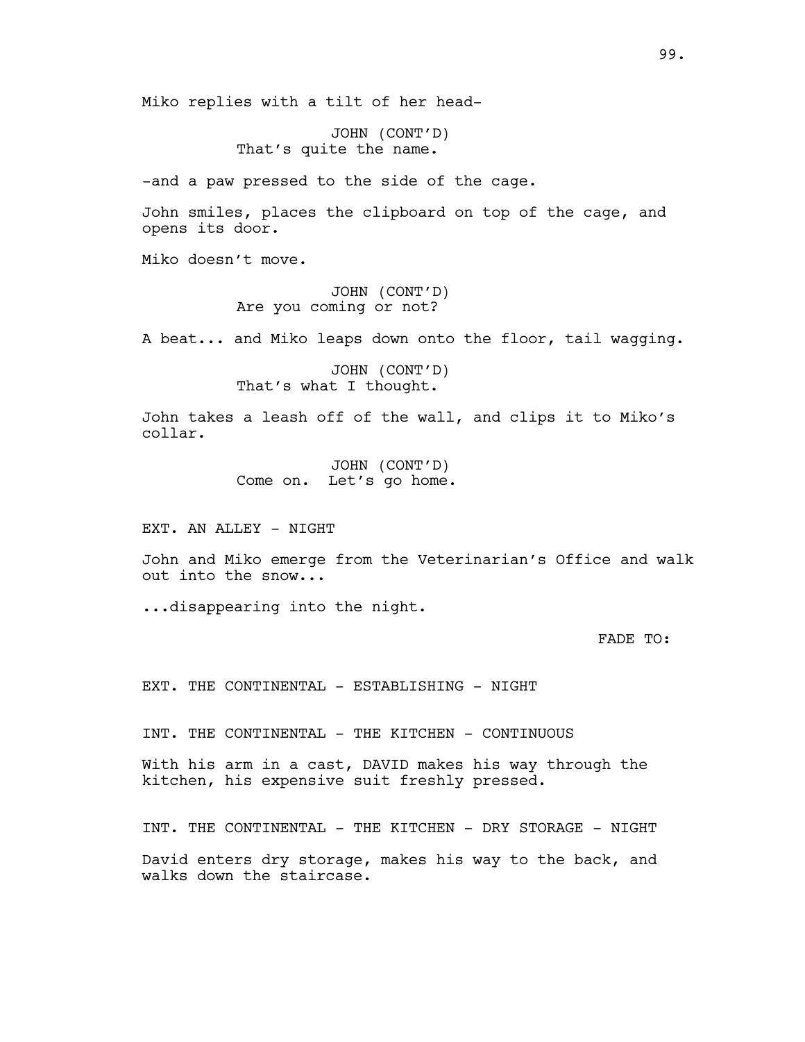Miko replies with a tilt of her head-

JOHN (CONT'D)
That's quite the name.

-and a paw pressed to the side of the cage.

John smiles, places the clipboard on top of the cage, and opens its door.

Miko doesn't move.

JOHN (CONT'D)
Are you coming or not?

A beat... and Miko leaps down onto the floor, tail wagging.

JOHN (CONT'D)
That's what I thought.

John takes a leash off of the wall, and clips it to Miko's collar.

JOHN (CONT'D)
Come on. Let's go home.

EXT. AN ALLEY - NIGHT

John and Miko emerge from the Veterinarian's Office and walk out into the snow...

...disappearing into the night.

FADE TO:

EXT. THE CONTINENTAL - ESTABLISHING - NIGHT

INT. THE CONTINENTAL - THE KITCHEN - CONTINUOUS

With his arm in a cast, DAVID makes his way through the kitchen, his expensive suit freshly pressed.

INT. THE CONTINENTAL - THE KITCHEN - DRY STORAGE - NIGHT

David enters dry storage, makes his way to the back, and walks down the staircase.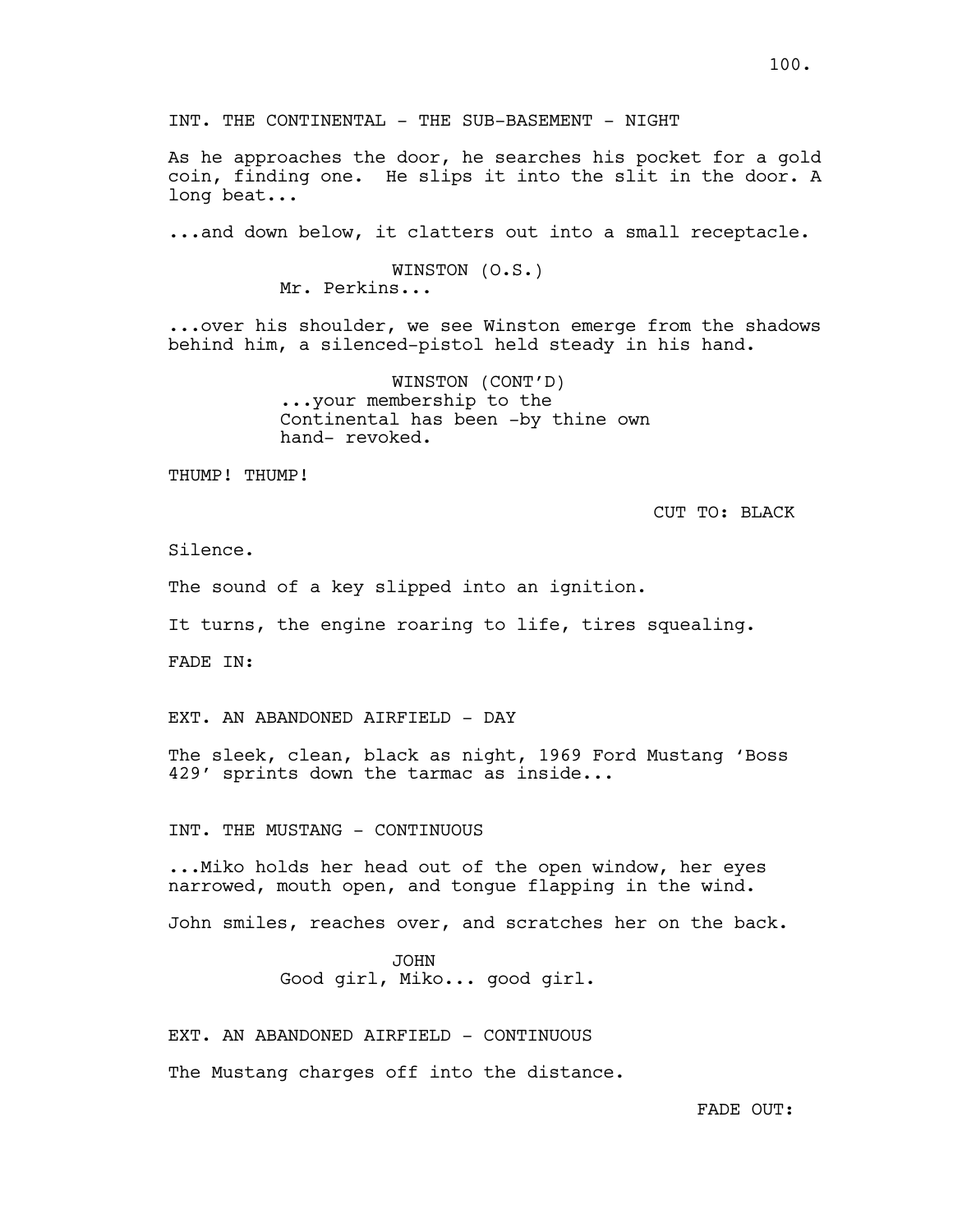INT. THE CONTINENTAL - THE SUB-BASEMENT - NIGHT

As he approaches the door, he searches his pocket for a gold coin, finding one. He slips it into the slit in the door. A long beat...

...and down below, it clatters out into a small receptacle.

WINSTON (O.S.)
Mr. Perkins...

...over his shoulder, we see Winston emerge from the shadows behind him, a silenced-pistol held steady in his hand.

WINSTON (CONT'D)
...your membership to the Continental has been -by thine own hand- revoked.

THUMP! THUMP!

CUT TO: BLACK

Silence.

The sound of a key slipped into an ignition.

It turns, the engine roaring to life, tires squealing.

FADE IN:

EXT. AN ABANDONED AIRFIELD - DAY

The sleek, clean, black as night, 1969 Ford Mustang 'Boss 429' sprints down the tarmac as inside...

INT. THE MUSTANG - CONTINUOUS

...Miko holds her head out of the open window, her eyes narrowed, mouth open, and tongue flapping in the wind.

John smiles, reaches over, and scratches her on the back.

JOHN
Good girl, Miko... good girl.

EXT. AN ABANDONED AIRFIELD - CONTINUOUS

The Mustang charges off into the distance.

FADE OUT: